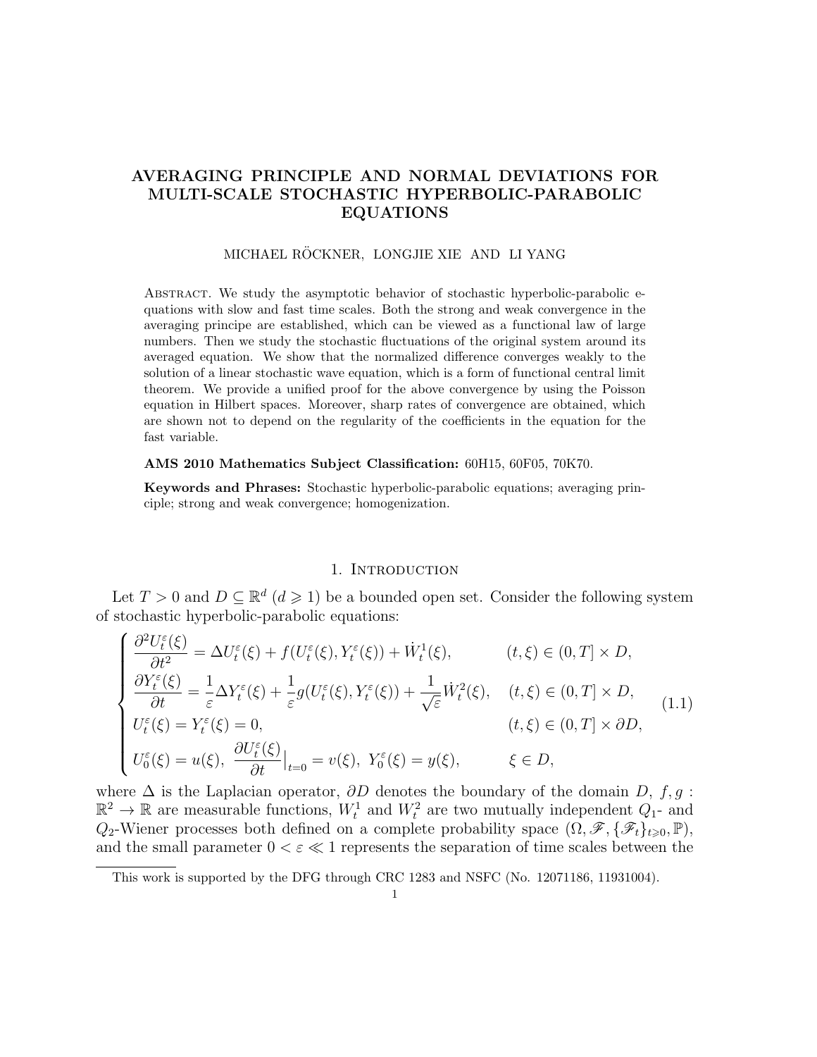# AVERAGING PRINCIPLE AND NORMAL DEVIATIONS FOR MULTI-SCALE STOCHASTIC HYPERBOLIC-PARABOLIC EQUATIONS

MICHAEL RÖCKNER, LONGJIE XIE AND LI YANG

Abstract. We study the asymptotic behavior of stochastic hyperbolic-parabolic equations with slow and fast time scales. Both the strong and weak convergence in the averaging principe are established, which can be viewed as a functional law of large numbers. Then we study the stochastic fluctuations of the original system around its averaged equation. We show that the normalized difference converges weakly to the solution of a linear stochastic wave equation, which is a form of functional central limit theorem. We provide a unified proof for the above convergence by using the Poisson equation in Hilbert spaces. Moreover, sharp rates of convergence are obtained, which are shown not to depend on the regularity of the coefficients in the equation for the fast variable.

**AMS 2010 Mathematics Subject Classification:** 60H15, 60F05, 70K70.

**Keywords and Phrases:** Stochastic hyperbolic-parabolic equations; averaging principle; strong and weak convergence; homogenization.

## 1. Introduction

Let $T > 0$ and $D \subseteq \mathbb{R}^d$ ($d \geqslant 1$) be a bounded open set. Consider the following system of stochastic hyperbolic-parabolic equations:

$$
\begin{cases}
\dfrac{\partial^2 U_t^\varepsilon(\xi)}{\partial t^2} = \Delta U_t^\varepsilon(\xi) + f(U_t^\varepsilon(\xi), Y_t^\varepsilon(\xi)) + \dot{W}_t^1(\xi), & (t,\xi) \in (0,T] \times D, \\
\dfrac{\partial Y_t^\varepsilon(\xi)}{\partial t} = \dfrac{1}{\varepsilon}\Delta Y_t^\varepsilon(\xi) + \dfrac{1}{\varepsilon} g(U_t^\varepsilon(\xi), Y_t^\varepsilon(\xi)) + \dfrac{1}{\sqrt{\varepsilon}} \dot{W}_t^2(\xi), & (t,\xi) \in (0,T] \times D, \\
U_t^\varepsilon(\xi) = Y_t^\varepsilon(\xi) = 0, & (t,\xi) \in (0,T] \times \partial D, \\
U_0^\varepsilon(\xi) = u(\xi),\ \dfrac{\partial U_t^\varepsilon(\xi)}{\partial t}\Big|_{t=0} = v(\xi),\ Y_0^\varepsilon(\xi) = y(\xi), & \xi \in D,
\end{cases}
\tag{1.1}
$$

where $\Delta$ is the Laplacian operator, $\partial D$ denotes the boundary of the domain $D$, $f, g : \mathbb{R}^2 \to \mathbb{R}$ are measurable functions, $W_t^1$ and $W_t^2$ are two mutually independent $Q_1$- and $Q_2$-Wiener processes both defined on a complete probability space $(\Omega, \mathscr{F}, \{\mathscr{F}_t\}_{t\geqslant 0}, \mathbb{P})$, and the small parameter $0 < \varepsilon \ll 1$ represents the separation of time scales between the

This work is supported by the DFG through CRC 1283 and NSFC (No. 12071186, 11931004).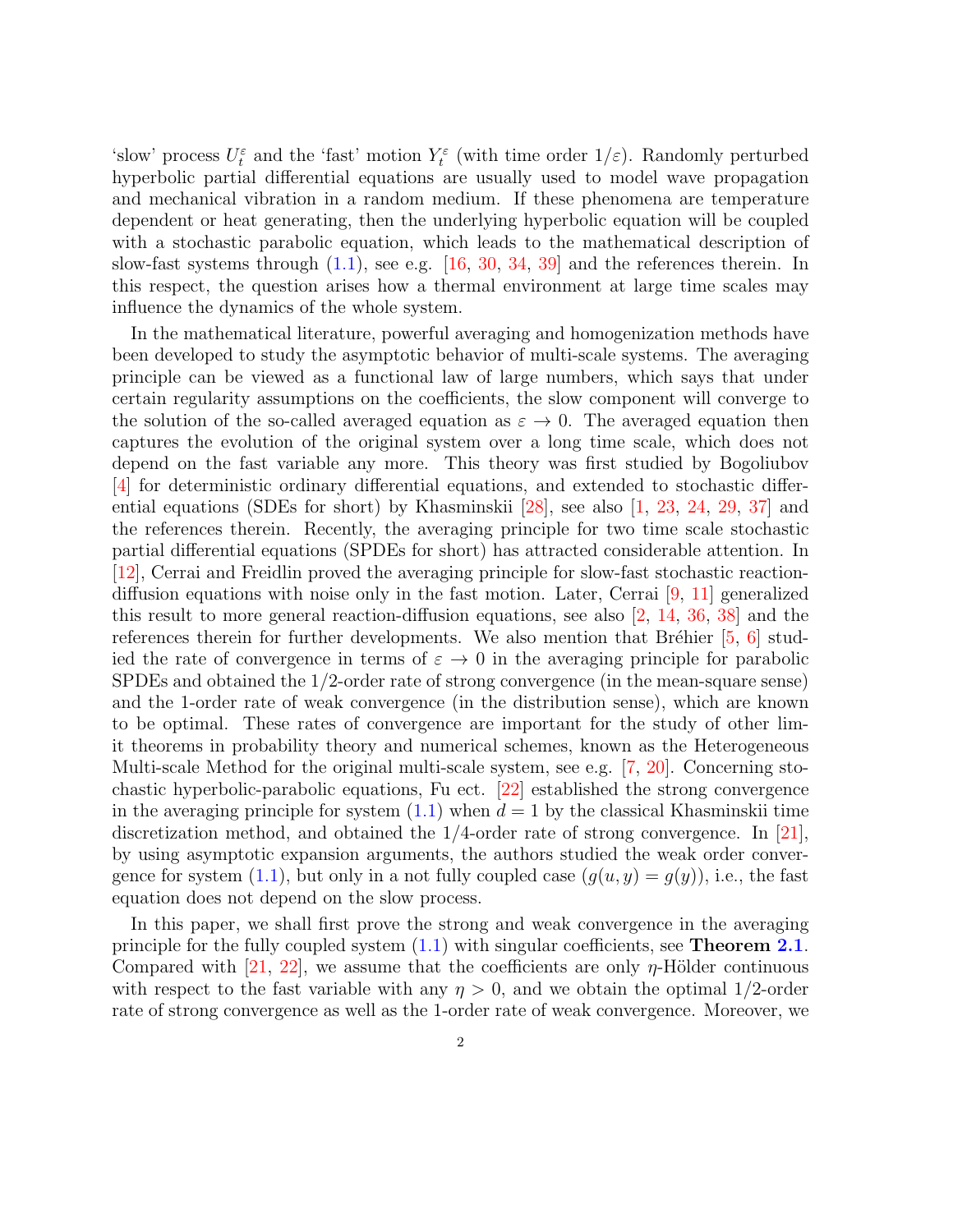'slow' process $U_t^\varepsilon$ and the 'fast' motion $Y_t^\varepsilon$ (with time order $1/\varepsilon$). Randomly perturbed hyperbolic partial differential equations are usually used to model wave propagation and mechanical vibration in a random medium. If these phenomena are temperature dependent or heat generating, then the underlying hyperbolic equation will be coupled with a stochastic parabolic equation, which leads to the mathematical description of slow-fast systems through (1.1), see e.g. [16, 30, 34, 39] and the references therein. In this respect, the question arises how a thermal environment at large time scales may influence the dynamics of the whole system.

In the mathematical literature, powerful averaging and homogenization methods have been developed to study the asymptotic behavior of multi-scale systems. The averaging principle can be viewed as a functional law of large numbers, which says that under certain regularity assumptions on the coefficients, the slow component will converge to the solution of the so-called averaged equation as $\varepsilon \to 0$. The averaged equation then captures the evolution of the original system over a long time scale, which does not depend on the fast variable any more. This theory was first studied by Bogoliubov [4] for deterministic ordinary differential equations, and extended to stochastic differential equations (SDEs for short) by Khasminskii [28], see also [1, 23, 24, 29, 37] and the references therein. Recently, the averaging principle for two time scale stochastic partial differential equations (SPDEs for short) has attracted considerable attention. In [12], Cerrai and Freidlin proved the averaging principle for slow-fast stochastic reaction-diffusion equations with noise only in the fast motion. Later, Cerrai [9, 11] generalized this result to more general reaction-diffusion equations, see also [2, 14, 36, 38] and the references therein for further developments. We also mention that Bréhier [5, 6] studied the rate of convergence in terms of $\varepsilon \to 0$ in the averaging principle for parabolic SPDEs and obtained the 1/2-order rate of strong convergence (in the mean-square sense) and the 1-order rate of weak convergence (in the distribution sense), which are known to be optimal. These rates of convergence are important for the study of other limit theorems in probability theory and numerical schemes, known as the Heterogeneous Multi-scale Method for the original multi-scale system, see e.g. [7, 20]. Concerning stochastic hyperbolic-parabolic equations, Fu ect. [22] established the strong convergence in the averaging principle for system (1.1) when $d = 1$ by the classical Khasminskii time discretization method, and obtained the 1/4-order rate of strong convergence. In [21], by using asymptotic expansion arguments, the authors studied the weak order convergence for system (1.1), but only in a not fully coupled case ($g(u, y) = g(y)$), i.e., the fast equation does not depend on the slow process.

In this paper, we shall first prove the strong and weak convergence in the averaging principle for the fully coupled system (1.1) with singular coefficients, see **Theorem 2.1**. Compared with [21, 22], we assume that the coefficients are only $\eta$-Hölder continuous with respect to the fast variable with any $\eta > 0$, and we obtain the optimal 1/2-order rate of strong convergence as well as the 1-order rate of weak convergence. Moreover, we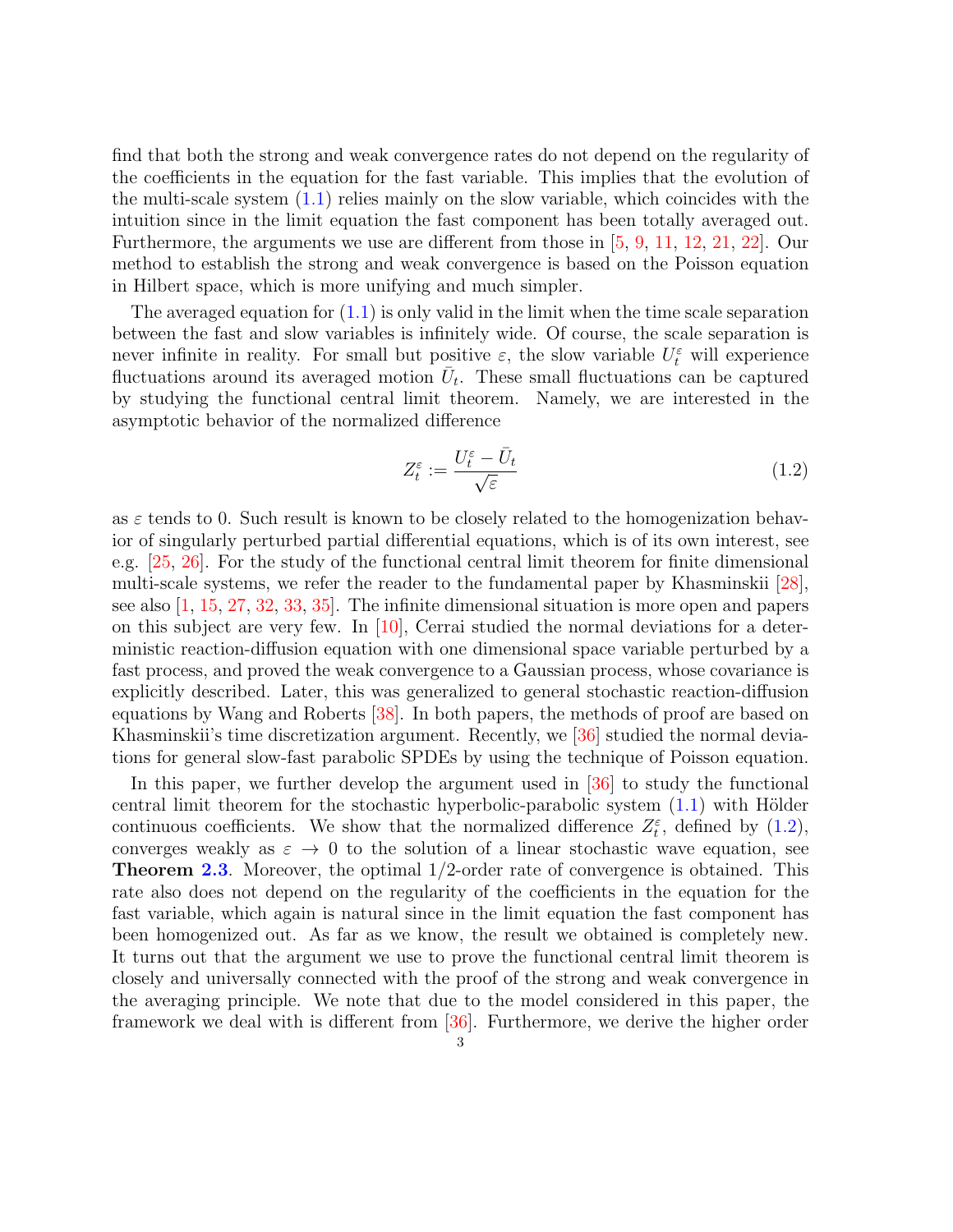find that both the strong and weak convergence rates do not depend on the regularity of the coefficients in the equation for the fast variable. This implies that the evolution of the multi-scale system (1.1) relies mainly on the slow variable, which coincides with the intuition since in the limit equation the fast component has been totally averaged out. Furthermore, the arguments we use are different from those in [5, 9, 11, 12, 21, 22]. Our method to establish the strong and weak convergence is based on the Poisson equation in Hilbert space, which is more unifying and much simpler.

The averaged equation for (1.1) is only valid in the limit when the time scale separation between the fast and slow variables is infinitely wide. Of course, the scale separation is never infinite in reality. For small but positive $\varepsilon$, the slow variable $U_t^\varepsilon$ will experience fluctuations around its averaged motion $\bar{U}_t$. These small fluctuations can be captured by studying the functional central limit theorem. Namely, we are interested in the asymptotic behavior of the normalized difference

$$Z_t^\varepsilon := \frac{U_t^\varepsilon - \bar{U}_t}{\sqrt{\varepsilon}} \tag{1.2}$$

as $\varepsilon$ tends to 0. Such result is known to be closely related to the homogenization behavior of singularly perturbed partial differential equations, which is of its own interest, see e.g. [25, 26]. For the study of the functional central limit theorem for finite dimensional multi-scale systems, we refer the reader to the fundamental paper by Khasminskii [28], see also [1, 15, 27, 32, 33, 35]. The infinite dimensional situation is more open and papers on this subject are very few. In [10], Cerrai studied the normal deviations for a deterministic reaction-diffusion equation with one dimensional space variable perturbed by a fast process, and proved the weak convergence to a Gaussian process, whose covariance is explicitly described. Later, this was generalized to general stochastic reaction-diffusion equations by Wang and Roberts [38]. In both papers, the methods of proof are based on Khasminskii's time discretization argument. Recently, we [36] studied the normal deviations for general slow-fast parabolic SPDEs by using the technique of Poisson equation.

In this paper, we further develop the argument used in [36] to study the functional central limit theorem for the stochastic hyperbolic-parabolic system (1.1) with Hölder continuous coefficients. We show that the normalized difference $Z_t^\varepsilon$, defined by (1.2), converges weakly as $\varepsilon \to 0$ to the solution of a linear stochastic wave equation, see **Theorem 2.3**. Moreover, the optimal 1/2-order rate of convergence is obtained. This rate also does not depend on the regularity of the coefficients in the equation for the fast variable, which again is natural since in the limit equation the fast component has been homogenized out. As far as we know, the result we obtained is completely new. It turns out that the argument we use to prove the functional central limit theorem is closely and universally connected with the proof of the strong and weak convergence in the averaging principle. We note that due to the model considered in this paper, the framework we deal with is different from [36]. Furthermore, we derive the higher order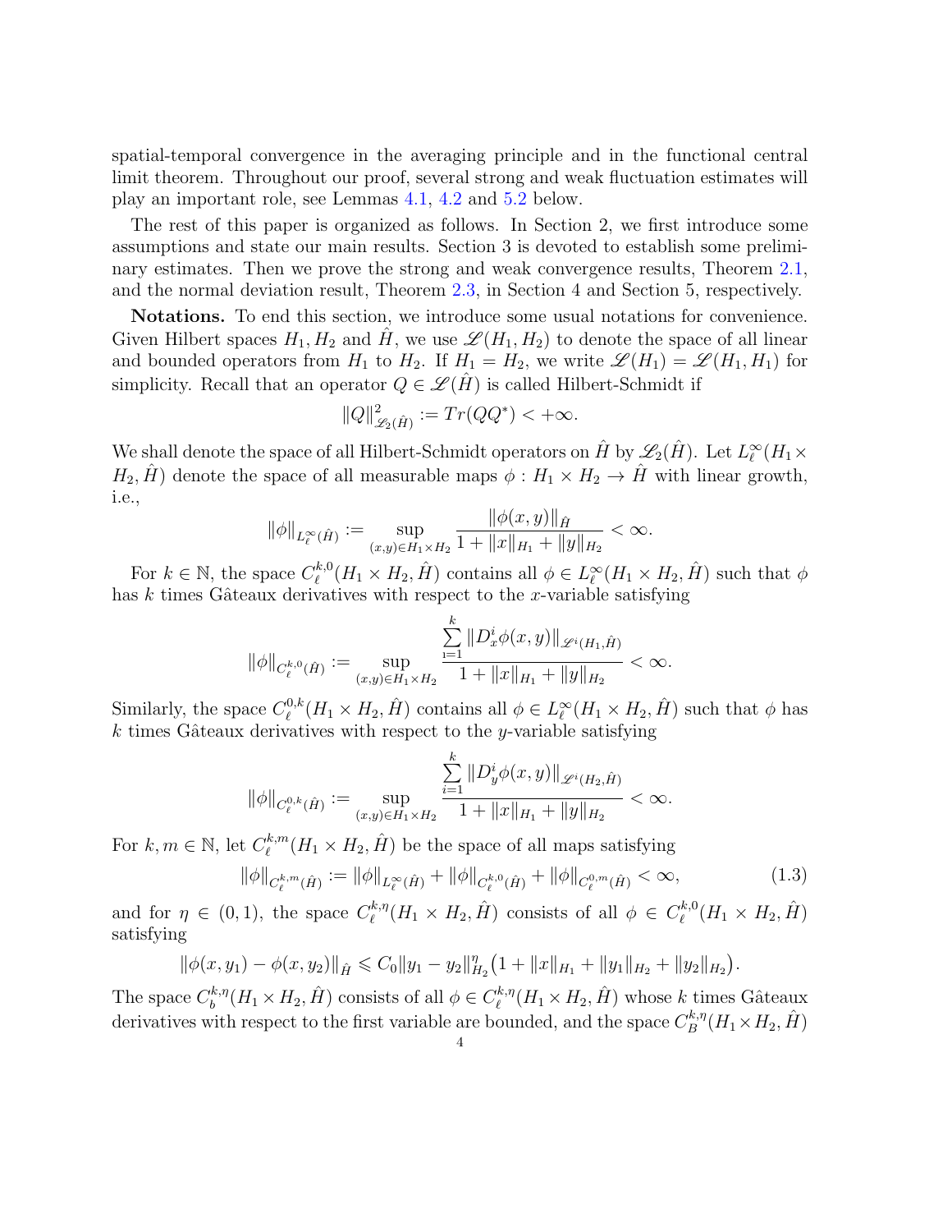spatial-temporal convergence in the averaging principle and in the functional central limit theorem. Throughout our proof, several strong and weak fluctuation estimates will play an important role, see Lemmas 4.1, 4.2 and 5.2 below.

The rest of this paper is organized as follows. In Section 2, we first introduce some assumptions and state our main results. Section 3 is devoted to establish some preliminary estimates. Then we prove the strong and weak convergence results, Theorem 2.1, and the normal deviation result, Theorem 2.3, in Section 4 and Section 5, respectively.

**Notations.** To end this section, we introduce some usual notations for convenience. Given Hilbert spaces $H_1, H_2$ and $\hat{H}$, we use $\mathscr{L}(H_1, H_2)$ to denote the space of all linear and bounded operators from $H_1$ to $H_2$. If $H_1 = H_2$, we write $\mathscr{L}(H_1) = \mathscr{L}(H_1, H_1)$ for simplicity. Recall that an operator $Q \in \mathscr{L}(\hat{H})$ is called Hilbert-Schmidt if

$$\|Q\|^2_{\mathscr{L}_2(\hat{H})} := Tr(QQ^*) < +\infty.$$

We shall denote the space of all Hilbert-Schmidt operators on $\hat{H}$ by $\mathscr{L}_2(\hat{H})$. Let $L^\infty_\ell(H_1 \times H_2, \hat{H})$ denote the space of all measurable maps $\phi : H_1 \times H_2 \to \hat{H}$ with linear growth, i.e.,

$$\|\phi\|_{L^\infty_\ell(\hat{H})} := \sup_{(x,y)\in H_1\times H_2} \frac{\|\phi(x,y)\|_{\hat{H}}}{1 + \|x\|_{H_1} + \|y\|_{H_2}} < \infty.$$

For $k \in \mathbb{N}$, the space $C^{k,0}_\ell(H_1 \times H_2, \hat{H})$ contains all $\phi \in L^\infty_\ell(H_1 \times H_2, \hat{H})$ such that $\phi$ has $k$ times Gâteaux derivatives with respect to the $x$-variable satisfying

$$\|\phi\|_{C^{k,0}_\ell(\hat{H})} := \sup_{(x,y)\in H_1\times H_2} \frac{\sum_{i=1}^{k} \|D^i_x\phi(x,y)\|_{\mathscr{L}^i(H_1,\hat{H})}}{1 + \|x\|_{H_1} + \|y\|_{H_2}} < \infty.$$

Similarly, the space $C^{0,k}_\ell(H_1 \times H_2, \hat{H})$ contains all $\phi \in L^\infty_\ell(H_1 \times H_2, \hat{H})$ such that $\phi$ has $k$ times Gâteaux derivatives with respect to the $y$-variable satisfying

$$\|\phi\|_{C^{0,k}_\ell(\hat{H})} := \sup_{(x,y)\in H_1\times H_2} \frac{\sum_{i=1}^{k} \|D^i_y\phi(x,y)\|_{\mathscr{L}^i(H_2,\hat{H})}}{1 + \|x\|_{H_1} + \|y\|_{H_2}} < \infty.$$

For $k, m \in \mathbb{N}$, let $C^{k,m}_\ell(H_1 \times H_2, \hat{H})$ be the space of all maps satisfying

$$\|\phi\|_{C^{k,m}_\ell(\hat{H})} := \|\phi\|_{L^\infty_\ell(\hat{H})} + \|\phi\|_{C^{k,0}_\ell(\hat{H})} + \|\phi\|_{C^{0,m}_\ell(\hat{H})} < \infty, \tag{1.3}$$

and for $\eta \in (0,1)$, the space $C^{k,\eta}_\ell(H_1 \times H_2, \hat{H})$ consists of all $\phi \in C^{k,0}_\ell(H_1 \times H_2, \hat{H})$ satisfying

$$\|\phi(x, y_1) - \phi(x, y_2)\|_{\hat{H}} \leqslant C_0\|y_1 - y_2\|^\eta_{H_2}\big(1 + \|x\|_{H_1} + \|y_1\|_{H_2} + \|y_2\|_{H_2}\big).$$

The space $C^{k,\eta}_b(H_1 \times H_2, \hat{H})$ consists of all $\phi \in C^{k,\eta}_\ell(H_1 \times H_2, \hat{H})$ whose $k$ times Gâteaux derivatives with respect to the first variable are bounded, and the space $C^{k,\eta}_B(H_1 \times H_2, \hat{H})$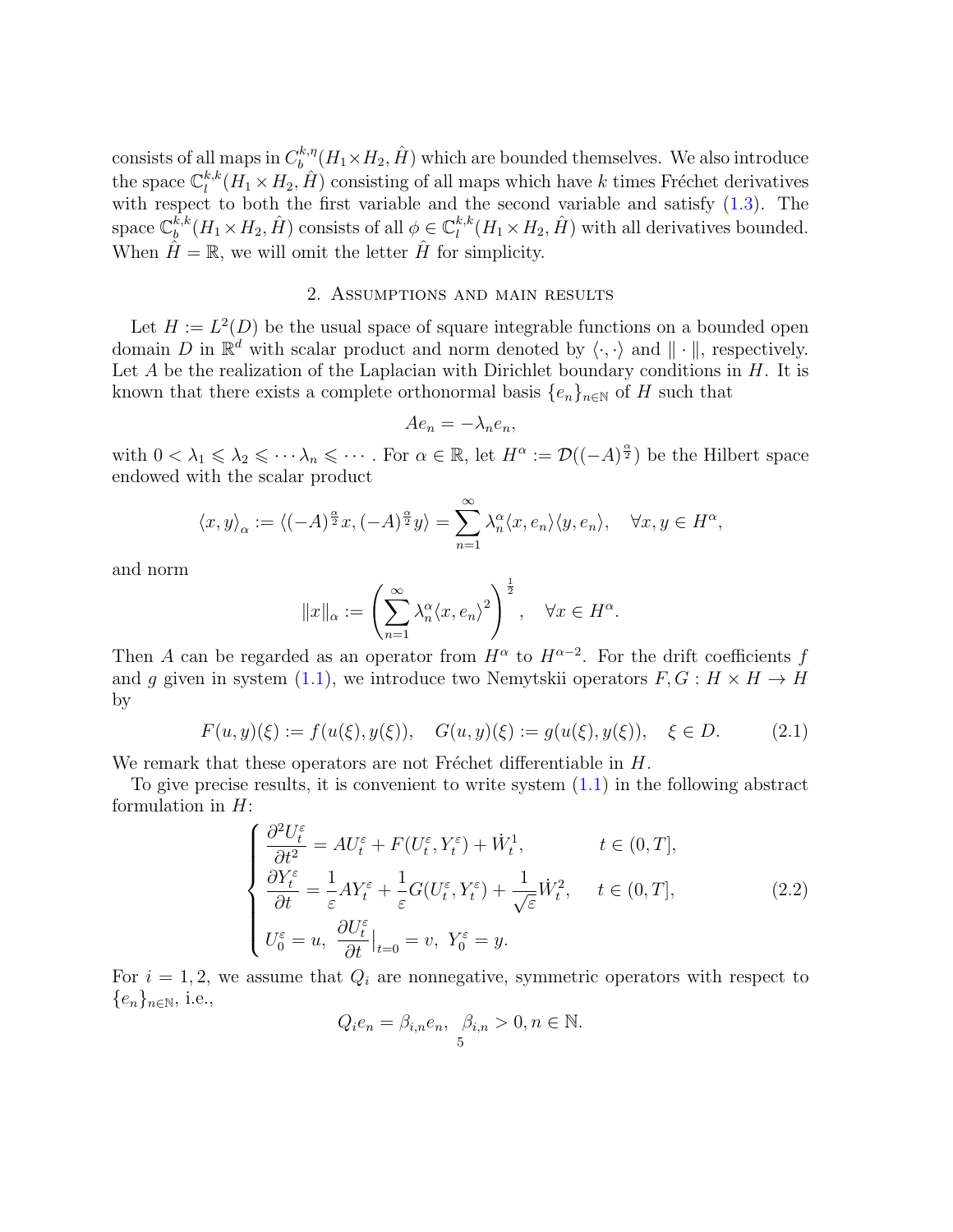consists of all maps in $C_b^{k,\eta}(H_1 \times H_2, \hat{H})$ which are bounded themselves. We also introduce the space $\mathbb{C}_l^{k,k}(H_1 \times H_2, \hat{H})$ consisting of all maps which have $k$ times Fréchet derivatives with respect to both the first variable and the second variable and satisfy (1.3). The space $\mathbb{C}_b^{k,k}(H_1 \times H_2, \hat{H})$ consists of all $\phi \in \mathbb{C}_l^{k,k}(H_1 \times H_2, \hat{H})$ with all derivatives bounded. When $\hat{H} = \mathbb{R}$, we will omit the letter $\hat{H}$ for simplicity.

## 2. Assumptions and main results

Let $H := L^2(D)$ be the usual space of square integrable functions on a bounded open domain $D$ in $\mathbb{R}^d$ with scalar product and norm denoted by $\langle \cdot, \cdot \rangle$ and $\| \cdot \|$, respectively. Let $A$ be the realization of the Laplacian with Dirichlet boundary conditions in $H$. It is known that there exists a complete orthonormal basis $\{e_n\}_{n\in\mathbb{N}}$ of $H$ such that

$$Ae_n = -\lambda_n e_n,$$

with $0 < \lambda_1 \leqslant \lambda_2 \leqslant \cdots \lambda_n \leqslant \cdots$. For $\alpha \in \mathbb{R}$, let $H^\alpha := \mathcal{D}((-A)^{\frac{\alpha}{2}})$ be the Hilbert space endowed with the scalar product

$$\langle x, y \rangle_\alpha := \langle (-A)^{\frac{\alpha}{2}} x, (-A)^{\frac{\alpha}{2}} y \rangle = \sum_{n=1}^{\infty} \lambda_n^\alpha \langle x, e_n \rangle \langle y, e_n \rangle, \quad \forall x, y \in H^\alpha,$$

and norm

$$\|x\|_\alpha := \left( \sum_{n=1}^{\infty} \lambda_n^\alpha \langle x, e_n \rangle^2 \right)^{\frac{1}{2}}, \quad \forall x \in H^\alpha.$$

Then $A$ can be regarded as an operator from $H^\alpha$ to $H^{\alpha-2}$. For the drift coefficients $f$ and $g$ given in system (1.1), we introduce two Nemytskii operators $F, G : H \times H \to H$ by

$$F(u,y)(\xi) := f(u(\xi), y(\xi)), \quad G(u,y)(\xi) := g(u(\xi), y(\xi)), \quad \xi \in D. \tag{2.1}$$

We remark that these operators are not Fréchet differentiable in $H$.

To give precise results, it is convenient to write system (1.1) in the following abstract formulation in $H$:

$$\begin{cases} \dfrac{\partial^2 U_t^\varepsilon}{\partial t^2} = AU_t^\varepsilon + F(U_t^\varepsilon, Y_t^\varepsilon) + \dot{W}_t^1, & t \in (0,T], \\ \dfrac{\partial Y_t^\varepsilon}{\partial t} = \dfrac{1}{\varepsilon} AY_t^\varepsilon + \dfrac{1}{\varepsilon} G(U_t^\varepsilon, Y_t^\varepsilon) + \dfrac{1}{\sqrt{\varepsilon}} \dot{W}_t^2, & t \in (0,T], \\ U_0^\varepsilon = u, \ \dfrac{\partial U_t^\varepsilon}{\partial t}\Big|_{t=0} = v, \ Y_0^\varepsilon = y. \end{cases} \tag{2.2}$$

For $i = 1, 2$, we assume that $Q_i$ are nonnegative, symmetric operators with respect to $\{e_n\}_{n\in\mathbb{N}}$, i.e.,

$$Q_i e_n = \beta_{i,n} e_n, \ \ \beta_{i,n} > 0, n \in \mathbb{N}.$$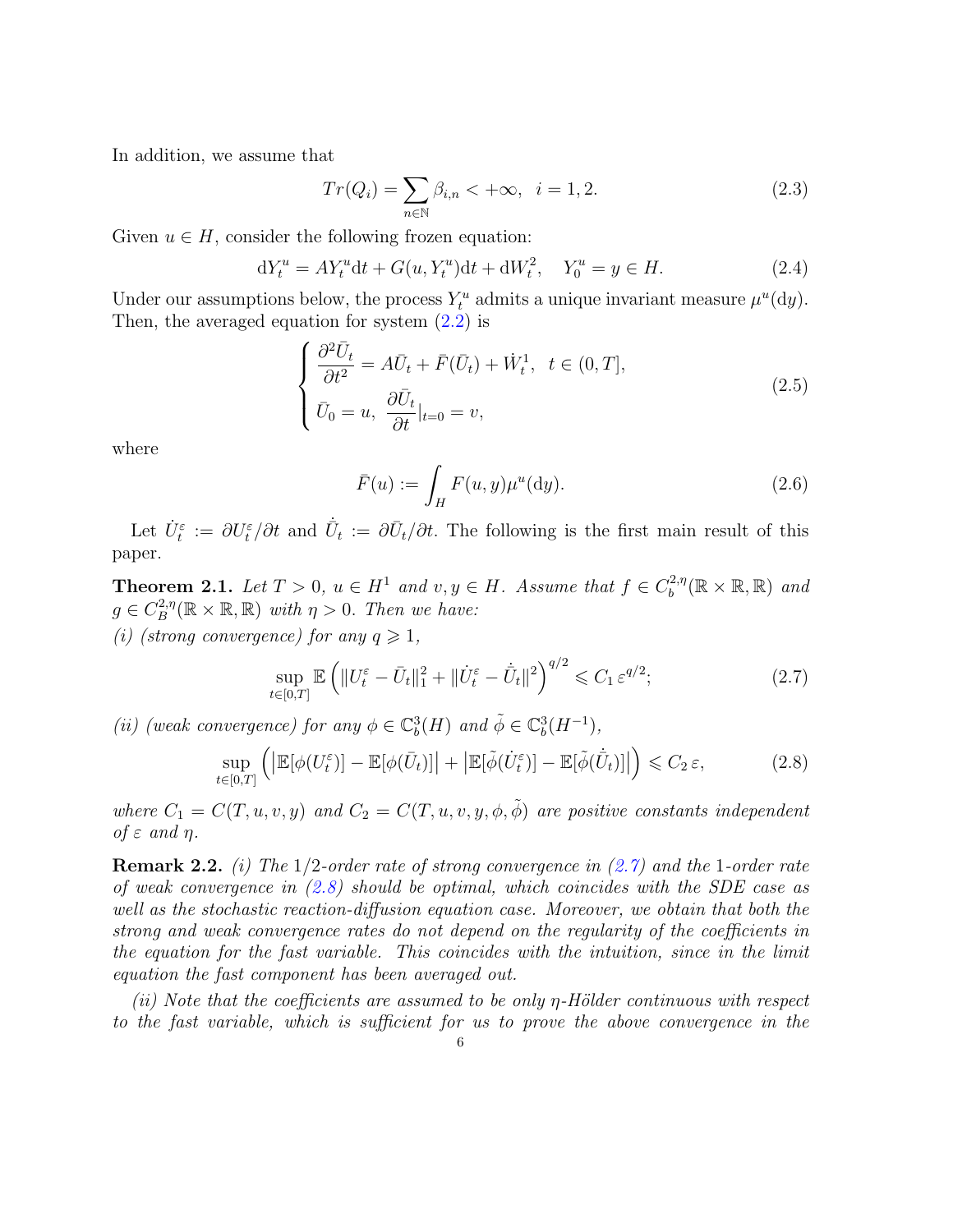In addition, we assume that

$$Tr(Q_i) = \sum_{n\in\mathbb{N}} \beta_{i,n} < +\infty, \quad i = 1, 2. \tag{2.3}$$

Given $u \in H$, consider the following frozen equation:

$$\mathrm{d}Y_t^u = AY_t^u \mathrm{d}t + G(u, Y_t^u)\mathrm{d}t + \mathrm{d}W_t^2, \quad Y_0^u = y \in H. \tag{2.4}$$

Under our assumptions below, the process $Y_t^u$ admits a unique invariant measure $\mu^u(\mathrm{d}y)$. Then, the averaged equation for system (2.2) is

$$\begin{cases} \dfrac{\partial^2 \bar{U}_t}{\partial t^2} = A\bar{U}_t + \bar{F}(\bar{U}_t) + \dot{W}_t^1, \quad t \in (0, T], \\ \bar{U}_0 = u, \ \dfrac{\partial \bar{U}_t}{\partial t}|_{t=0} = v, \end{cases} \tag{2.5}$$

where

$$\bar{F}(u) := \int_H F(u, y)\mu^u(\mathrm{d}y). \tag{2.6}$$

Let $\dot{U}_t^\varepsilon := \partial U_t^\varepsilon / \partial t$ and $\dot{\bar{U}}_t := \partial \bar{U}_t / \partial t$. The following is the first main result of this paper.

**Theorem 2.1.** *Let $T > 0$, $u \in H^1$ and $v, y \in H$. Assume that $f \in C_b^{2,\eta}(\mathbb{R} \times \mathbb{R}, \mathbb{R})$ and $g \in C_B^{2,\eta}(\mathbb{R} \times \mathbb{R}, \mathbb{R})$ with $\eta > 0$. Then we have:*
*(i) (strong convergence) for any $q \geqslant 1$,*

$$\sup_{t\in[0,T]} \mathbb{E}\left( \|U_t^\varepsilon - \bar{U}_t\|_1^2 + \|\dot{U}_t^\varepsilon - \dot{\bar{U}}_t\|^2 \right)^{q/2} \leqslant C_1\, \varepsilon^{q/2}; \tag{2.7}$$

*(ii) (weak convergence) for any $\phi \in \mathbb{C}_b^3(H)$ and $\tilde{\phi} \in \mathbb{C}_b^3(H^{-1})$,*

$$\sup_{t\in[0,T]} \left( \left| \mathbb{E}[\phi(U_t^\varepsilon)] - \mathbb{E}[\phi(\bar{U}_t)] \right| + \left| \mathbb{E}[\tilde{\phi}(\dot{U}_t^\varepsilon)] - \mathbb{E}[\tilde{\phi}(\dot{\bar{U}}_t)] \right| \right) \leqslant C_2\, \varepsilon, \tag{2.8}$$

*where $C_1 = C(T, u, v, y)$ and $C_2 = C(T, u, v, y, \phi, \tilde{\phi})$ are positive constants independent of $\varepsilon$ and $\eta$.*

**Remark 2.2.** *(i) The 1/2-order rate of strong convergence in (2.7) and the 1-order rate of weak convergence in (2.8) should be optimal, which coincides with the SDE case as well as the stochastic reaction-diffusion equation case. Moreover, we obtain that both the strong and weak convergence rates do not depend on the regularity of the coefficients in the equation for the fast variable. This coincides with the intuition, since in the limit equation the fast component has been averaged out.*

*(ii) Note that the coefficients are assumed to be only $\eta$-Hölder continuous with respect to the fast variable, which is sufficient for us to prove the above convergence in the*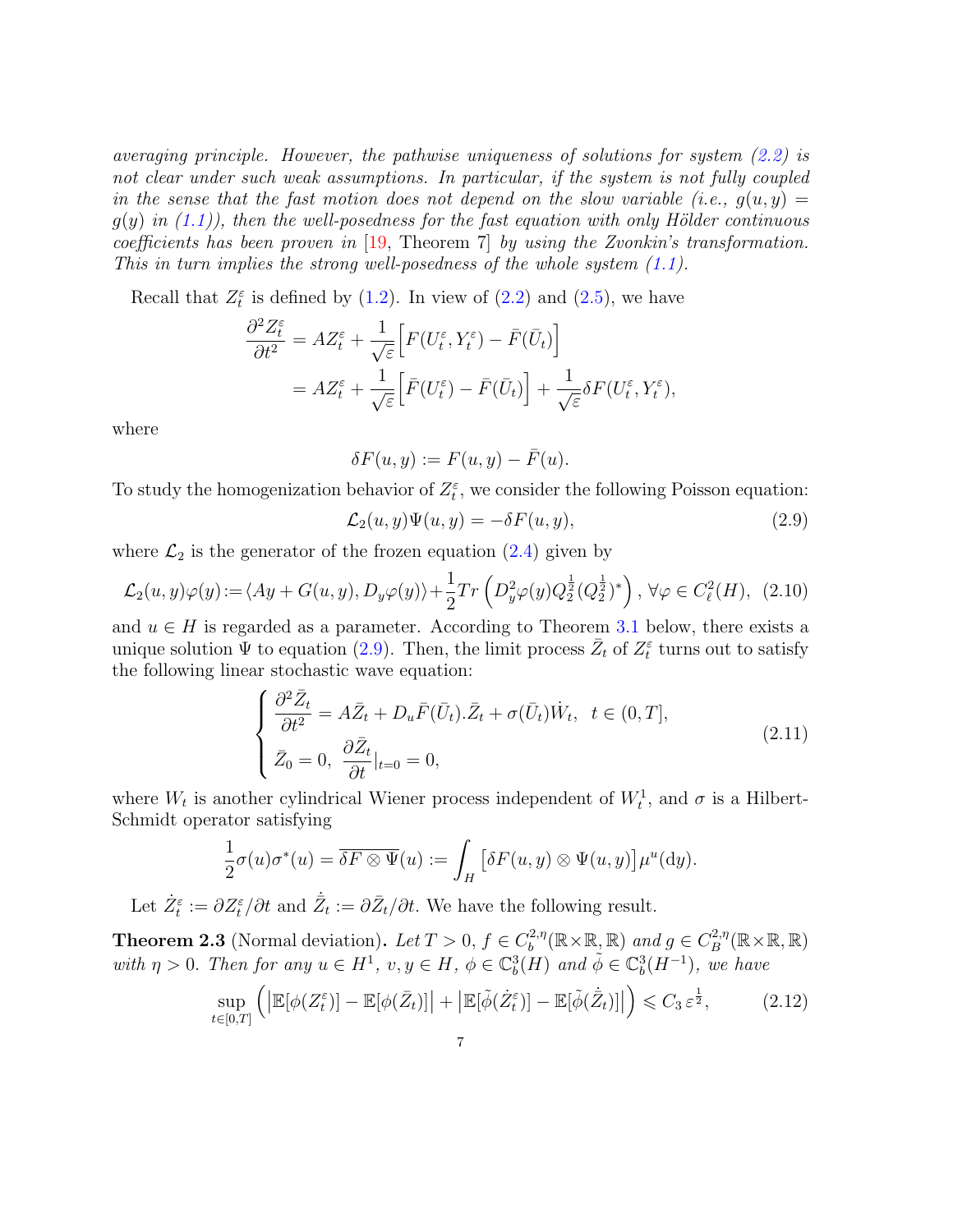*averaging principle. However, the pathwise uniqueness of solutions for system (2.2) is not clear under such weak assumptions. In particular, if the system is not fully coupled in the sense that the fast motion does not depend on the slow variable (i.e., $g(u,y) = g(y)$ in (1.1)), then the well-posedness for the fast equation with only Hölder continuous coefficients has been proven in* [19, Theorem 7] *by using the Zvonkin's transformation. This in turn implies the strong well-posedness of the whole system (1.1).*

Recall that $Z_t^\varepsilon$ is defined by (1.2). In view of (2.2) and (2.5), we have

$$
\begin{aligned}
\frac{\partial^2 Z_t^\varepsilon}{\partial t^2} &= AZ_t^\varepsilon + \frac{1}{\sqrt{\varepsilon}}\Big[F(U_t^\varepsilon, Y_t^\varepsilon) - \bar{F}(\bar{U}_t)\Big] \\
&= AZ_t^\varepsilon + \frac{1}{\sqrt{\varepsilon}}\Big[\bar{F}(U_t^\varepsilon) - \bar{F}(\bar{U}_t)\Big] + \frac{1}{\sqrt{\varepsilon}}\delta F(U_t^\varepsilon, Y_t^\varepsilon),
\end{aligned}
$$

where

$$
\delta F(u,y) := F(u,y) - \bar{F}(u).
$$

To study the homogenization behavior of $Z_t^\varepsilon$, we consider the following Poisson equation:

$$
\mathcal{L}_2(u,y)\Psi(u,y) = -\delta F(u,y), \tag{2.9}
$$

where $\mathcal{L}_2$ is the generator of the frozen equation (2.4) given by

$$
\mathcal{L}_2(u,y)\varphi(y) := \langle Ay + G(u,y), D_y\varphi(y)\rangle + \frac{1}{2}Tr\left(D_y^2\varphi(y)Q_2^{\frac{1}{2}}(Q_2^{\frac{1}{2}})^*\right), \ \forall \varphi \in C_\ell^2(H), \tag{2.10}
$$

and $u \in H$ is regarded as a parameter. According to Theorem 3.1 below, there exists a unique solution $\Psi$ to equation (2.9). Then, the limit process $\bar{Z}_t$ of $Z_t^\varepsilon$ turns out to satisfy the following linear stochastic wave equation:

$$
\begin{cases}
\dfrac{\partial^2 \bar{Z}_t}{\partial t^2} = A\bar{Z}_t + D_u\bar{F}(\bar{U}_t).\bar{Z}_t + \sigma(\bar{U}_t)\dot{W}_t, \ \ t \in (0,T], \\[2mm]
\bar{Z}_0 = 0, \ \dfrac{\partial \bar{Z}_t}{\partial t}|_{t=0} = 0,
\end{cases} \tag{2.11}
$$

where $W_t$ is another cylindrical Wiener process independent of $W_t^1$, and $\sigma$ is a Hilbert-Schmidt operator satisfying

$$
\frac{1}{2}\sigma(u)\sigma^*(u) = \overline{\delta F \otimes \Psi}(u) := \int_H \left[\delta F(u,y) \otimes \Psi(u,y)\right]\mu^u(\mathrm{d}y).
$$

Let $\dot{Z}_t^\varepsilon := \partial Z_t^\varepsilon/\partial t$ and $\dot{\bar{Z}}_t := \partial \bar{Z}_t/\partial t$. We have the following result.

**Theorem 2.3** (Normal deviation)**.** *Let $T>0$, $f \in C_b^{2,\eta}(\mathbb{R}\times\mathbb{R},\mathbb{R})$ and $g \in C_B^{2,\eta}(\mathbb{R}\times\mathbb{R},\mathbb{R})$ with $\eta > 0$. Then for any $u \in H^1$, $v, y \in H$, $\phi \in \mathbb{C}_b^3(H)$ and $\tilde{\phi} \in \mathbb{C}_b^3(H^{-1})$, we have*

$$
\sup_{t\in[0,T]}\Big(\big|\mathbb{E}[\phi(Z_t^\varepsilon)] - \mathbb{E}[\phi(\bar{Z}_t)]\big| + \big|\mathbb{E}[\tilde{\phi}(\dot{Z}_t^\varepsilon)] - \mathbb{E}[\tilde{\phi}(\dot{\bar{Z}}_t)]\big|\Big) \leqslant C_3\,\varepsilon^{\frac{1}{2}}, \tag{2.12}
$$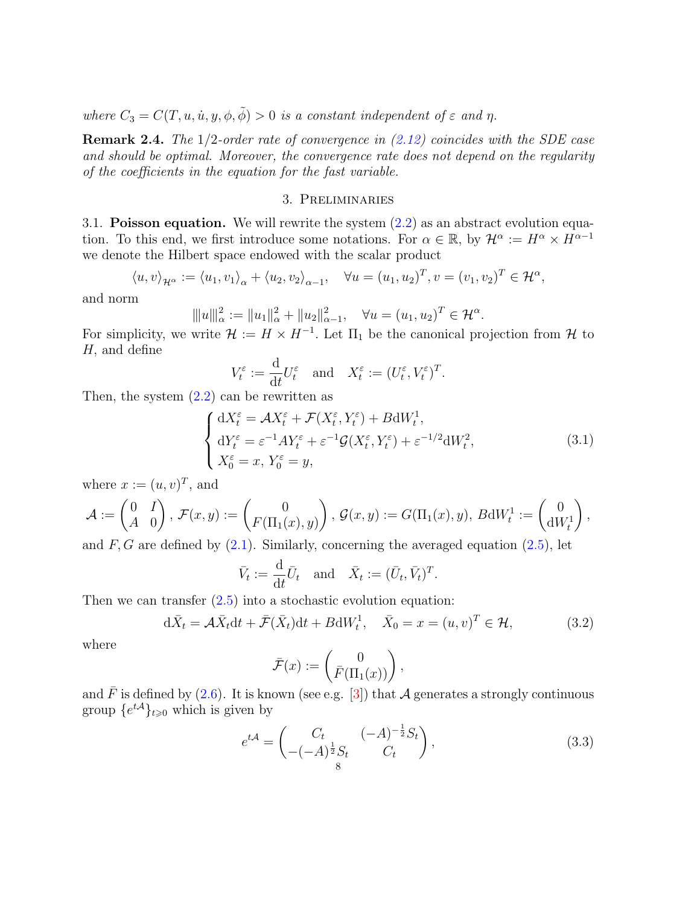*where $C_3 = C(T, u, \dot{u}, y, \phi, \tilde{\phi}) > 0$ is a constant independent of $\varepsilon$ and $\eta$.*

**Remark 2.4.** *The 1/2-order of convergence in (2.12) coincides with the SDE case and should be optimal. Moreover, the convergence rate does not depend on the regularity of the coefficients in the equation for the fast variable.*

## 3. Preliminaries

3.1. **Poisson equation.** We will rewrite the system (2.2) as an abstract evolution equation. To this end, we first introduce some notations. For $\alpha \in \mathbb{R}$, by $\mathcal{H}^\alpha := H^\alpha \times H^{\alpha-1}$ we denote the Hilbert space endowed with the scalar product

$$\langle u, v\rangle_{\mathcal{H}^\alpha} := \langle u_1, v_1\rangle_\alpha + \langle u_2, v_2\rangle_{\alpha-1}, \quad \forall u = (u_1, u_2)^T, v = (v_1, v_2)^T \in \mathcal{H}^\alpha,$$

and norm

$$|||u|||_\alpha^2 := \|u_1\|_\alpha^2 + \|u_2\|_{\alpha-1}^2, \quad \forall u = (u_1, u_2)^T \in \mathcal{H}^\alpha.$$

For simplicity, we write $\mathcal{H} := H \times H^{-1}$. Let $\Pi_1$ be the canonical projection from $\mathcal{H}$ to $H$, and define

$$V_t^\varepsilon := \frac{\mathrm{d}}{\mathrm{d}t} U_t^\varepsilon \quad \text{and} \quad X_t^\varepsilon := (U_t^\varepsilon, V_t^\varepsilon)^T.$$

Then, the system (2.2) can be rewritten as

$$\begin{cases} \mathrm{d}X_t^\varepsilon = \mathcal{A}X_t^\varepsilon + \mathcal{F}(X_t^\varepsilon, Y_t^\varepsilon) + B\mathrm{d}W_t^1, \\ \mathrm{d}Y_t^\varepsilon = \varepsilon^{-1}AY_t^\varepsilon + \varepsilon^{-1}\mathcal{G}(X_t^\varepsilon, Y_t^\varepsilon) + \varepsilon^{-1/2}\mathrm{d}W_t^2, \\ X_0^\varepsilon = x,\, Y_0^\varepsilon = y, \end{cases} \tag{3.1}$$

where $x := (u, v)^T$, and

$$\mathcal{A} := \begin{pmatrix} 0 & I \\ A & 0 \end{pmatrix},\ \mathcal{F}(x, y) := \begin{pmatrix} 0 \\ F(\Pi_1(x), y) \end{pmatrix},\ \mathcal{G}(x, y) := G(\Pi_1(x), y),\ B\mathrm{d}W_t^1 := \begin{pmatrix} 0 \\ \mathrm{d}W_t^1 \end{pmatrix},$$

and $F, G$ are defined by (2.1). Similarly, concerning the averaged equation (2.5), let

$$\bar{V}_t := \frac{\mathrm{d}}{\mathrm{d}t}\bar{U}_t \quad \text{and} \quad \bar{X}_t := (\bar{U}_t, \bar{V}_t)^T.$$

Then we can transfer (2.5) into a stochastic evolution equation:

$$\mathrm{d}\bar{X}_t = \mathcal{A}\bar{X}_t\mathrm{d}t + \bar{\mathcal{F}}(\bar{X}_t)\mathrm{d}t + B\mathrm{d}W_t^1, \quad \bar{X}_0 = x = (u, v)^T \in \mathcal{H}, \tag{3.2}$$

where

$$\bar{\mathcal{F}}(x) := \begin{pmatrix} 0 \\ \bar{F}(\Pi_1(x)) \end{pmatrix},$$

and $\bar{F}$ is defined by (2.6). It is known (see e.g. [3]) that $\mathcal{A}$ generates a strongly continuous group $\{e^{t\mathcal{A}}\}_{t\geqslant 0}$ which is given by

$$e^{t\mathcal{A}} = \begin{pmatrix} C_t & (-A)^{-\frac{1}{2}}S_t \\ -(-A)^{\frac{1}{2}}S_t & C_t \end{pmatrix}, \tag{3.3}$$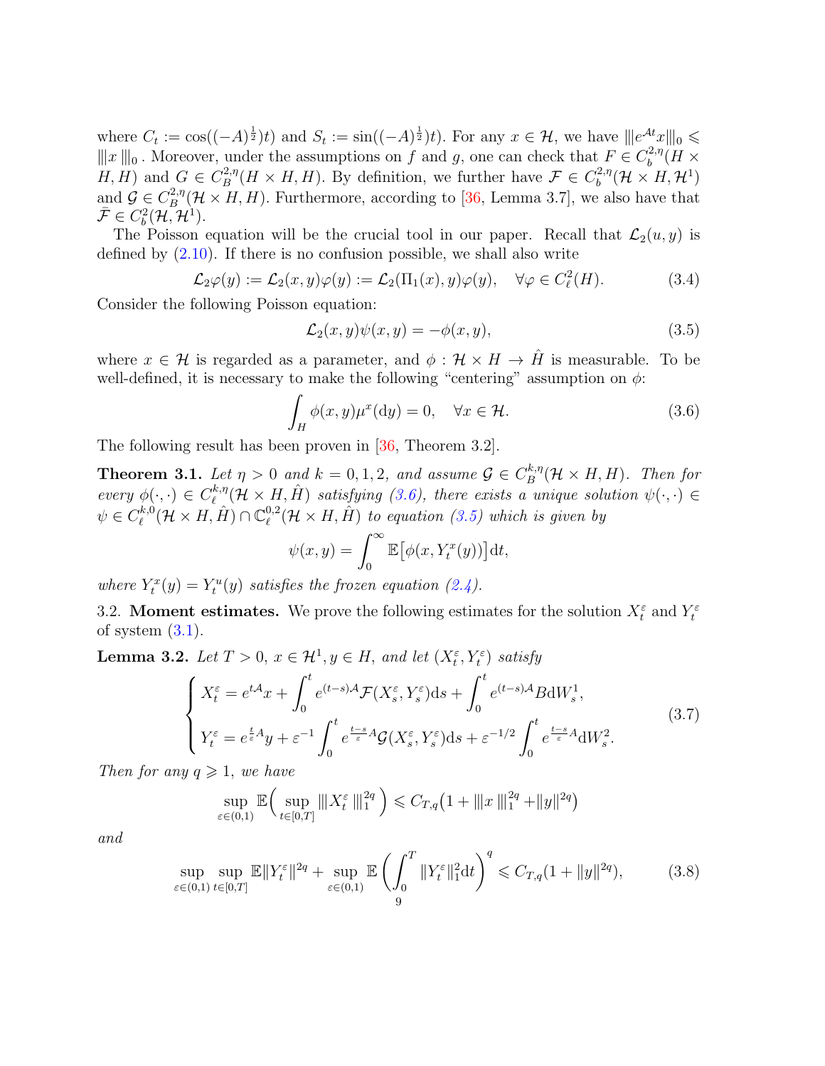where $C_t := \cos((-A)^{\frac{1}{2}})t)$ and $S_t := \sin((-A)^{\frac{1}{2}})t)$. For any $x \in \mathcal{H}$, we have $|||e^{\mathcal{A}t}x|||_0 \leqslant |||x|||_0$. Moreover, under the assumptions on $f$ and $g$, one can check that $F \in C_b^{2,\eta}(H \times H, H)$ and $G \in C_B^{2,\eta}(H \times H, H)$. By definition, we further have $\mathcal{F} \in C_b^{2,\eta}(\mathcal{H} \times H, \mathcal{H}^1)$ and $\mathcal{G} \in C_B^{2,\eta}(\mathcal{H} \times H, H)$. Furthermore, according to [36, Lemma 3.7], we also have that $\bar{\mathcal{F}} \in C_b^2(\mathcal{H}, \mathcal{H}^1)$.

The Poisson equation will be the crucial tool in our paper. Recall that $\mathcal{L}_2(u, y)$ is defined by (2.10). If there is no confusion possible, we shall also write

$$\mathcal{L}_2\varphi(y) := \mathcal{L}_2(x, y)\varphi(y) := \mathcal{L}_2(\Pi_1(x), y)\varphi(y), \quad \forall \varphi \in C_\ell^2(H). \tag{3.4}$$

Consider the following Poisson equation:

$$\mathcal{L}_2(x, y)\psi(x, y) = -\phi(x, y), \tag{3.5}$$

where $x \in \mathcal{H}$ is regarded as a parameter, and $\phi : \mathcal{H} \times H \to \hat{H}$ is measurable. To be well-defined, it is necessary to make the following "centering" assumption on $\phi$:

$$\int_H \phi(x, y)\mu^x(\mathrm{d}y) = 0, \quad \forall x \in \mathcal{H}. \tag{3.6}$$

The following result has been proven in [36, Theorem 3.2].

**Theorem 3.1.** *Let $\eta > 0$ and $k = 0, 1, 2$, and assume $\mathcal{G} \in C_B^{k,\eta}(\mathcal{H} \times H, H)$. Then for every $\phi(\cdot, \cdot) \in C_\ell^{k,\eta}(\mathcal{H} \times H, \hat{H})$ satisfying (3.6), there exists a unique solution $\psi(\cdot, \cdot) \in \psi \in C_\ell^{k,0}(\mathcal{H} \times H, \hat{H}) \cap \mathbb{C}_\ell^{0,2}(\mathcal{H} \times H, \hat{H})$ to equation (3.5) which is given by*

$$\psi(x, y) = \int_0^\infty \mathbb{E}\big[\phi(x, Y_t^x(y))\big]\mathrm{d}t,$$

*where $Y_t^x(y) = Y_t^u(y)$ satisfies the frozen equation (2.4).*

3.2. **Moment estimates.** We prove the following estimates for the solution $X_t^\varepsilon$ and $Y_t^\varepsilon$ of system (3.1).

**Lemma 3.2.** *Let $T > 0$, $x \in \mathcal{H}^1, y \in H$, and let $(X_t^\varepsilon, Y_t^\varepsilon)$ satisfy*

$$\begin{cases} X_t^\varepsilon = e^{t\mathcal{A}}x + \displaystyle\int_0^t e^{(t-s)\mathcal{A}}\mathcal{F}(X_s^\varepsilon, Y_s^\varepsilon)\mathrm{d}s + \int_0^t e^{(t-s)\mathcal{A}}B\mathrm{d}W_s^1, \\ Y_t^\varepsilon = e^{\frac{t}{\varepsilon}A}y + \varepsilon^{-1}\displaystyle\int_0^t e^{\frac{t-s}{\varepsilon}A}\mathcal{G}(X_s^\varepsilon, Y_s^\varepsilon)\mathrm{d}s + \varepsilon^{-1/2}\int_0^t e^{\frac{t-s}{\varepsilon}A}\mathrm{d}W_s^2. \end{cases} \tag{3.7}$$

*Then for any $q \geqslant 1$, we have*

$$\sup_{\varepsilon \in (0,1)} \mathbb{E}\Big(\sup_{t \in [0,T]} |||X_t^\varepsilon|||_1^{2q}\Big) \leqslant C_{T,q}\big(1 + |||x|||_1^{2q} + \|y\|^{2q}\big)$$

*and*

$$\sup_{\varepsilon \in (0,1)} \sup_{t \in [0,T]} \mathbb{E}\|Y_t^\varepsilon\|^{2q} + \sup_{\varepsilon \in (0,1)} \mathbb{E}\left(\int_0^T \|Y_t^\varepsilon\|_1^2 \mathrm{d}t\right)^q \leqslant C_{T,q}(1 + \|y\|^{2q}), \tag{3.8}$$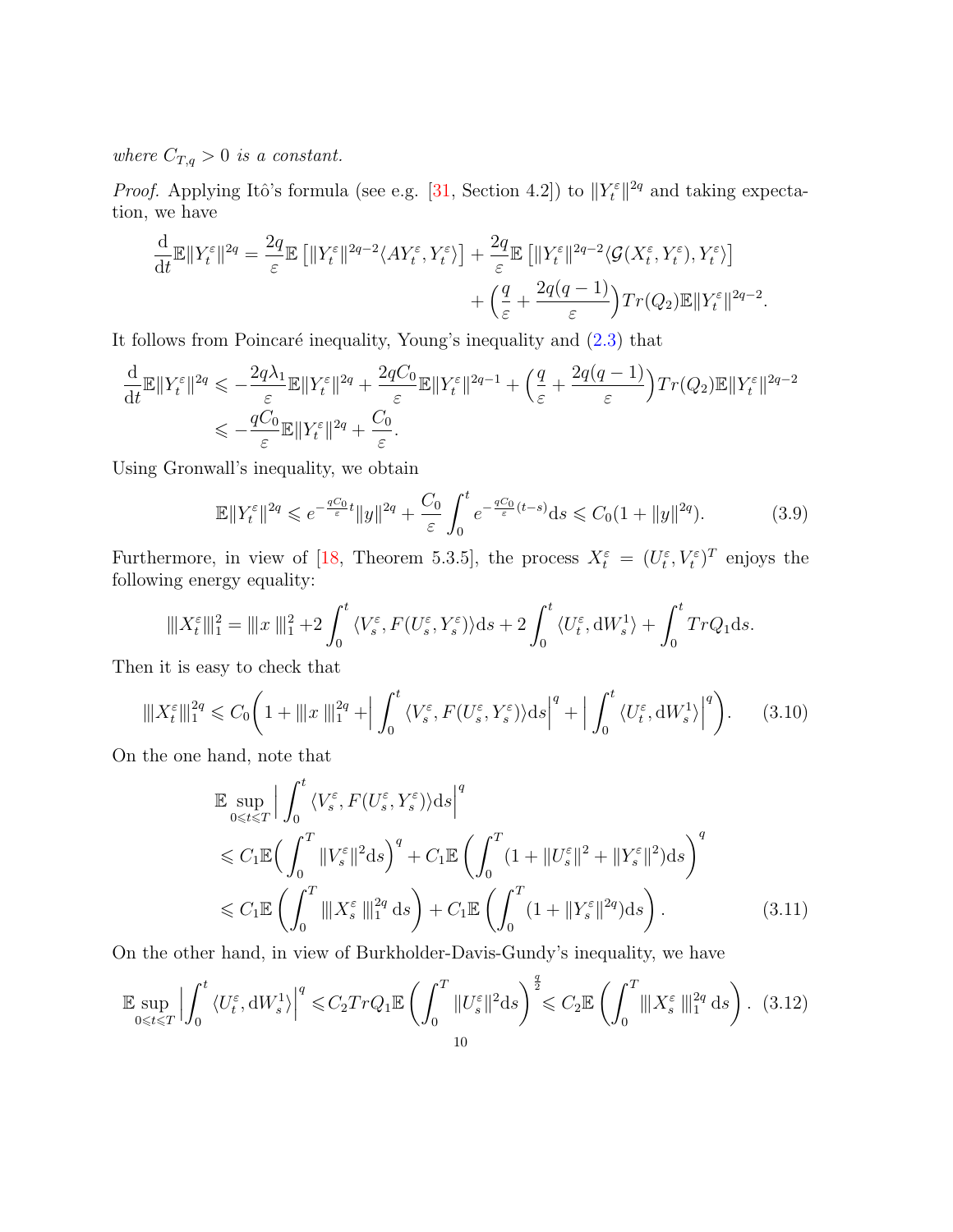*where $C_{T,q} > 0$ is a constant.*

*Proof.* Applying Itô's formula (see e.g. [31, Section 4.2]) to $\|Y_t^\varepsilon\|^{2q}$ and taking expectation, we have

$$
\begin{aligned}
\frac{\mathrm{d}}{\mathrm{d}t}\mathbb{E}\|Y_t^\varepsilon\|^{2q} = \frac{2q}{\varepsilon}\mathbb{E}\left[\|Y_t^\varepsilon\|^{2q-2}\langle AY_t^\varepsilon, Y_t^\varepsilon\rangle\right] + \frac{2q}{\varepsilon}\mathbb{E}\left[\|Y_t^\varepsilon\|^{2q-2}\langle \mathcal{G}(X_t^\varepsilon, Y_t^\varepsilon), Y_t^\varepsilon\rangle\right] \\
+ \Big(\frac{q}{\varepsilon} + \frac{2q(q-1)}{\varepsilon}\Big)Tr(Q_2)\mathbb{E}\|Y_t^\varepsilon\|^{2q-2}.
\end{aligned}
$$

It follows from Poincaré inequality, Young's inequality and (2.3) that

$$
\begin{aligned}
\frac{\mathrm{d}}{\mathrm{d}t}\mathbb{E}\|Y_t^\varepsilon\|^{2q} &\leqslant -\frac{2q\lambda_1}{\varepsilon}\mathbb{E}\|Y_t^\varepsilon\|^{2q} + \frac{2qC_0}{\varepsilon}\mathbb{E}\|Y_t^\varepsilon\|^{2q-1} + \Big(\frac{q}{\varepsilon} + \frac{2q(q-1)}{\varepsilon}\Big)Tr(Q_2)\mathbb{E}\|Y_t^\varepsilon\|^{2q-2} \\
&\leqslant -\frac{qC_0}{\varepsilon}\mathbb{E}\|Y_t^\varepsilon\|^{2q} + \frac{C_0}{\varepsilon}.
\end{aligned}
$$

Using Gronwall's inequality, we obtain

$$
\mathbb{E}\|Y_t^\varepsilon\|^{2q} \leqslant e^{-\frac{qC_0}{\varepsilon}t}\|y\|^{2q} + \frac{C_0}{\varepsilon}\int_0^t e^{-\frac{qC_0}{\varepsilon}(t-s)}\mathrm{d}s \leqslant C_0(1 + \|y\|^{2q}). \tag{3.9}
$$

Furthermore, in view of [18, Theorem 5.3.5], the process $X_t^\varepsilon = (U_t^\varepsilon, V_t^\varepsilon)^T$ enjoys the following energy equality:

$$
\|\!|X_t^\varepsilon|\!\|_1^2 = \|\!|x|\!\|_1^2 + 2\int_0^t \langle V_s^\varepsilon, F(U_s^\varepsilon, Y_s^\varepsilon)\rangle\mathrm{d}s + 2\int_0^t \langle U_t^\varepsilon, \mathrm{d}W_s^1\rangle + \int_0^t TrQ_1\mathrm{d}s.
$$

Then it is easy to check that

$$
\|\!|X_t^\varepsilon|\!\|_1^{2q} \leqslant C_0\bigg(1 + \|\!|x|\!\|_1^{2q} + \Big|\int_0^t \langle V_s^\varepsilon, F(U_s^\varepsilon, Y_s^\varepsilon)\rangle\mathrm{d}s\Big|^q + \Big|\int_0^t \langle U_t^\varepsilon, \mathrm{d}W_s^1\rangle\Big|^q\bigg). \tag{3.10}
$$

On the one hand, note that

$$
\begin{aligned}
&\mathbb{E}\sup_{0\leqslant t\leqslant T}\Big|\int_0^t \langle V_s^\varepsilon, F(U_s^\varepsilon, Y_s^\varepsilon)\rangle\mathrm{d}s\Big|^q \\
&\leqslant C_1\mathbb{E}\Big(\int_0^T \|V_s^\varepsilon\|^2\mathrm{d}s\Big)^q + C_1\mathbb{E}\left(\int_0^T (1 + \|U_s^\varepsilon\|^2 + \|Y_s^\varepsilon\|^2)\mathrm{d}s\right)^q \\
&\leqslant C_1\mathbb{E}\left(\int_0^T \|\!|X_s^\varepsilon|\!\|_1^{2q}\,\mathrm{d}s\right) + C_1\mathbb{E}\left(\int_0^T (1 + \|Y_s^\varepsilon\|^{2q})\mathrm{d}s\right).
\end{aligned} \tag{3.11}
$$

On the other hand, in view of Burkholder-Davis-Gundy's inequality, we have

$$
\mathbb{E}\sup_{0\leqslant t\leqslant T}\Big|\int_0^t \langle U_t^\varepsilon, \mathrm{d}W_s^1\rangle\Big|^q \leqslant C_2 TrQ_1\mathbb{E}\left(\int_0^T \|U_s^\varepsilon\|^2\mathrm{d}s\right)^{\frac{q}{2}} \leqslant C_2\mathbb{E}\left(\int_0^T \|\!|X_s^\varepsilon|\!\|_1^{2q}\,\mathrm{d}s\right). \tag{3.12}
$$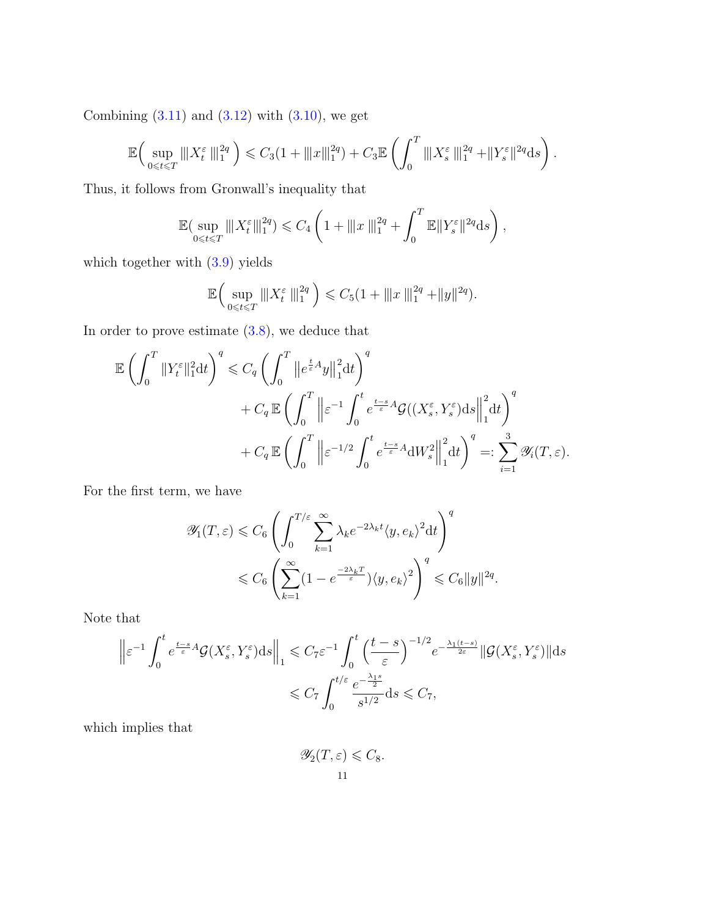Combining (3.11) and (3.12) with (3.10), we get

$$\mathbb{E}\Big(\sup_{0\leqslant t\leqslant T} |||X_t^\varepsilon|||_1^{2q}\Big) \leqslant C_3(1+|||x|||_1^{2q}) + C_3\mathbb{E}\left(\int_0^T |||X_s^\varepsilon|||_1^{2q} + \|Y_s^\varepsilon\|^{2q}\mathrm{d}s\right).$$

Thus, it follows from Gronwall's inequality that

$$\mathbb{E}(\sup_{0\leqslant t\leqslant T} |||X_t^\varepsilon|||_1^{2q}) \leqslant C_4\left(1+|||x|||_1^{2q} + \int_0^T \mathbb{E}\|Y_s^\varepsilon\|^{2q}\mathrm{d}s\right),$$

which together with (3.9) yields

$$\mathbb{E}\Big(\sup_{0\leqslant t\leqslant T} |||X_t^\varepsilon|||_1^{2q}\Big) \leqslant C_5(1+|||x|||_1^{2q} + \|y\|^{2q}).$$

In order to prove estimate (3.8), we deduce that

$$\begin{aligned}
\mathbb{E}\left(\int_0^T \|Y_t^\varepsilon\|_1^2\mathrm{d}t\right)^q \leqslant\ & C_q\left(\int_0^T \left\|e^{\frac{t}{\varepsilon}A}y\right\|_1^2\mathrm{d}t\right)^q \\
&+ C_q\,\mathbb{E}\left(\int_0^T \left\|\varepsilon^{-1}\int_0^t e^{\frac{t-s}{\varepsilon}A}\mathcal{G}((X_s^\varepsilon,Y_s^\varepsilon)\mathrm{d}s\right\|_1^2\mathrm{d}t\right)^q \\
&+ C_q\,\mathbb{E}\left(\int_0^T \left\|\varepsilon^{-1/2}\int_0^t e^{\frac{t-s}{\varepsilon}A}\mathrm{d}W_s^2\right\|_1^2\mathrm{d}t\right)^q =: \sum_{i=1}^3 \mathscr{Y}_i(T,\varepsilon).
\end{aligned}$$

For the first term, we have

$$\begin{aligned}
\mathscr{Y}_1(T,\varepsilon) &\leqslant C_6\left(\int_0^{T/\varepsilon}\sum_{k=1}^\infty \lambda_k e^{-2\lambda_k t}\langle y,e_k\rangle^2\mathrm{d}t\right)^q \\
&\leqslant C_6\left(\sum_{k=1}^\infty (1-e^{\frac{-2\lambda_k T}{\varepsilon}})\langle y,e_k\rangle^2\right)^q \leqslant C_6\|y\|^{2q}.
\end{aligned}$$

Note that

$$\begin{aligned}
\left\|\varepsilon^{-1}\int_0^t e^{\frac{t-s}{\varepsilon}A}\mathcal{G}(X_s^\varepsilon,Y_s^\varepsilon)\mathrm{d}s\right\|_1 &\leqslant C_7\varepsilon^{-1}\int_0^t\left(\frac{t-s}{\varepsilon}\right)^{-1/2}e^{-\frac{\lambda_1(t-s)}{2\varepsilon}}\|\mathcal{G}(X_s^\varepsilon,Y_s^\varepsilon)\|\mathrm{d}s \\
&\leqslant C_7\int_0^{t/\varepsilon}\frac{e^{-\frac{\lambda_1 s}{2}}}{s^{1/2}}\mathrm{d}s \leqslant C_7,
\end{aligned}$$

which implies that

$$\mathscr{Y}_2(T,\varepsilon) \leqslant C_8.$$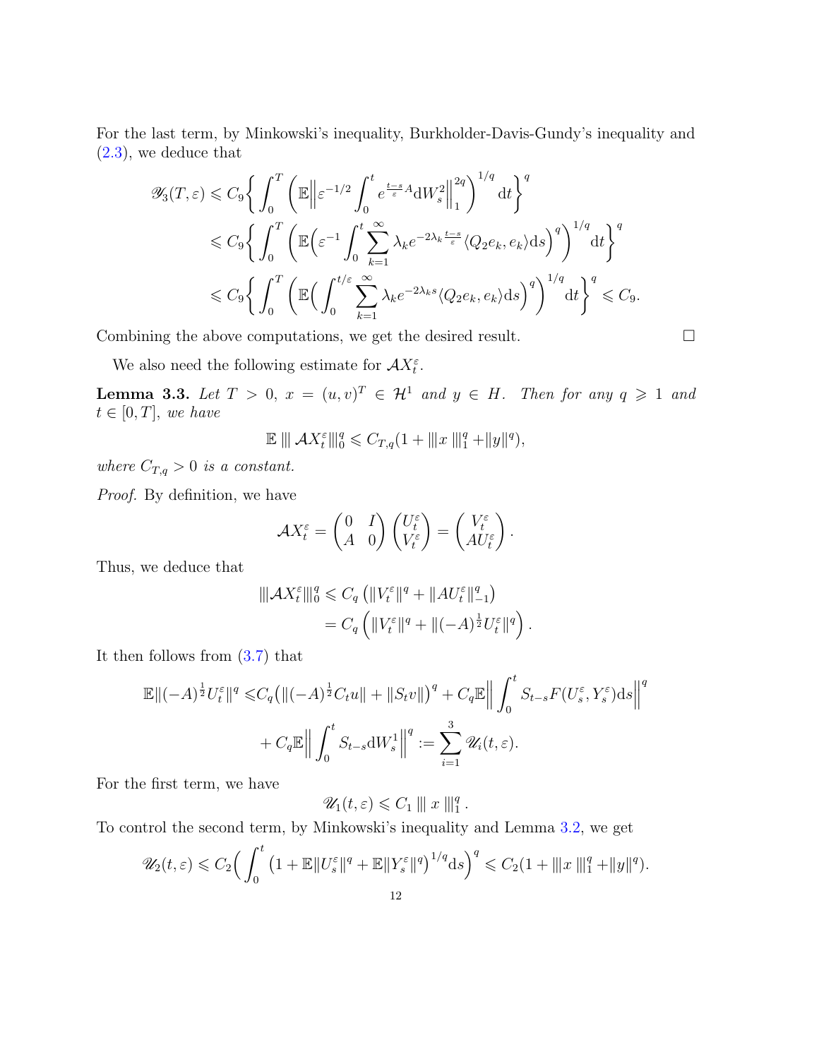For the last term, by Minkowski's inequality, Burkholder-Davis-Gundy's inequality and (2.3), we deduce that

$$
\begin{aligned}
\mathscr{Y}_3(T,\varepsilon) &\leqslant C_9\bigg\{\int_0^T \bigg(\mathbb{E}\Big\|\varepsilon^{-1/2}\int_0^t e^{\frac{t-s}{\varepsilon}A}\mathrm{d}W_s^2\Big\|_1^{2q}\bigg)^{1/q}\mathrm{d}t\bigg\}^q \\
&\leqslant C_9\bigg\{\int_0^T \bigg(\mathbb{E}\Big(\varepsilon^{-1}\int_0^t \sum_{k=1}^{\infty}\lambda_k e^{-2\lambda_k\frac{t-s}{\varepsilon}}\langle Q_2 e_k, e_k\rangle \mathrm{d}s\Big)^q\bigg)^{1/q}\mathrm{d}t\bigg\}^q \\
&\leqslant C_9\bigg\{\int_0^T \bigg(\mathbb{E}\Big(\int_0^{t/\varepsilon} \sum_{k=1}^{\infty}\lambda_k e^{-2\lambda_k s}\langle Q_2 e_k, e_k\rangle \mathrm{d}s\Big)^q\bigg)^{1/q}\mathrm{d}t\bigg\}^q \leqslant C_9.
\end{aligned}
$$

Combining the above computations, we get the desired result. $\square$

We also need the following estimate for $\mathcal{A}X_t^\varepsilon$.

**Lemma 3.3.** *Let $T>0$, $x=(u,v)^T \in \mathcal{H}^1$ and $y \in H$. Then for any $q \geqslant 1$ and $t\in[0,T]$, we have*

$$
\mathbb{E}\,|||\,\mathcal{A}X_t^\varepsilon|||_0^q \leqslant C_{T,q}(1+|||x\,|||_1^q+\|y\|^q),
$$

*where $C_{T,q}>0$ is a constant.*

*Proof.* By definition, we have

$$
\mathcal{A}X_t^\varepsilon = \begin{pmatrix} 0 & I \\ A & 0\end{pmatrix}\begin{pmatrix} U_t^\varepsilon \\ V_t^\varepsilon\end{pmatrix} = \begin{pmatrix} V_t^\varepsilon \\ AU_t^\varepsilon\end{pmatrix}.
$$

Thus, we deduce that

$$
\begin{aligned}
|||\mathcal{A}X_t^\varepsilon|||_0^q &\leqslant C_q\left(\|V_t^\varepsilon\|^q + \|AU_t^\varepsilon\|_{-1}^q\right) \\
&= C_q\left(\|V_t^\varepsilon\|^q + \|(-A)^{\frac{1}{2}}U_t^\varepsilon\|^q\right).
\end{aligned}
$$

It then follows from (3.7) that

$$
\begin{aligned}
\mathbb{E}\|(-A)^{\frac{1}{2}}U_t^\varepsilon\|^q \leqslant& C_q\big(\|(-A)^{\frac{1}{2}}C_t u\| + \|S_t v\|\big)^q + C_q\mathbb{E}\Big\|\int_0^t S_{t-s}F(U_s^\varepsilon, Y_s^\varepsilon)\mathrm{d}s\Big\|^q \\
&+ C_q\mathbb{E}\Big\|\int_0^t S_{t-s}\mathrm{d}W_s^1\Big\|^q := \sum_{i=1}^3 \mathscr{U}_i(t,\varepsilon).
\end{aligned}
$$

For the first term, we have

$$
\mathscr{U}_1(t,\varepsilon) \leqslant C_1\,|||\,x\,|||_1^q\,.
$$

To control the second term, by Minkowski's inequality and Lemma 3.2, we get

$$
\mathscr{U}_2(t,\varepsilon) \leqslant C_2\Big(\int_0^t \left(1+\mathbb{E}\|U_s^\varepsilon\|^q + \mathbb{E}\|Y_s^\varepsilon\|^q\right)^{1/q}\mathrm{d}s\Big)^q \leqslant C_2(1+|||x\,|||_1^q+\|y\|^q).
$$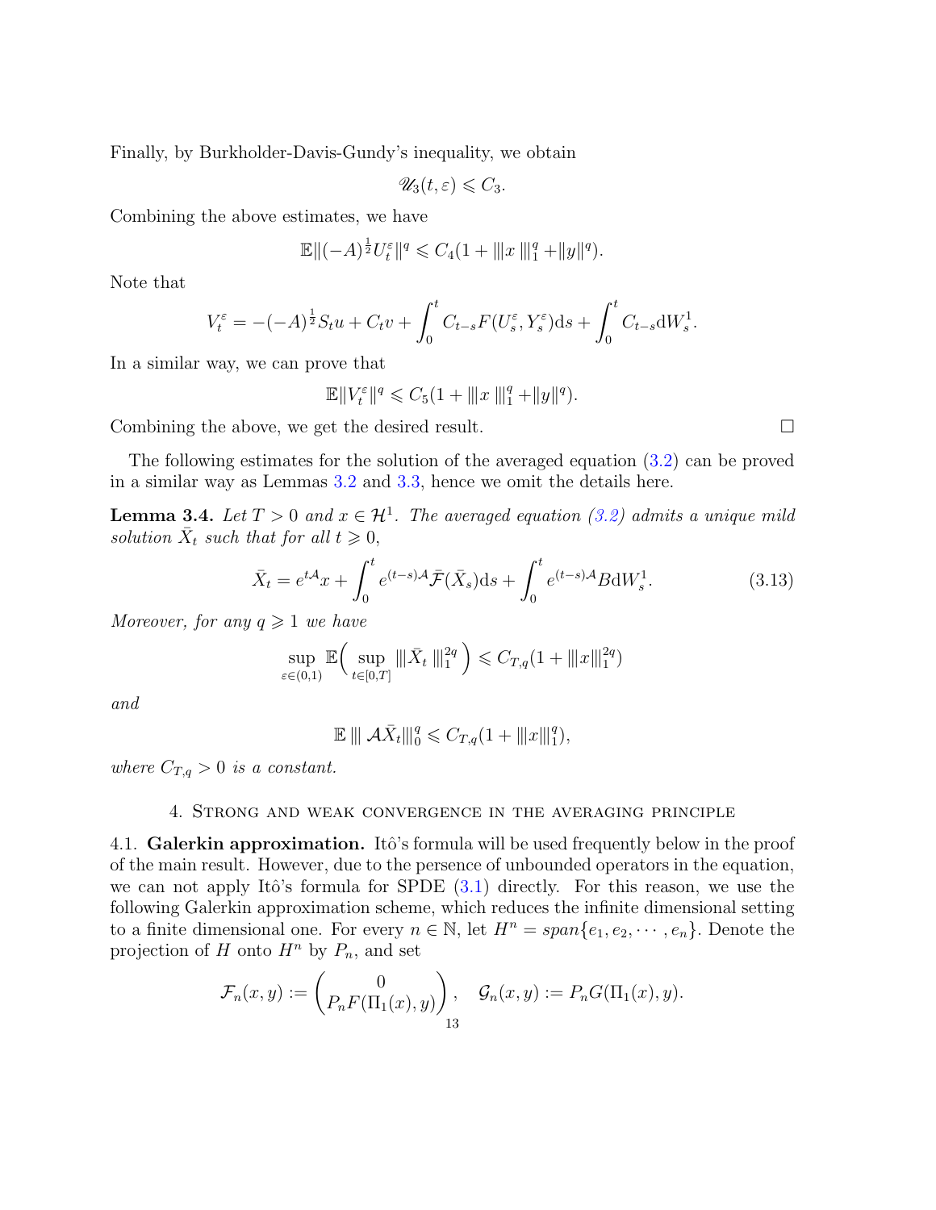Finally, by Burkholder-Davis-Gundy's inequality, we obtain

$$\mathscr{U}_3(t,\varepsilon) \leqslant C_3.$$

Combining the above estimates, we have

$$\mathbb{E}\|(-A)^{\frac{1}{2}}U_t^\varepsilon\|^q \leqslant C_4(1 + \|\!|x\|\!|_1^q + \|y\|^q).$$

Note that

$$V_t^\varepsilon = -(-A)^{\frac{1}{2}}S_t u + C_t v + \int_0^t C_{t-s}F(U_s^\varepsilon, Y_s^\varepsilon)\mathrm{d}s + \int_0^t C_{t-s}\mathrm{d}W_s^1.$$

In a similar way, we can prove that

$$\mathbb{E}\|V_t^\varepsilon\|^q \leqslant C_5(1 + \|\!|x\|\!|_1^q + \|y\|^q).$$

Combining the above, we get the desired result. $\square$

The following estimates for the solution of the averaged equation (3.2) can be proved in a similar way as Lemmas 3.2 and 3.3, hence we omit the details here.

**Lemma 3.4.** *Let $T > 0$ and $x \in \mathcal{H}^1$. The averaged equation (3.2) admits a unique mild solution $\bar{X}_t$ such that for all $t \geqslant 0$,*

$$\bar{X}_t = e^{t\mathcal{A}}x + \int_0^t e^{(t-s)\mathcal{A}}\bar{\mathcal{F}}(\bar{X}_s)\mathrm{d}s + \int_0^t e^{(t-s)\mathcal{A}}B\mathrm{d}W_s^1. \tag{3.13}$$

*Moreover, for any $q \geqslant 1$ we have*

$$\sup_{\varepsilon\in(0,1)} \mathbb{E}\Big(\sup_{t\in[0,T]} \|\!|\bar{X}_t\|\!|_1^{2q}\Big) \leqslant C_{T,q}(1 + \|\!|x\|\!|_1^{2q})$$

*and*

$$\mathbb{E}\,\|\!|\mathcal{A}\bar{X}_t\|\!|_0^q \leqslant C_{T,q}(1 + \|\!|x\|\!|_1^q),$$

*where $C_{T,q} > 0$ is a constant.*

## 4. Strong and weak convergence in the averaging principle

**4.1. Galerkin approximation.** Itô's formula will be used frequently below in the proof of the main result. However, due to the persence of unbounded operators in the equation, we can not apply Itô's formula for SPDE (3.1) directly. For this reason, we use the following Galerkin approximation scheme, which reduces the infinite dimensional setting to a finite dimensional one. For every $n \in \mathbb{N}$, let $H^n = span\{e_1, e_2, \cdots, e_n\}$. Denote the projection of $H$ onto $H^n$ by $P_n$, and set

$$\mathcal{F}_n(x,y) := \begin{pmatrix} 0 \\ P_nF(\Pi_1(x), y) \end{pmatrix}, \quad \mathcal{G}_n(x,y) := P_nG(\Pi_1(x), y).$$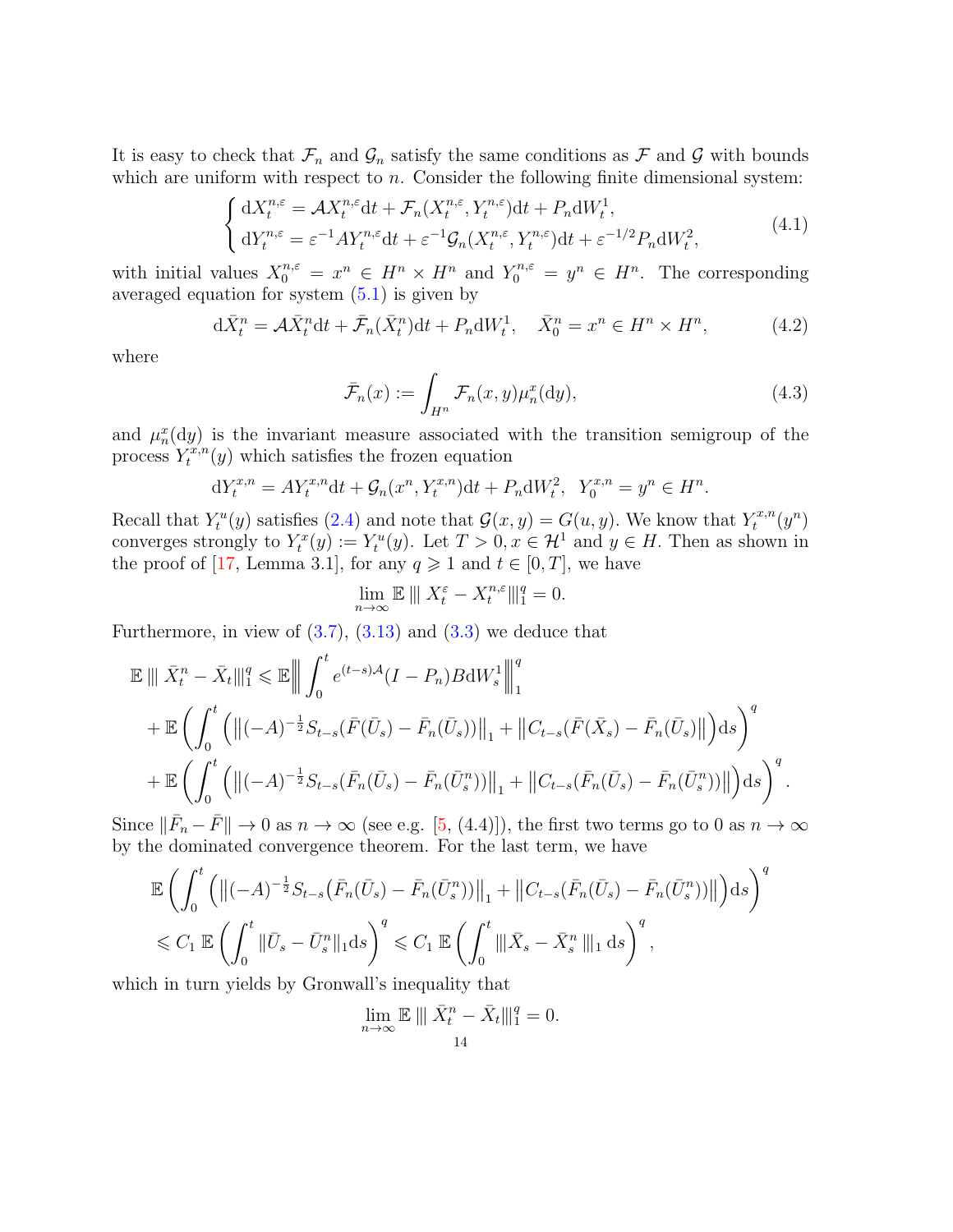It is easy to check that $\mathcal{F}_n$ and $\mathcal{G}_n$ satisfy the same conditions as $\mathcal{F}$ and $\mathcal{G}$ with bounds which are uniform with respect to $n$. Consider the following finite dimensional system:

$$
\begin{cases} \mathrm{d}X_t^{n,\varepsilon} = \mathcal{A}X_t^{n,\varepsilon}\mathrm{d}t + \mathcal{F}_n(X_t^{n,\varepsilon}, Y_t^{n,\varepsilon})\mathrm{d}t + P_n\mathrm{d}W_t^1, \\ \mathrm{d}Y_t^{n,\varepsilon} = \varepsilon^{-1}AY_t^{n,\varepsilon}\mathrm{d}t + \varepsilon^{-1}\mathcal{G}_n(X_t^{n,\varepsilon}, Y_t^{n,\varepsilon})\mathrm{d}t + \varepsilon^{-1/2}P_n\mathrm{d}W_t^2, \end{cases} \tag{4.1}
$$

with initial values $X_0^{n,\varepsilon} = x^n \in H^n \times H^n$ and $Y_0^{n,\varepsilon} = y^n \in H^n$. The corresponding averaged equation for system (5.1) is given by

$$
\mathrm{d}\bar{X}_t^n = \mathcal{A}\bar{X}_t^n\mathrm{d}t + \bar{\mathcal{F}}_n(\bar{X}_t^n)\mathrm{d}t + P_n\mathrm{d}W_t^1, \quad \bar{X}_0^n = x^n \in H^n \times H^n, \tag{4.2}
$$

where

$$
\bar{\mathcal{F}}_n(x) := \int_{H^n} \mathcal{F}_n(x,y)\mu_n^x(\mathrm{d}y), \tag{4.3}
$$

and $\mu_n^x(\mathrm{d}y)$ is the invariant measure associated with the transition semigroup of the process $Y_t^{x,n}(y)$ which satisfies the frozen equation

$$
\mathrm{d}Y_t^{x,n} = AY_t^{x,n}\mathrm{d}t + \mathcal{G}_n(x^n, Y_t^{x,n})\mathrm{d}t + P_n\mathrm{d}W_t^2, \;\; Y_0^{x,n} = y^n \in H^n.
$$

Recall that $Y_t^u(y)$ satisfies (2.4) and note that $\mathcal{G}(x,y) = G(u,y)$. We know that $Y_t^{x,n}(y^n)$ converges strongly to $Y_t^x(y) := Y_t^u(y)$. Let $T > 0, x \in \mathcal{H}^1$ and $y \in H$. Then as shown in the proof of [17, Lemma 3.1], for any $q \geqslant 1$ and $t \in [0,T]$, we have

$$
\lim_{n\to\infty} \mathbb{E} \, \| X_t^\varepsilon - X_t^{n,\varepsilon} \|_1^q = 0.
$$

Furthermore, in view of (3.7), (3.13) and (3.3) we deduce that

$$
\begin{aligned}
\mathbb{E} \, \| \bar{X}_t^n - \bar{X}_t \|_1^q &\leqslant \mathbb{E} \Big\| \int_0^t e^{(t-s)\mathcal{A}}(I-P_n)B\mathrm{d}W_s^1 \Big\|_1^q \\
&+ \mathbb{E}\left( \int_0^t \left( \big\|(-A)^{-\frac{1}{2}}S_{t-s}(\bar{F}(\bar{U}_s) - \bar{F}_n(\bar{U}_s))\big\|_1 + \big\|C_{t-s}(\bar{F}(\bar{X}_s) - \bar{F}_n(\bar{U}_s)\big\| \right)\mathrm{d}s \right)^q \\
&+ \mathbb{E}\left( \int_0^t \left( \big\|(-A)^{-\frac{1}{2}}S_{t-s}(\bar{F}_n(\bar{U}_s) - \bar{F}_n(\bar{U}_s^n))\big\|_1 + \big\|C_{t-s}(\bar{F}_n(\bar{U}_s) - \bar{F}_n(\bar{U}_s^n))\big\| \right)\mathrm{d}s \right)^q.
\end{aligned}
$$

Since $\|\bar{F}_n - \bar{F}\| \to 0$ as $n \to \infty$ (see e.g. [5, (4.4)]), the first two terms go to 0 as $n \to \infty$ by the dominated convergence theorem. For the last term, we have

$$
\begin{aligned}
&\mathbb{E}\left( \int_0^t \left( \big\|(-A)^{-\frac{1}{2}}S_{t-s}\big(\bar{F}_n(\bar{U}_s) - \bar{F}_n(\bar{U}_s^n)\big)\big\|_1 + \big\|C_{t-s}(\bar{F}_n(\bar{U}_s) - \bar{F}_n(\bar{U}_s^n))\big\| \right)\mathrm{d}s \right)^q \\
&\leqslant C_1 \, \mathbb{E}\left( \int_0^t \|\bar{U}_s - \bar{U}_s^n\|_1 \mathrm{d}s \right)^q \leqslant C_1 \, \mathbb{E}\left( \int_0^t \|\bar{X}_s - \bar{X}_s^n \|_1 \, \mathrm{d}s \right)^q,
\end{aligned}
$$

which in turn yields by Gronwall's inequality that

$$
\lim_{n\to\infty} \mathbb{E} \, \| \bar{X}_t^n - \bar{X}_t \|_1^q = 0.
$$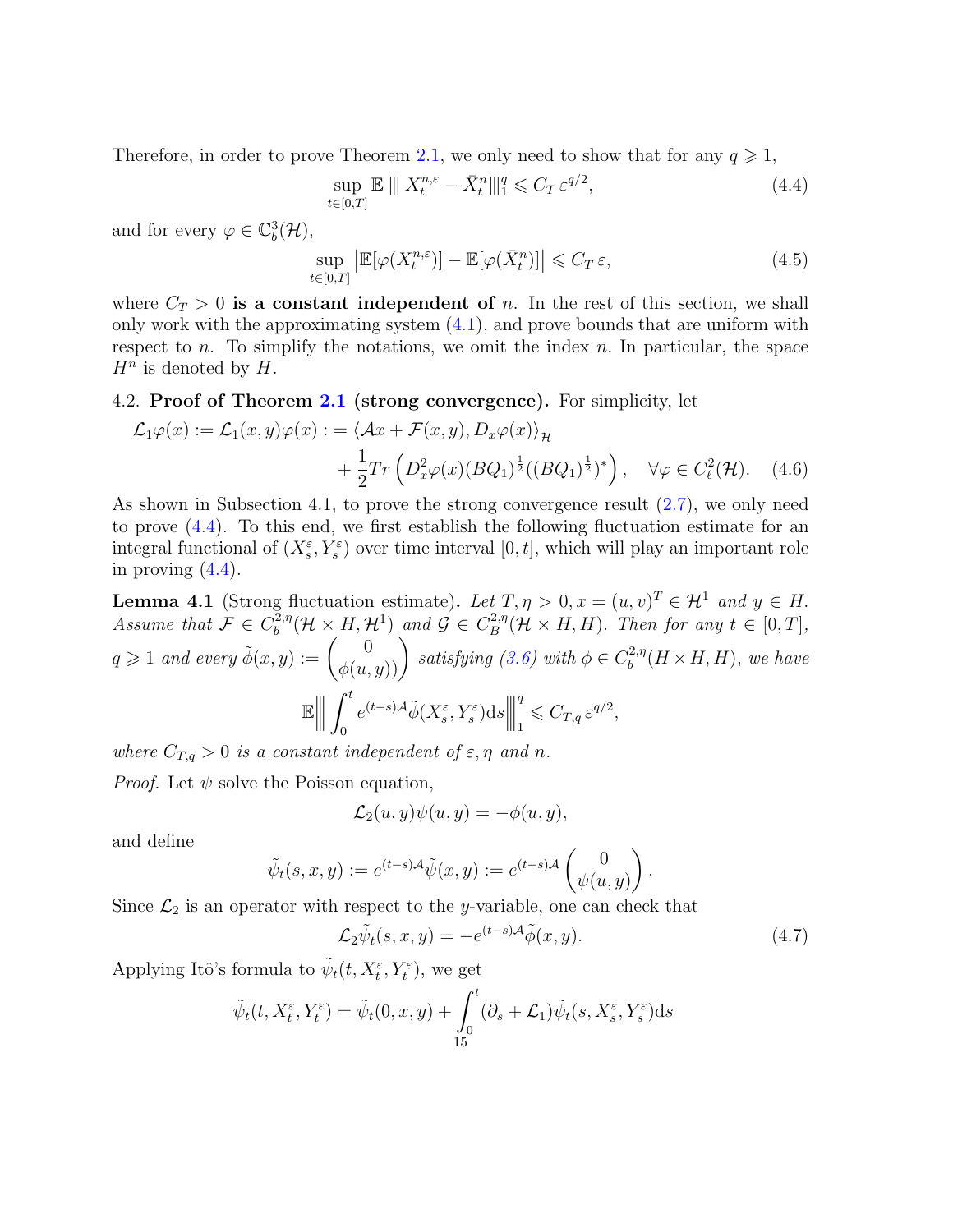Therefore, in order to prove Theorem 2.1, we only need to show that for any $q \geqslant 1$,

$$
\sup_{t\in[0,T]} \mathbb{E} \left\| X_t^{n,\varepsilon} - \bar{X}_t^n \right\|_1^q \leqslant C_T \, \varepsilon^{q/2}, \tag{4.4}
$$

and for every $\varphi \in \mathbb{C}_b^3(\mathcal{H})$,

$$
\sup_{t\in[0,T]} \left| \mathbb{E}[\varphi(X_t^{n,\varepsilon})] - \mathbb{E}[\varphi(\bar{X}_t^n)] \right| \leqslant C_T \, \varepsilon, \tag{4.5}
$$

where $C_T > 0$ **is a constant independent of** $n$. In the rest of this section, we shall only work with the approximating system (4.1), and prove bounds that are uniform with respect to $n$. To simplify the notations, we omit the index $n$. In particular, the space $H^n$ is denoted by $H$.

4.2. **Proof of Theorem 2.1 (strong convergence).** For simplicity, let

$$
\begin{aligned}
\mathcal{L}_1\varphi(x) := \mathcal{L}_1(x,y)\varphi(x) : &= \langle \mathcal{A}x + \mathcal{F}(x,y), D_x\varphi(x) \rangle_{\mathcal{H}} \\
&\quad + \frac{1}{2} Tr \left( D_x^2 \varphi(x) (BQ_1)^{\frac{1}{2}} ((BQ_1)^{\frac{1}{2}})^* \right), \quad \forall \varphi \in C_\ell^2(\mathcal{H}).
\end{aligned} \tag{4.6}
$$

As shown in Subsection 4.1, to prove the strong convergence result (2.7), we only need to prove (4.4). To this end, we first establish the following fluctuation estimate for an integral functional of $(X_s^\varepsilon, Y_s^\varepsilon)$ over time interval $[0,t]$, which will play an important role in proving (4.4).

**Lemma 4.1** (Strong fluctuation estimate)**.** *Let $T, \eta > 0, x = (u,v)^T \in \mathcal{H}^1$ and $y \in H$. Assume that $\mathcal{F} \in C_b^{2,\eta}(\mathcal{H} \times H, \mathcal{H}^1)$ and $\mathcal{G} \in C_B^{2,\eta}(\mathcal{H} \times H, H)$. Then for any $t \in [0,T]$, $q \geqslant 1$ and every $\tilde{\phi}(x,y) := \begin{pmatrix} 0 \\ \phi(u,y) \end{pmatrix}$ satisfying (3.6) with $\phi \in C_b^{2,\eta}(H \times H, H)$, we have*

$$
\mathbb{E} \left\| \int_0^t e^{(t-s)\mathcal{A}} \tilde{\phi}(X_s^\varepsilon, Y_s^\varepsilon) \mathrm{d}s \right\|_1^q \leqslant C_{T,q} \, \varepsilon^{q/2},
$$

*where $C_{T,q} > 0$ is a constant independent of $\varepsilon, \eta$ and $n$.*

*Proof.* Let $\psi$ solve the Poisson equation,

$$
\mathcal{L}_2(u,y)\psi(u,y) = -\phi(u,y),
$$

and define

$$
\tilde{\psi}_t(s,x,y) := e^{(t-s)\mathcal{A}} \tilde{\psi}(x,y) := e^{(t-s)\mathcal{A}} \begin{pmatrix} 0 \\ \psi(u,y) \end{pmatrix}.
$$

Since $\mathcal{L}_2$ is an operator with respect to the $y$-variable, one can check that

$$
\mathcal{L}_2 \tilde{\psi}_t(s,x,y) = -e^{(t-s)\mathcal{A}} \tilde{\phi}(x,y). \tag{4.7}
$$

Applying Itô's formula to $\tilde{\psi}_t(t, X_t^\varepsilon, Y_t^\varepsilon)$, we get

$$
\tilde{\psi}_t(t, X_t^\varepsilon, Y_t^\varepsilon) = \tilde{\psi}_t(0,x,y) + \int_0^t (\partial_s + \mathcal{L}_1) \tilde{\psi}_t(s, X_s^\varepsilon, Y_s^\varepsilon) \mathrm{d}s
$$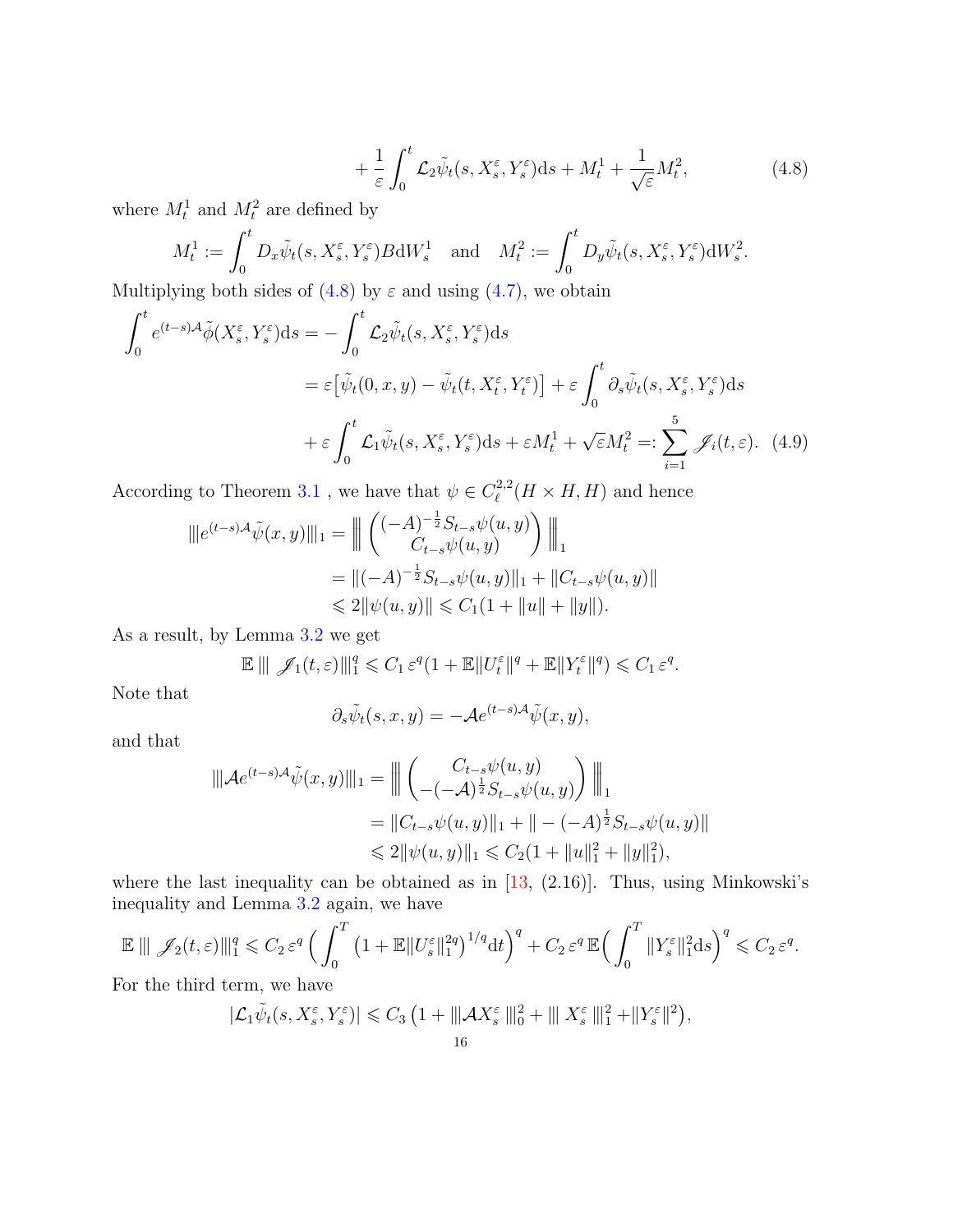$$
+\frac{1}{\varepsilon}\int_0^t \mathcal{L}_2\tilde{\psi}_t(s,X_s^\varepsilon,Y_s^\varepsilon)\mathrm{d}s + M_t^1 + \frac{1}{\sqrt{\varepsilon}}M_t^2, \tag{4.8}
$$

where $M_t^1$ and $M_t^2$ are defined by

$$
M_t^1 := \int_0^t D_x\tilde{\psi}_t(s,X_s^\varepsilon,Y_s^\varepsilon)B\mathrm{d}W_s^1 \quad \text{and} \quad M_t^2 := \int_0^t D_y\tilde{\psi}_t(s,X_s^\varepsilon,Y_s^\varepsilon)\mathrm{d}W_s^2.
$$

Multiplying both sides of (4.8) by $\varepsilon$ and using (4.7), we obtain

$$
\begin{aligned}
\int_0^t e^{(t-s)\mathcal{A}}\tilde{\phi}(X_s^\varepsilon,Y_s^\varepsilon)\mathrm{d}s &= -\int_0^t \mathcal{L}_2\tilde{\psi}_t(s,X_s^\varepsilon,Y_s^\varepsilon)\mathrm{d}s \\
&= \varepsilon\big[\tilde{\psi}_t(0,x,y) - \tilde{\psi}_t(t,X_t^\varepsilon,Y_t^\varepsilon)\big] + \varepsilon\int_0^t \partial_s\tilde{\psi}_t(s,X_s^\varepsilon,Y_s^\varepsilon)\mathrm{d}s \\
&\quad + \varepsilon\int_0^t \mathcal{L}_1\tilde{\psi}_t(s,X_s^\varepsilon,Y_s^\varepsilon)\mathrm{d}s + \varepsilon M_t^1 + \sqrt{\varepsilon}M_t^2 =: \sum_{i=1}^5 \mathscr{J}_i(t,\varepsilon). \quad (4.9)
\end{aligned}
$$

According to Theorem 3.1 , we have that $\psi \in C_\ell^{2,2}(H\times H, H)$ and hence

$$
\begin{aligned}
|||e^{(t-s)\mathcal{A}}\tilde{\psi}(x,y)|||_1 &= \left|\left|\left| \begin{pmatrix} (-A)^{-\frac{1}{2}}S_{t-s}\psi(u,y) \\ C_{t-s}\psi(u,y) \end{pmatrix} \right|\right|\right|_1 \\
&= \|(-A)^{-\frac{1}{2}}S_{t-s}\psi(u,y)\|_1 + \|C_{t-s}\psi(u,y)\| \\
&\leqslant 2\|\psi(u,y)\| \leqslant C_1(1+\|u\|+\|y\|).
\end{aligned}
$$

As a result, by Lemma 3.2 we get

$$
\mathbb{E}\,|||\,\mathscr{J}_1(t,\varepsilon)|||_1^q \leqslant C_1\,\varepsilon^q(1+\mathbb{E}\|U_t^\varepsilon\|^q + \mathbb{E}\|Y_t^\varepsilon\|^q) \leqslant C_1\,\varepsilon^q.
$$

Note that

$$
\partial_s\tilde{\psi}_t(s,x,y) = -\mathcal{A}e^{(t-s)\mathcal{A}}\tilde{\psi}(x,y),
$$

and that

$$
\begin{aligned}
|||\mathcal{A}e^{(t-s)\mathcal{A}}\tilde{\psi}(x,y)|||_1 &= \left|\left|\left| \begin{pmatrix} C_{t-s}\psi(u,y) \\ -(-\mathcal{A})^{\frac{1}{2}}S_{t-s}\psi(u,y) \end{pmatrix} \right|\right|\right|_1 \\
&= \|C_{t-s}\psi(u,y)\|_1 + \|-(-A)^{\frac{1}{2}}S_{t-s}\psi(u,y)\| \\
&\leqslant 2\|\psi(u,y)\|_1 \leqslant C_2(1+\|u\|_1^2+\|y\|_1^2),
\end{aligned}
$$

where the last inequality can be obtained as in [13, (2.16)]. Thus, using Minkowski's inequality and Lemma 3.2 again, we have

$$
\mathbb{E}\,|||\,\mathscr{J}_2(t,\varepsilon)|||_1^q \leqslant C_2\,\varepsilon^q\Big(\int_0^T\big(1+\mathbb{E}\|U_s^\varepsilon\|_1^{2q}\big)^{1/q}\mathrm{d}t\Big)^q + C_2\,\varepsilon^q\,\mathbb{E}\Big(\int_0^T \|Y_s^\varepsilon\|_1^2\mathrm{d}s\Big)^q \leqslant C_2\,\varepsilon^q.
$$

For the third term, we have

$$
|\mathcal{L}_1\tilde{\psi}_t(s,X_s^\varepsilon,Y_s^\varepsilon)| \leqslant C_3\big(1+|||\mathcal{A}X_s^\varepsilon\,|||_0^2 + |||\,X_s^\varepsilon\,|||_1^2 + \|Y_s^\varepsilon\|^2\big),
$$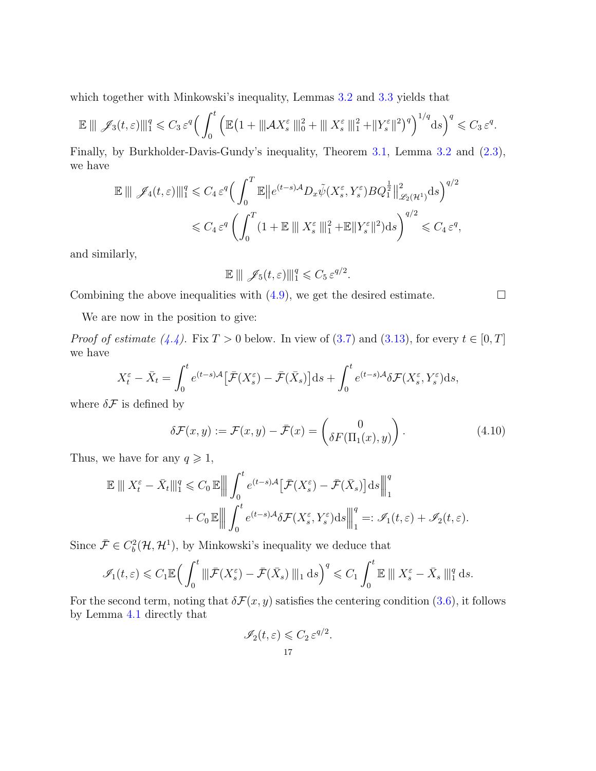which together with Minkowski's inequality, Lemmas 3.2 and 3.3 yields that

$$\mathbb{E} \,|||\, \mathscr{J}_3(t,\varepsilon)|||_1^q \leqslant C_3\,\varepsilon^q\Big(\int_0^t \Big(\mathbb{E}\big(1+|||\mathcal{A}X_s^\varepsilon\,|||_0^2+|||\,X_s^\varepsilon\,|||_1^2+\|Y_s^\varepsilon\|^2\big)^q\Big)^{1/q}\mathrm{d}s\Big)^q \leqslant C_3\,\varepsilon^q.$$

Finally, by Burkholder-Davis-Gundy's inequality, Theorem 3.1, Lemma 3.2 and (2.3), we have

$$\begin{aligned}\mathbb{E} \,|||\, \mathscr{J}_4(t,\varepsilon)|||_1^q &\leqslant C_4\,\varepsilon^q\Big(\int_0^T \mathbb{E}\big\|e^{(t-s)\mathcal{A}}D_x\tilde{\psi}(X_s^\varepsilon,Y_s^\varepsilon)BQ_1^{\frac{1}{2}}\big\|^2_{\mathscr{L}_2(\mathcal{H}^1)}\mathrm{d}s\Big)^{q/2}\\
&\leqslant C_4\,\varepsilon^q\left(\int_0^T(1+\mathbb{E}\,|||\,X_s^\varepsilon\,|||_1^2+\mathbb{E}\|Y_s^\varepsilon\|^2)\mathrm{d}s\right)^{q/2}\leqslant C_4\,\varepsilon^q,\end{aligned}$$

and similarly,

$$\mathbb{E} \,|||\, \mathscr{J}_5(t,\varepsilon)|||_1^q \leqslant C_5\,\varepsilon^{q/2}.$$

Combining the above inequalities with (4.9), we get the desired estimate. □

We are now in the position to give:

*Proof of estimate (4.4).* Fix $T>0$ below. In view of (3.7) and (3.13), for every $t\in[0,T]$ we have

$$X_t^\varepsilon-\bar{X}_t=\int_0^t e^{(t-s)\mathcal{A}}\big[\bar{\mathcal{F}}(X_s^\varepsilon)-\bar{\mathcal{F}}(\bar{X}_s)\big]\mathrm{d}s+\int_0^t e^{(t-s)\mathcal{A}}\delta\mathcal{F}(X_s^\varepsilon,Y_s^\varepsilon)\mathrm{d}s,$$

where $\delta\mathcal{F}$ is defined by

$$\delta\mathcal{F}(x,y):=\mathcal{F}(x,y)-\bar{\mathcal{F}}(x)=\begin{pmatrix}0\\ \delta F(\Pi_1(x),y)\end{pmatrix}. \tag{4.10}$$

Thus, we have for any $q\geqslant 1$,

$$\begin{aligned}\mathbb{E}\,|||\,X_t^\varepsilon-\bar{X}_t|||_1^q &\leqslant C_0\,\mathbb{E}\Big\|\int_0^t e^{(t-s)\mathcal{A}}\big[\bar{\mathcal{F}}(X_s^\varepsilon)-\bar{\mathcal{F}}(\bar{X}_s)\big]\mathrm{d}s\Big\|_1^q\\
&\quad+C_0\,\mathbb{E}\Big\|\int_0^t e^{(t-s)\mathcal{A}}\delta\mathcal{F}(X_s^\varepsilon,Y_s^\varepsilon)\mathrm{d}s\Big\|_1^q=:\mathscr{I}_1(t,\varepsilon)+\mathscr{I}_2(t,\varepsilon).\end{aligned}$$

Since $\bar{\mathcal{F}}\in C_b^2(\mathcal{H},\mathcal{H}^1)$, by Minkowski's inequality we deduce that

$$\mathscr{I}_1(t,\varepsilon)\leqslant C_1\mathbb{E}\Big(\int_0^t |||\bar{\mathcal{F}}(X_s^\varepsilon)-\bar{\mathcal{F}}(\bar{X}_s)\,|||_1\,\mathrm{d}s\Big)^q\leqslant C_1\int_0^t \mathbb{E}\,|||\,X_s^\varepsilon-\bar{X}_s\,|||_1^q\,\mathrm{d}s.$$

For the second term, noting that $\delta\mathcal{F}(x,y)$ satisfies the centering condition (3.6), it follows by Lemma 4.1 directly that

$$\mathscr{I}_2(t,\varepsilon)\leqslant C_2\,\varepsilon^{q/2}.$$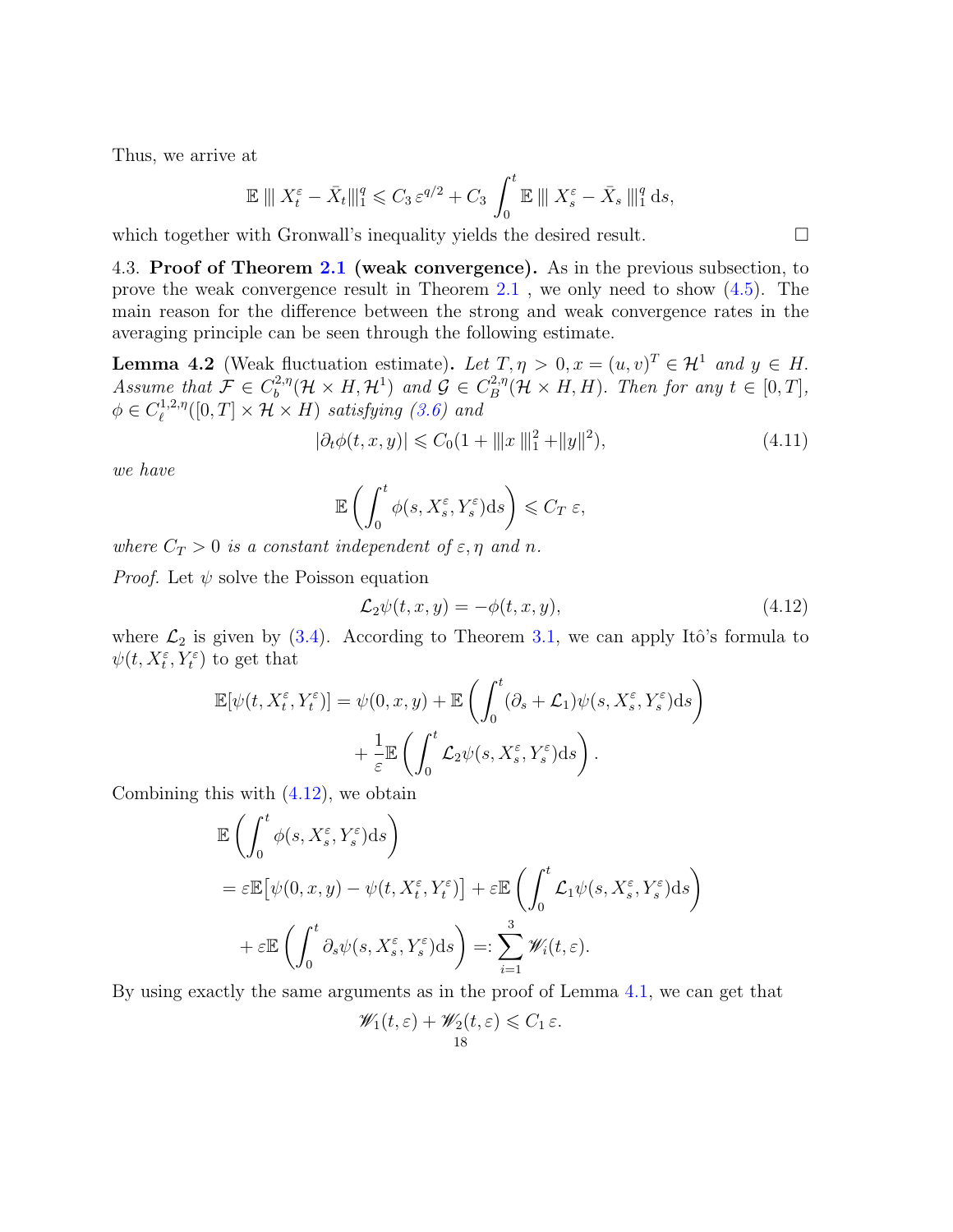Thus, we arrive at

$$\mathbb{E}\,|||\,X_t^\varepsilon - \bar{X}_t|||_1^q \leqslant C_3\,\varepsilon^{q/2} + C_3\int_0^t \mathbb{E}\,|||\,X_s^\varepsilon - \bar{X}_s\,|||_1^q\,\mathrm{d}s,$$

which together with Gronwall's inequality yields the desired result. $\square$

4.3. **Proof of Theorem 2.1 (weak convergence).** As in the previous subsection, to prove the weak convergence result in Theorem 2.1 , we only need to show (4.5). The main reason for the difference between the strong and weak convergence rates in the averaging principle can be seen through the following estimate.

**Lemma 4.2** (Weak fluctuation estimate)**.** *Let $T,\eta > 0, x = (u,v)^T \in \mathcal{H}^1$ and $y \in H$. Assume that $\mathcal{F} \in C_b^{2,\eta}(\mathcal{H}\times H, \mathcal{H}^1)$ and $\mathcal{G} \in C_B^{2,\eta}(\mathcal{H}\times H, H)$. Then for any $t \in [0,T]$, $\phi \in C_\ell^{1,2,\eta}([0,T]\times\mathcal{H}\times H)$ satisfying (3.6) and*

$$|\partial_t\phi(t,x,y)| \leqslant C_0(1 + |||x\,|||_1^2 + \|y\|^2), \tag{4.11}$$

*we have*

$$\mathbb{E}\left(\int_0^t \phi(s, X_s^\varepsilon, Y_s^\varepsilon)\mathrm{d}s\right) \leqslant C_T\,\varepsilon,$$

*where $C_T > 0$ is a constant independent of $\varepsilon, \eta$ and $n$.*

*Proof.* Let $\psi$ solve the Poisson equation

$$\mathcal{L}_2\psi(t,x,y) = -\phi(t,x,y), \tag{4.12}$$

where $\mathcal{L}_2$ is given by (3.4). According to Theorem 3.1, we can apply Itô's formula to $\psi(t, X_t^\varepsilon, Y_t^\varepsilon)$ to get that

$$\begin{aligned}\mathbb{E}[\psi(t,X_t^\varepsilon,Y_t^\varepsilon)] &= \psi(0,x,y) + \mathbb{E}\left(\int_0^t (\partial_s + \mathcal{L}_1)\psi(s,X_s^\varepsilon,Y_s^\varepsilon)\mathrm{d}s\right)\\ &\quad + \frac{1}{\varepsilon}\mathbb{E}\left(\int_0^t \mathcal{L}_2\psi(s,X_s^\varepsilon,Y_s^\varepsilon)\mathrm{d}s\right).\end{aligned}$$

Combining this with (4.12), we obtain

$$\begin{aligned}&\mathbb{E}\left(\int_0^t \phi(s,X_s^\varepsilon,Y_s^\varepsilon)\mathrm{d}s\right)\\ &= \varepsilon\mathbb{E}\big[\psi(0,x,y) - \psi(t,X_t^\varepsilon,Y_t^\varepsilon)\big] + \varepsilon\mathbb{E}\left(\int_0^t \mathcal{L}_1\psi(s,X_s^\varepsilon,Y_s^\varepsilon)\mathrm{d}s\right)\\ &\quad + \varepsilon\mathbb{E}\left(\int_0^t \partial_s\psi(s,X_s^\varepsilon,Y_s^\varepsilon)\mathrm{d}s\right) =: \sum_{i=1}^3 \mathscr{W}_i(t,\varepsilon).\end{aligned}$$

By using exactly the same arguments as in the proof of Lemma 4.1, we can get that

$$\mathscr{W}_1(t,\varepsilon) + \mathscr{W}_2(t,\varepsilon) \leqslant C_1\,\varepsilon.$$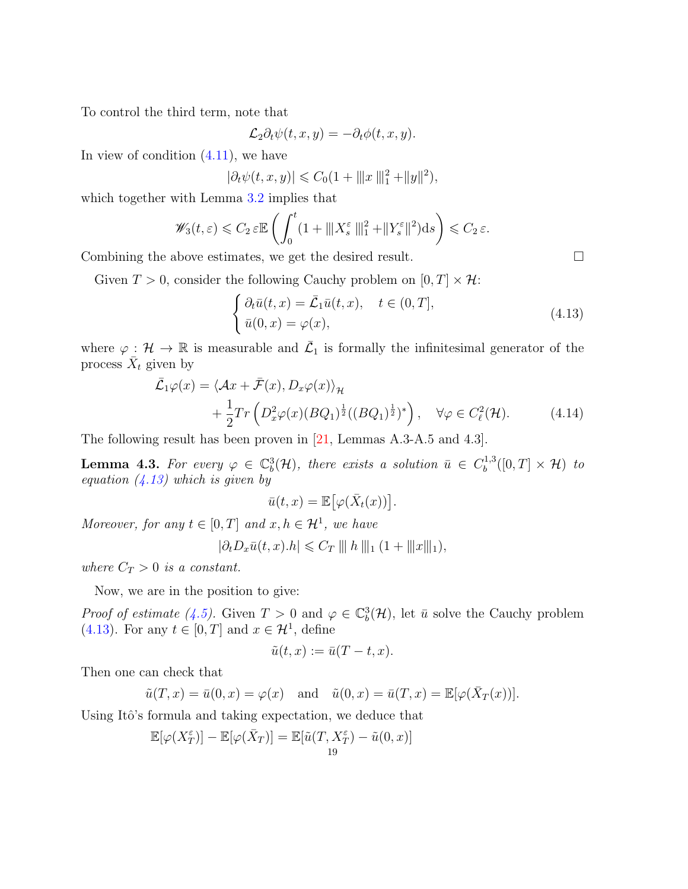To control the third term, note that

$$\mathcal{L}_2 \partial_t \psi(t,x,y) = -\partial_t \phi(t,x,y).$$

In view of condition (4.11), we have

$$|\partial_t \psi(t,x,y)| \leqslant C_0(1 + |||x|||_1^2 + \|y\|^2),$$

which together with Lemma 3.2 implies that

$$\mathscr{W}_3(t,\varepsilon) \leqslant C_2\, \varepsilon \mathbb{E}\left( \int_0^t (1 + |||X_s^\varepsilon|||_1^2 + \|Y_s^\varepsilon\|^2) \mathrm{d}s \right) \leqslant C_2\, \varepsilon.$$

Combining the above estimates, we get the desired result. $\square$

Given $T > 0$, consider the following Cauchy problem on $[0,T] \times \mathcal{H}$:

$$\begin{cases} \partial_t \bar{u}(t,x) = \bar{\mathcal{L}}_1 \bar{u}(t,x), \quad t \in (0,T], \\ \bar{u}(0,x) = \varphi(x), \end{cases} \tag{4.13}$$

where $\varphi : \mathcal{H} \to \mathbb{R}$ is measurable and $\bar{\mathcal{L}}_1$ is formally the infinitesimal generator of the process $\bar{X}_t$ given by

$$\begin{aligned} \bar{\mathcal{L}}_1 \varphi(x) = {} & \langle \mathcal{A}x + \bar{\mathcal{F}}(x), D_x \varphi(x) \rangle_{\mathcal{H}} \\ & + \frac{1}{2} Tr\left( D_x^2 \varphi(x) (BQ_1)^{\frac{1}{2}} ((BQ_1)^{\frac{1}{2}})^* \right), \quad \forall \varphi \in C_\ell^2(\mathcal{H}). \end{aligned} \tag{4.14}$$

The following result has been proven in [21, Lemmas A.3-A.5 and 4.3].

**Lemma 4.3.** *For every $\varphi \in \mathbb{C}_b^3(\mathcal{H})$, there exists a solution $\bar{u} \in C_b^{1,3}([0,T] \times \mathcal{H})$ to equation (4.13) which is given by*

$$\bar{u}(t,x) = \mathbb{E}\big[\varphi(\bar{X}_t(x))\big].$$

*Moreover, for any $t \in [0,T]$ and $x, h \in \mathcal{H}^1$, we have*

$$|\partial_t D_x \bar{u}(t,x).h| \leqslant C_T \, |||\, h \,|||_1 \, (1 + |||x|||_1),$$

*where $C_T > 0$ is a constant.*

Now, we are in the position to give:

*Proof of estimate (4.5).* Given $T > 0$ and $\varphi \in \mathbb{C}_b^3(\mathcal{H})$, let $\bar{u}$ solve the Cauchy problem (4.13). For any $t \in [0,T]$ and $x \in \mathcal{H}^1$, define

$$\tilde{u}(t,x) := \bar{u}(T-t,x).$$

Then one can check that

$$\tilde{u}(T,x) = \bar{u}(0,x) = \varphi(x) \quad \text{and} \quad \tilde{u}(0,x) = \bar{u}(T,x) = \mathbb{E}[\varphi(\bar{X}_T(x))].$$

Using Itô's formula and taking expectation, we deduce that

$$\mathbb{E}[\varphi(X_T^\varepsilon)] - \mathbb{E}[\varphi(\bar{X}_T)] = \mathbb{E}[\tilde{u}(T, X_T^\varepsilon) - \tilde{u}(0,x)]$$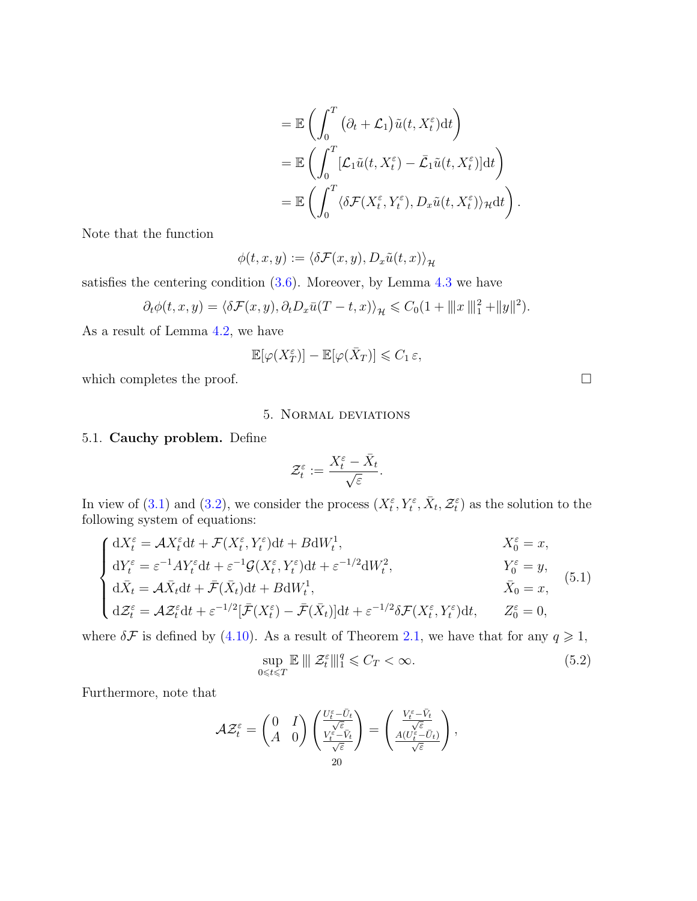$$
\begin{aligned}
&= \mathbb{E}\left(\int_0^T \left(\partial_t + \mathcal{L}_1\right)\tilde{u}(t, X_t^\varepsilon)\mathrm{d}t\right) \\
&= \mathbb{E}\left(\int_0^T [\mathcal{L}_1\tilde{u}(t, X_t^\varepsilon) - \bar{\mathcal{L}}_1\tilde{u}(t, X_t^\varepsilon)]\mathrm{d}t\right) \\
&= \mathbb{E}\left(\int_0^T \langle \delta\mathcal{F}(X_t^\varepsilon, Y_t^\varepsilon), D_x\tilde{u}(t, X_t^\varepsilon)\rangle_{\mathcal{H}}\mathrm{d}t\right).
\end{aligned}
$$

Note that the function

$$
\phi(t, x, y) := \langle \delta\mathcal{F}(x, y), D_x\tilde{u}(t, x)\rangle_{\mathcal{H}}
$$

satisfies the centering condition (3.6). Moreover, by Lemma 4.3 we have

$$
\partial_t\phi(t, x, y) = \langle \delta\mathcal{F}(x, y), \partial_t D_x\bar{u}(T-t, x)\rangle_{\mathcal{H}} \leqslant C_0(1 + \|\!| x \|\!|_1^2 + \|y\|^2).
$$

As a result of Lemma 4.2, we have

$$
\mathbb{E}[\varphi(X_T^\varepsilon)] - \mathbb{E}[\varphi(\bar{X}_T)] \leqslant C_1\,\varepsilon,
$$

which completes the proof. $\square$

## 5. Normal deviations

**5.1. Cauchy problem.** Define

$$
\mathcal{Z}_t^\varepsilon := \frac{X_t^\varepsilon - \bar{X}_t}{\sqrt{\varepsilon}}.
$$

In view of (3.1) and (3.2), we consider the process $(X_t^\varepsilon, Y_t^\varepsilon, \bar{X}_t, \mathcal{Z}_t^\varepsilon)$ as the solution to the following system of equations:

$$
\begin{cases}
\mathrm{d}X_t^\varepsilon = \mathcal{A}X_t^\varepsilon\mathrm{d}t + \mathcal{F}(X_t^\varepsilon, Y_t^\varepsilon)\mathrm{d}t + B\mathrm{d}W_t^1, & X_0^\varepsilon = x, \\
\mathrm{d}Y_t^\varepsilon = \varepsilon^{-1}AY_t^\varepsilon\mathrm{d}t + \varepsilon^{-1}\mathcal{G}(X_t^\varepsilon, Y_t^\varepsilon)\mathrm{d}t + \varepsilon^{-1/2}\mathrm{d}W_t^2, & Y_0^\varepsilon = y, \\
\mathrm{d}\bar{X}_t = \mathcal{A}\bar{X}_t\mathrm{d}t + \bar{\mathcal{F}}(\bar{X}_t)\mathrm{d}t + B\mathrm{d}W_t^1, & \bar{X}_0 = x, \\
\mathrm{d}\mathcal{Z}_t^\varepsilon = \mathcal{A}\mathcal{Z}_t^\varepsilon\mathrm{d}t + \varepsilon^{-1/2}[\bar{\mathcal{F}}(X_t^\varepsilon) - \bar{\mathcal{F}}(\bar{X}_t)]\mathrm{d}t + \varepsilon^{-1/2}\delta\mathcal{F}(X_t^\varepsilon, Y_t^\varepsilon)\mathrm{d}t, & Z_0^\varepsilon = 0,
\end{cases}
\tag{5.1}
$$

where $\delta\mathcal{F}$ is defined by (4.10). As a result of Theorem 2.1, we have that for any $q \geqslant 1$,

$$
\sup_{0\leqslant t\leqslant T} \mathbb{E}\,\|\!|\, \mathcal{Z}_t^\varepsilon \|\!|_1^q \leqslant C_T < \infty. \tag{5.2}
$$

Furthermore, note that

$$
\mathcal{A}\mathcal{Z}_t^\varepsilon = \begin{pmatrix} 0 & I \\ A & 0 \end{pmatrix} \begin{pmatrix} \frac{U_t^\varepsilon - \bar{U}_t}{\sqrt{\varepsilon}} \\ \frac{V_t^\varepsilon - \bar{V}_t}{\sqrt{\varepsilon}} \end{pmatrix} = \begin{pmatrix} \frac{V_t^\varepsilon - \bar{V}_t}{\sqrt{\varepsilon}} \\ \frac{A(U_t^\varepsilon - \bar{U}_t)}{\sqrt{\varepsilon}} \end{pmatrix},
$$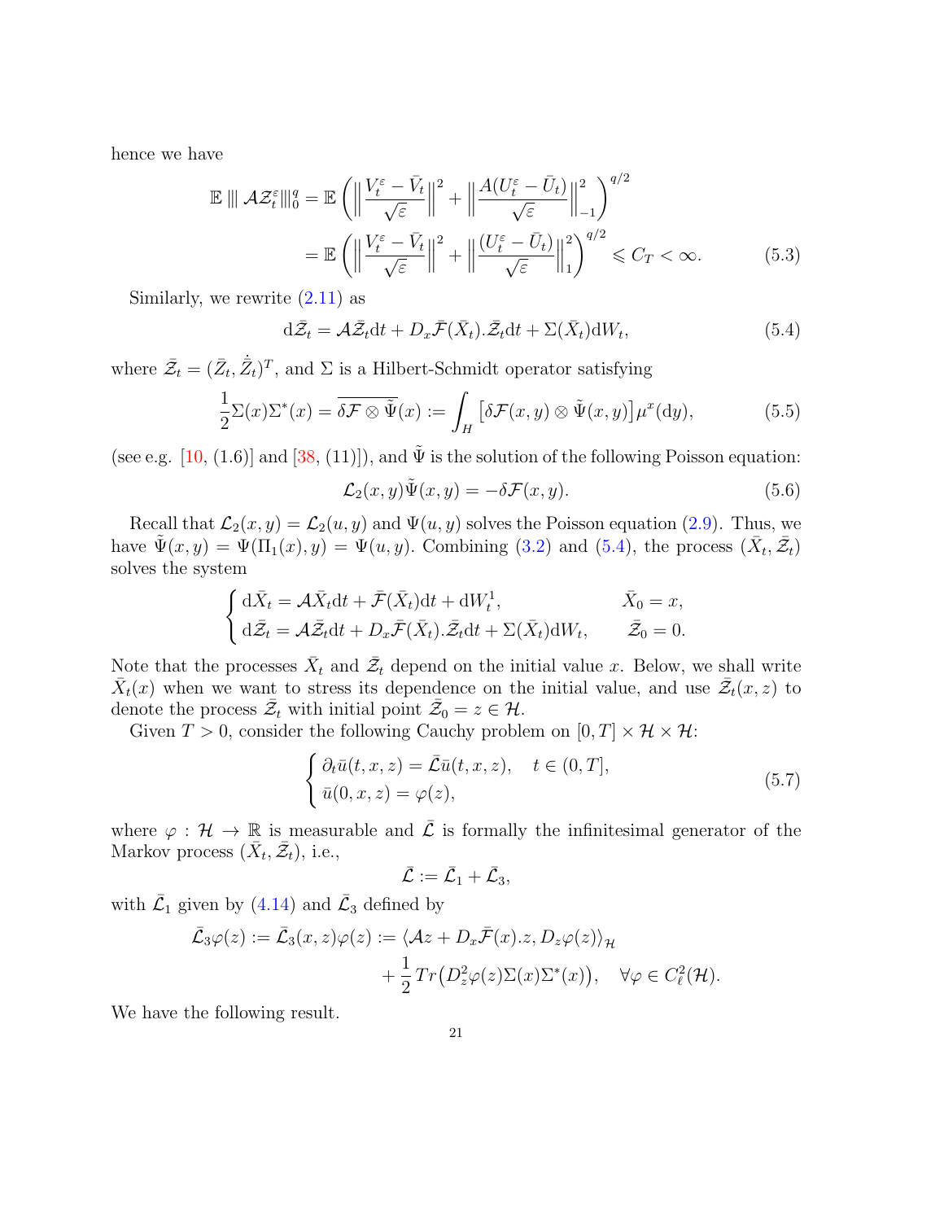hence we have

$$
\begin{aligned}
\mathbb{E} \, ||| \, \mathcal{A}\mathcal{Z}_t^\varepsilon |||_0^q &= \mathbb{E}\left( \Big\| \frac{V_t^\varepsilon - \bar{V}_t}{\sqrt{\varepsilon}} \Big\|^2 + \Big\| \frac{A(U_t^\varepsilon - \bar{U}_t)}{\sqrt{\varepsilon}} \Big\|_{-1}^2 \right)^{q/2} \\
&= \mathbb{E}\left( \Big\| \frac{V_t^\varepsilon - \bar{V}_t}{\sqrt{\varepsilon}} \Big\|^2 + \Big\| \frac{(U_t^\varepsilon - \bar{U}_t)}{\sqrt{\varepsilon}} \Big\|_{1}^2 \right)^{q/2} \leqslant C_T < \infty. \qquad (5.3)
\end{aligned}
$$

Similarly, we rewrite (2.11) as

$$
\mathrm{d}\bar{\mathcal{Z}}_t = \mathcal{A}\bar{\mathcal{Z}}_t \mathrm{d}t + D_x \bar{\mathcal{F}}(\bar{X}_t).\bar{\mathcal{Z}}_t \mathrm{d}t + \Sigma(\bar{X}_t)\mathrm{d}W_t, \tag{5.4}
$$

where $\bar{\mathcal{Z}}_t = (\bar{Z}_t, \dot{\bar{Z}}_t)^T$, and $\Sigma$ is a Hilbert-Schmidt operator satisfying

$$
\frac{1}{2}\Sigma(x)\Sigma^*(x) = \overline{\delta\mathcal{F} \otimes \tilde{\Psi}}(x) := \int_H \left[ \delta\mathcal{F}(x,y) \otimes \tilde{\Psi}(x,y) \right] \mu^x(\mathrm{d}y), \tag{5.5}
$$

(see e.g. [10, (1.6)] and [38, (11)]), and $\tilde{\Psi}$ is the solution of the following Poisson equation:

$$
\mathcal{L}_2(x,y)\tilde{\Psi}(x,y) = -\delta\mathcal{F}(x,y). \tag{5.6}
$$

Recall that $\mathcal{L}_2(x,y) = \mathcal{L}_2(u,y)$ and $\Psi(u,y)$ solves the Poisson equation (2.9). Thus, we have $\tilde{\Psi}(x,y) = \Psi(\Pi_1(x), y) = \Psi(u,y)$. Combining (3.2) and (5.4), the process $(\bar{X}_t, \bar{\mathcal{Z}}_t)$ solves the system

$$
\begin{cases}
\mathrm{d}\bar{X}_t = \mathcal{A}\bar{X}_t \mathrm{d}t + \bar{\mathcal{F}}(\bar{X}_t)\mathrm{d}t + \mathrm{d}W_t^1, & \bar{X}_0 = x, \\
\mathrm{d}\bar{\mathcal{Z}}_t = \mathcal{A}\bar{\mathcal{Z}}_t \mathrm{d}t + D_x\bar{\mathcal{F}}(\bar{X}_t).\bar{\mathcal{Z}}_t \mathrm{d}t + \Sigma(\bar{X}_t)\mathrm{d}W_t, & \bar{\mathcal{Z}}_0 = 0.
\end{cases}
$$

Note that the processes $\bar{X}_t$ and $\bar{\mathcal{Z}}_t$ depend on the initial value $x$. Below, we shall write $\bar{X}_t(x)$ when we want to stress its dependence on the initial value, and use $\bar{\mathcal{Z}}_t(x,z)$ to denote the process $\bar{\mathcal{Z}}_t$ with initial point $\bar{\mathcal{Z}}_0 = z \in \mathcal{H}$.

Given $T > 0$, consider the following Cauchy problem on $[0,T] \times \mathcal{H} \times \mathcal{H}$:

$$
\begin{cases}
\partial_t \bar{u}(t,x,z) = \bar{\mathcal{L}}\bar{u}(t,x,z), & t \in (0,T], \\
\bar{u}(0,x,z) = \varphi(z),
\end{cases} \tag{5.7}
$$

where $\varphi : \mathcal{H} \to \mathbb{R}$ is measurable and $\bar{\mathcal{L}}$ is formally the infinitesimal generator of the Markov process $(\bar{X}_t, \bar{\mathcal{Z}}_t)$, i.e.,

$$
\bar{\mathcal{L}} := \bar{\mathcal{L}}_1 + \bar{\mathcal{L}}_3,
$$

with $\bar{\mathcal{L}}_1$ given by (4.14) and $\bar{\mathcal{L}}_3$ defined by

$$
\begin{aligned}
\bar{\mathcal{L}}_3\varphi(z) := \bar{\mathcal{L}}_3(x,z)\varphi(z) &:= \langle \mathcal{A}z + D_x\bar{\mathcal{F}}(x).z, D_z\varphi(z) \rangle_{\mathcal{H}} \\
&\quad + \frac{1}{2} Tr\big( D_z^2\varphi(z)\Sigma(x)\Sigma^*(x) \big), \quad \forall \varphi \in C_\ell^2(\mathcal{H}).
\end{aligned}
$$

We have the following result.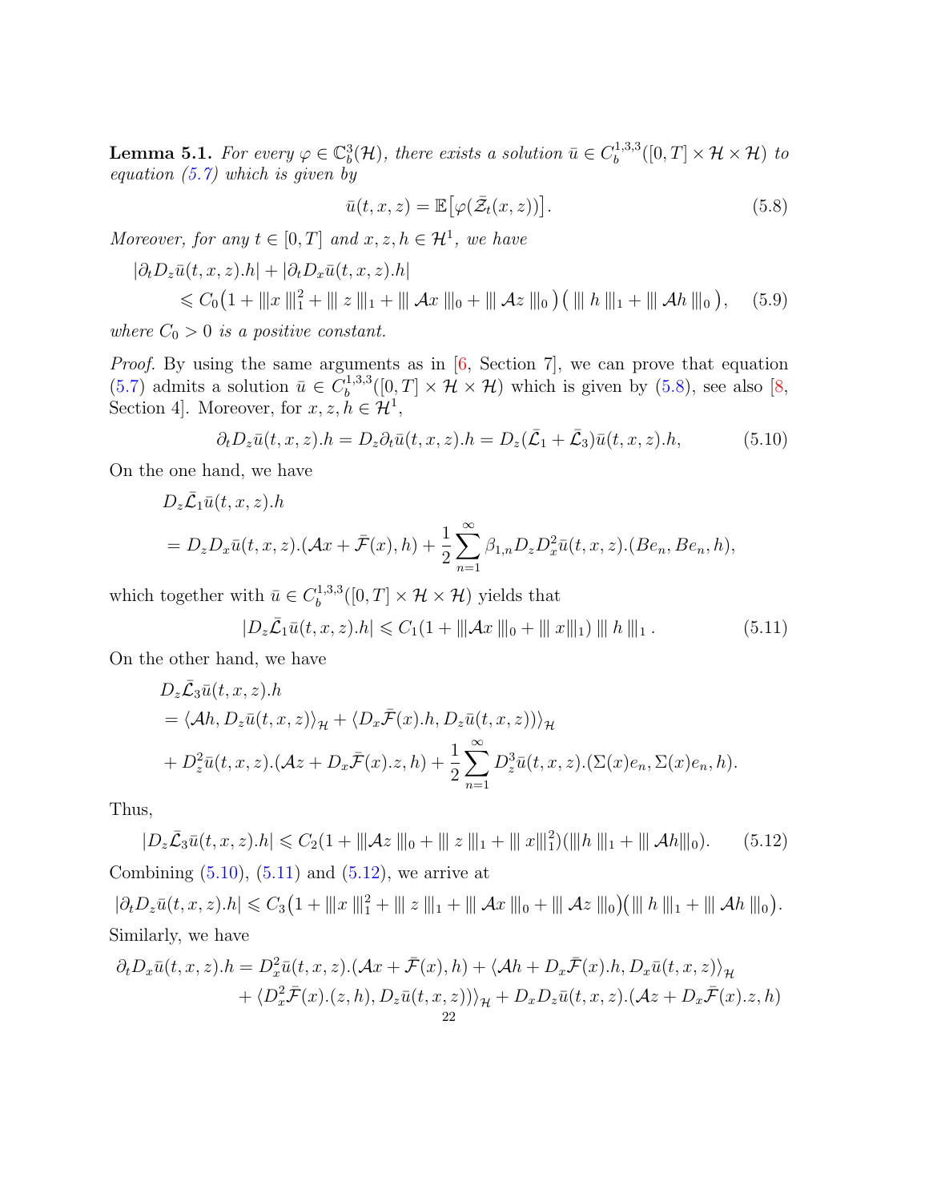**Lemma 5.1.** *For every $\varphi \in \mathbb{C}_b^3(\mathcal{H})$, there exists a solution $\bar{u} \in C_b^{1,3,3}([0,T]\times\mathcal{H}\times\mathcal{H})$ to equation (5.7) which is given by*

$$\bar{u}(t,x,z) = \mathbb{E}\big[\varphi(\bar{\mathcal{Z}}_t(x,z))\big]. \tag{5.8}$$

*Moreover, for any $t\in[0,T]$ and $x,z,h\in\mathcal{H}^1$, we have*

$$\begin{aligned}
&|\partial_t D_z\bar{u}(t,x,z).h| + |\partial_t D_x\bar{u}(t,x,z).h| \\
&\quad\leqslant C_0\big(1 + |||x|||_1^2 + |||\, z\,|||_1 + |||\,\mathcal{A}x\,|||_0 + |||\,\mathcal{A}z\,|||_0\big)\big(\,|||\,h\,|||_1 + |||\,\mathcal{A}h\,|||_0\,\big),
\end{aligned} \tag{5.9}$$

*where $C_0>0$ is a positive constant.*

*Proof.* By using the same arguments as in [6, Section 7], we can prove that equation (5.7) admits a solution $\bar{u} \in C_b^{1,3,3}([0,T]\times\mathcal{H}\times\mathcal{H})$ which is given by (5.8), see also [8, Section 4]. Moreover, for $x,z,h\in\mathcal{H}^1$,

$$\partial_t D_z\bar{u}(t,x,z).h = D_z\partial_t\bar{u}(t,x,z).h = D_z(\bar{\mathcal{L}}_1+\bar{\mathcal{L}}_3)\bar{u}(t,x,z).h, \tag{5.10}$$

On the one hand, we have

$$\begin{aligned}
&D_z\bar{\mathcal{L}}_1\bar{u}(t,x,z).h \\
&= D_zD_x\bar{u}(t,x,z).(\mathcal{A}x+\bar{\mathcal{F}}(x),h) + \frac{1}{2}\sum_{n=1}^{\infty}\beta_{1,n}D_zD_x^2\bar{u}(t,x,z).(Be_n,Be_n,h),
\end{aligned}$$

which together with $\bar{u}\in C_b^{1,3,3}([0,T]\times\mathcal{H}\times\mathcal{H})$ yields that

$$|D_z\bar{\mathcal{L}}_1\bar{u}(t,x,z).h| \leqslant C_1(1+|||\mathcal{A}x\,|||_0 + |||\,x|||_1)\,|||\,h\,|||_1\,. \tag{5.11}$$

On the other hand, we have

$$\begin{aligned}
&D_z\bar{\mathcal{L}}_3\bar{u}(t,x,z).h \\
&= \langle\mathcal{A}h, D_z\bar{u}(t,x,z)\rangle_{\mathcal{H}} + \langle D_x\bar{\mathcal{F}}(x).h, D_z\bar{u}(t,x,z))\rangle_{\mathcal{H}} \\
&+ D_z^2\bar{u}(t,x,z).(\mathcal{A}z + D_x\bar{\mathcal{F}}(x).z,h) + \frac{1}{2}\sum_{n=1}^{\infty}D_z^3\bar{u}(t,x,z).(\Sigma(x)e_n,\Sigma(x)e_n,h).
\end{aligned}$$

Thus,

$$|D_z\bar{\mathcal{L}}_3\bar{u}(t,x,z).h| \leqslant C_2(1+|||\mathcal{A}z\,|||_0 + |||\,z\,|||_1 + |||\,x|||_1^2)(|||h\,|||_1 + |||\,\mathcal{A}h|||_0). \tag{5.12}$$

Combining (5.10), (5.11) and (5.12), we arrive at

$$|\partial_t D_z\bar{u}(t,x,z).h| \leqslant C_3\big(1+|||x\,|||_1^2 + |||\,z\,|||_1 + |||\,\mathcal{A}x\,|||_0 + |||\,\mathcal{A}z\,|||_0\big)\big(|||\,h\,|||_1 + |||\,\mathcal{A}h\,|||_0\big).$$

Similarly, we have

$$\begin{aligned}
\partial_t D_x\bar{u}(t,x,z).h &= D_x^2\bar{u}(t,x,z).(\mathcal{A}x+\bar{\mathcal{F}}(x),h) + \langle\mathcal{A}h + D_x\bar{\mathcal{F}}(x).h, D_x\bar{u}(t,x,z)\rangle_{\mathcal{H}} \\
&+ \langle D_x^2\bar{\mathcal{F}}(x).(z,h), D_z\bar{u}(t,x,z))\rangle_{\mathcal{H}} + D_xD_z\bar{u}(t,x,z).(\mathcal{A}z + D_x\bar{\mathcal{F}}(x).z,h)
\end{aligned}$$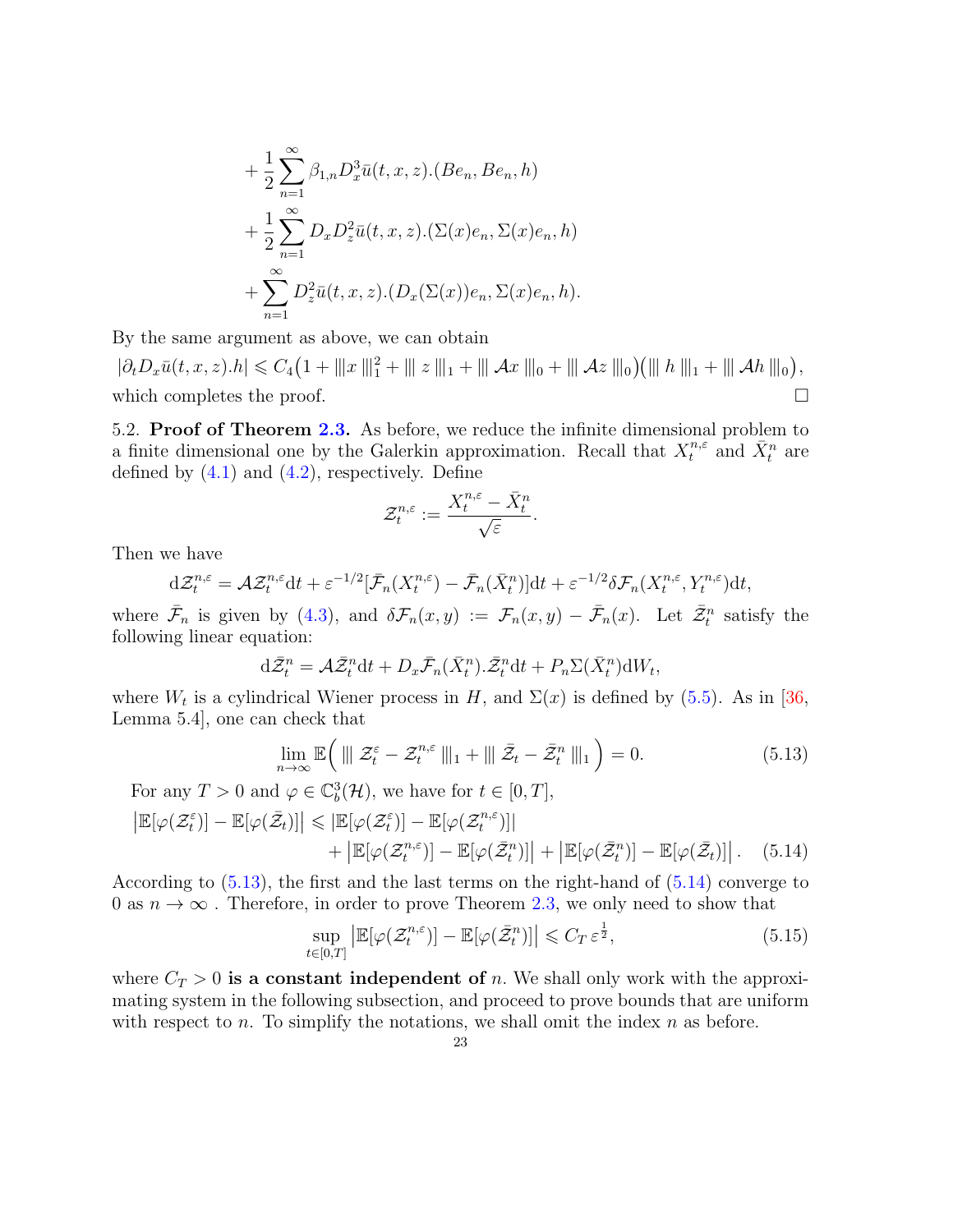$$
\begin{aligned}
&+\frac{1}{2}\sum_{n=1}^{\infty}\beta_{1,n}D_x^3\bar{u}(t,x,z).(Be_n,Be_n,h)\\
&+\frac{1}{2}\sum_{n=1}^{\infty}D_xD_z^2\bar{u}(t,x,z).(\Sigma(x)e_n,\Sigma(x)e_n,h)\\
&+\sum_{n=1}^{\infty}D_z^2\bar{u}(t,x,z).(D_x(\Sigma(x))e_n,\Sigma(x)e_n,h).
\end{aligned}
$$

By the same argument as above, we can obtain

$$
|\partial_t D_x\bar{u}(t,x,z).h| \leqslant C_4\big(1+|\!|\!|x|\!|\!|_1^2+|\!|\!| z|\!|\!|_1+|\!|\!| \mathcal{A}x|\!|\!|_0+|\!|\!| \mathcal{A}z|\!|\!|_0\big)\big(|\!|\!| h|\!|\!|_1+|\!|\!| \mathcal{A}h|\!|\!|_0\big),
$$

which completes the proof. $\square$

5.2. **Proof of Theorem 2.3.** As before, we reduce the infinite dimensional problem to a finite dimensional one by the Galerkin approximation. Recall that $X_t^{n,\varepsilon}$ and $\bar{X}_t^n$ are defined by (4.1) and (4.2), respectively. Define

$$
\mathcal{Z}_t^{n,\varepsilon} := \frac{X_t^{n,\varepsilon}-\bar{X}_t^n}{\sqrt{\varepsilon}}.
$$

Then we have

$$
\mathrm{d}\mathcal{Z}_t^{n,\varepsilon} = \mathcal{A}\mathcal{Z}_t^{n,\varepsilon}\mathrm{d}t + \varepsilon^{-1/2}[\bar{\mathcal{F}}_n(X_t^{n,\varepsilon})-\bar{\mathcal{F}}_n(\bar{X}_t^n)]\mathrm{d}t+\varepsilon^{-1/2}\delta\mathcal{F}_n(X_t^{n,\varepsilon},Y_t^{n,\varepsilon})\mathrm{d}t,
$$

where $\bar{\mathcal{F}}_n$ is given by (4.3), and $\delta\mathcal{F}_n(x,y):=\mathcal{F}_n(x,y)-\bar{\mathcal{F}}_n(x)$. Let $\bar{\mathcal{Z}}_t^n$ satisfy the following linear equation:

$$
\mathrm{d}\bar{\mathcal{Z}}_t^n = \mathcal{A}\bar{\mathcal{Z}}_t^n\mathrm{d}t + D_x\bar{\mathcal{F}}_n(\bar{X}_t^n).\bar{\mathcal{Z}}_t^n\mathrm{d}t + P_n\Sigma(\bar{X}_t^n)\mathrm{d}W_t,
$$

where $W_t$ is a cylindrical Wiener process in $H$, and $\Sigma(x)$ is defined by (5.5). As in [36, Lemma 5.4], one can check that

$$
\lim_{n\to\infty}\mathbb{E}\Big(|\!|\!| \mathcal{Z}_t^{\varepsilon}-\mathcal{Z}_t^{n,\varepsilon}|\!|\!|_1+|\!|\!| \bar{\mathcal{Z}}_t-\bar{\mathcal{Z}}_t^n|\!|\!|_1\Big)=0. \tag{5.13}
$$

For any $T>0$ and $\varphi\in\mathbb{C}_b^3(\mathcal{H})$, we have for $t\in[0,T]$,

$$
\begin{aligned}
\big|\mathbb{E}[\varphi(\mathcal{Z}_t^{\varepsilon})]-\mathbb{E}[\varphi(\bar{\mathcal{Z}}_t)]\big| &\leqslant |\mathbb{E}[\varphi(\mathcal{Z}_t^{\varepsilon})]-\mathbb{E}[\varphi(\mathcal{Z}_t^{n,\varepsilon})]|\\
&\quad+\big|\mathbb{E}[\varphi(\mathcal{Z}_t^{n,\varepsilon})]-\mathbb{E}[\varphi(\bar{\mathcal{Z}}_t^n)]\big|+\big|\mathbb{E}[\varphi(\bar{\mathcal{Z}}_t^n)]-\mathbb{E}[\varphi(\bar{\mathcal{Z}}_t)]\big|. \quad (5.14)
\end{aligned}
$$

According to (5.13), the first and the last terms on the right-hand of (5.14) converge to 0 as $n\to\infty$ . Therefore, in order to prove Theorem 2.3, we only need to show that

$$
\sup_{t\in[0,T]}\big|\mathbb{E}[\varphi(\mathcal{Z}_t^{n,\varepsilon})]-\mathbb{E}[\varphi(\bar{\mathcal{Z}}_t^n)]\big|\leqslant C_T\,\varepsilon^{\frac{1}{2}}, \tag{5.15}
$$

where $C_T>0$ **is a constant independent of** $n$. We shall only work with the approximating system in the following subsection, and proceed to prove bounds that are uniform with respect to $n$. To simplify the notations, we shall omit the index $n$ as before.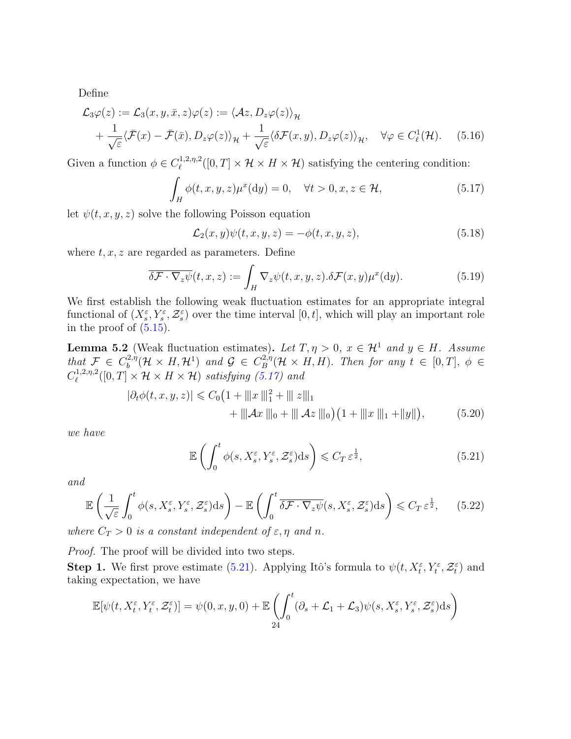Define

$$
\begin{aligned}
\mathcal{L}_3\varphi(z) &:= \mathcal{L}_3(x,y,\bar{x},z)\varphi(z) := \langle \mathcal{A}z, D_z\varphi(z)\rangle_{\mathcal{H}} \\
&+ \frac{1}{\sqrt{\varepsilon}}\langle \bar{\mathcal{F}}(x) - \bar{\mathcal{F}}(\bar{x}), D_z\varphi(z)\rangle_{\mathcal{H}} + \frac{1}{\sqrt{\varepsilon}}\langle \delta\mathcal{F}(x,y), D_z\varphi(z)\rangle_{\mathcal{H}}, \quad \forall \varphi \in C^1_\ell(\mathcal{H}). \qquad (5.16)
\end{aligned}
$$

Given a function $\phi \in C_\ell^{1,2,\eta,2}([0,T]\times\mathcal{H}\times H\times\mathcal{H})$ satisfying the centering condition:

$$
\int_H \phi(t,x,y,z)\mu^x(\mathrm{d}y) = 0, \quad \forall t>0, x, z\in\mathcal{H}, \qquad (5.17)
$$

let $\psi(t,x,y,z)$ solve the following Poisson equation

$$
\mathcal{L}_2(x,y)\psi(t,x,y,z) = -\phi(t,x,y,z), \qquad (5.18)
$$

where $t,x,z$ are regarded as parameters. Define

$$
\overline{\delta\mathcal{F}\cdot\nabla_z\psi}(t,x,z) := \int_H \nabla_z\psi(t,x,y,z).\delta\mathcal{F}(x,y)\mu^x(\mathrm{d}y). \qquad (5.19)
$$

We first establish the following weak fluctuation estimates for an appropriate integral functional of $(X_s^\varepsilon, Y_s^\varepsilon, \mathcal{Z}_s^\varepsilon)$ over the time interval $[0,t]$, which will play an important role in the proof of (5.15).

**Lemma 5.2** (Weak fluctuation estimates)**.** *Let $T,\eta>0$, $x\in\mathcal{H}^1$ and $y\in H$. Assume that $\mathcal{F}\in C_b^{2,\eta}(\mathcal{H}\times H,\mathcal{H}^1)$ and $\mathcal{G}\in C_B^{2,\eta}(\mathcal{H}\times H, H)$. Then for any $t\in[0,T]$, $\phi\in C_\ell^{1,2,\eta,2}([0,T]\times\mathcal{H}\times H\times\mathcal{H})$ satisfying (5.17) and*

$$
\begin{aligned}
|\partial_t\phi(t,x,y,z)| \leqslant C_0\big(1 + |||x|||_1^2 + |||\, z|||_1 \\
+ |||\mathcal{A}x\,|||_0 + |||\,\mathcal{A}z\,|||_0\big)\big(1+|||x\,|||_1 + \|y\|\big), \qquad (5.20)
\end{aligned}
$$

*we have*

$$
\mathbb{E}\left(\int_0^t \phi(s,X_s^\varepsilon,Y_s^\varepsilon,\mathcal{Z}_s^\varepsilon)\mathrm{d}s\right) \leqslant C_T\,\varepsilon^{\frac{1}{2}}, \qquad (5.21)
$$

*and*

$$
\mathbb{E}\left(\frac{1}{\sqrt{\varepsilon}}\int_0^t \phi(s,X_s^\varepsilon,Y_s^\varepsilon,\mathcal{Z}_s^\varepsilon)\mathrm{d}s\right) - \mathbb{E}\left(\int_0^t \overline{\delta\mathcal{F}\cdot\nabla_z\psi}(s,X_s^\varepsilon,\mathcal{Z}_s^\varepsilon)\mathrm{d}s\right) \leqslant C_T\,\varepsilon^{\frac{1}{2}}, \qquad (5.22)
$$

*where $C_T>0$ is a constant independent of $\varepsilon,\eta$ and $n$.*

*Proof.* The proof will be divided into two steps.

**Step 1.** We first prove estimate (5.21). Applying Itô's formula to $\psi(t,X_t^\varepsilon,Y_t^\varepsilon,\mathcal{Z}_t^\varepsilon)$ and taking expectation, we have

$$
\mathbb{E}[\psi(t,X_t^\varepsilon,Y_t^\varepsilon,\mathcal{Z}_t^\varepsilon)] = \psi(0,x,y,0) + \mathbb{E}\left(\int_0^t (\partial_s + \mathcal{L}_1 + \mathcal{L}_3)\psi(s,X_s^\varepsilon,Y_s^\varepsilon,\mathcal{Z}_s^\varepsilon)\mathrm{d}s\right)
$$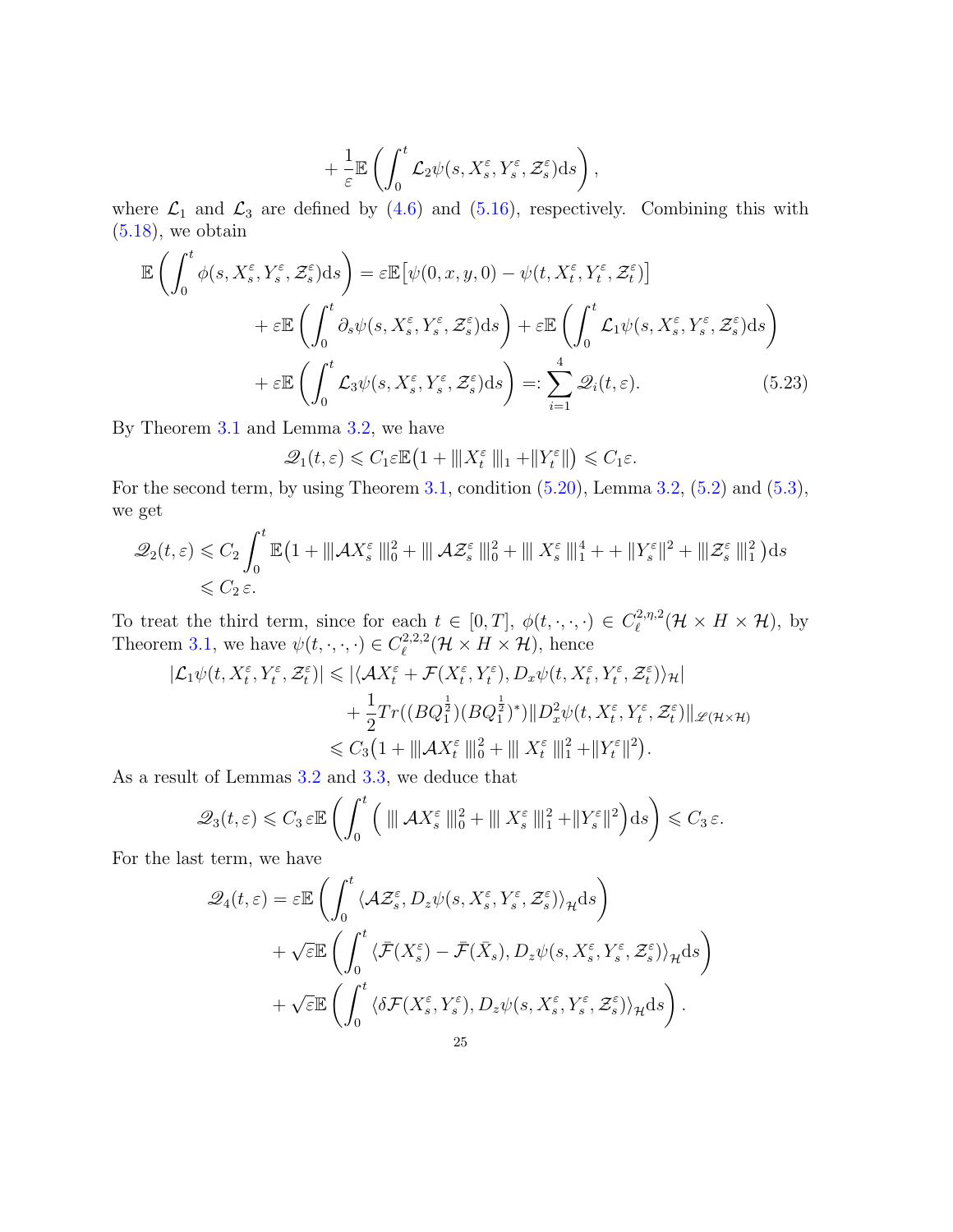$$
+\frac{1}{\varepsilon}\mathbb{E}\left(\int_0^t \mathcal{L}_2\psi(s, X_s^\varepsilon, Y_s^\varepsilon, \mathcal{Z}_s^\varepsilon)\mathrm{d}s\right),
$$

where $\mathcal{L}_1$ and $\mathcal{L}_3$ are defined by (4.6) and (5.16), respectively. Combining this with (5.18), we obtain

$$
\begin{aligned}
\mathbb{E}\left(\int_0^t \phi(s, X_s^\varepsilon, Y_s^\varepsilon, \mathcal{Z}_s^\varepsilon)\mathrm{d}s\right) &= \varepsilon\mathbb{E}\big[\psi(0,x,y,0) - \psi(t, X_t^\varepsilon, Y_t^\varepsilon, \mathcal{Z}_t^\varepsilon)\big] \\
&\quad + \varepsilon\mathbb{E}\left(\int_0^t \partial_s\psi(s, X_s^\varepsilon, Y_s^\varepsilon, \mathcal{Z}_s^\varepsilon)\mathrm{d}s\right) + \varepsilon\mathbb{E}\left(\int_0^t \mathcal{L}_1\psi(s, X_s^\varepsilon, Y_s^\varepsilon, \mathcal{Z}_s^\varepsilon)\mathrm{d}s\right) \\
&\quad + \varepsilon\mathbb{E}\left(\int_0^t \mathcal{L}_3\psi(s, X_s^\varepsilon, Y_s^\varepsilon, \mathcal{Z}_s^\varepsilon)\mathrm{d}s\right) =: \sum_{i=1}^4 \mathscr{Q}_i(t,\varepsilon). \qquad (5.23)
\end{aligned}
$$

By Theorem 3.1 and Lemma 3.2, we have

$$
\mathscr{Q}_1(t,\varepsilon) \leqslant C_1\varepsilon\mathbb{E}\big(1 + |||X_t^\varepsilon|||_1 + \|Y_t^\varepsilon\|\big) \leqslant C_1\varepsilon.
$$

For the second term, by using Theorem 3.1, condition (5.20), Lemma 3.2, (5.2) and (5.3), we get

$$
\begin{aligned}
\mathscr{Q}_2(t,\varepsilon) &\leqslant C_2\int_0^t \mathbb{E}\big(1 + |||\mathcal{A}X_s^\varepsilon|||_0^2 + |||\mathcal{A}\mathcal{Z}_s^\varepsilon|||_0^2 + |||X_s^\varepsilon|||_1^4 + + \|Y_s^\varepsilon\|^2 + |||\mathcal{Z}_s^\varepsilon|||_1^2\big)\mathrm{d}s \\
&\leqslant C_2\,\varepsilon.
\end{aligned}
$$

To treat the third term, since for each $t \in [0,T]$, $\phi(t,\cdot,\cdot,\cdot) \in C_\ell^{2,\eta,2}(\mathcal{H}\times H\times\mathcal{H})$, by Theorem 3.1, we have $\psi(t,\cdot,\cdot,\cdot) \in C_\ell^{2,2,2}(\mathcal{H}\times H\times\mathcal{H})$, hence

$$
\begin{aligned}
|\mathcal{L}_1\psi(t, X_t^\varepsilon, Y_t^\varepsilon, \mathcal{Z}_t^\varepsilon)| &\leqslant |\langle \mathcal{A}X_t^\varepsilon + \mathcal{F}(X_t^\varepsilon, Y_t^\varepsilon), D_x\psi(t, X_t^\varepsilon, Y_t^\varepsilon, \mathcal{Z}_t^\varepsilon)\rangle_{\mathcal{H}}| \\
&\quad + \frac{1}{2}Tr((BQ_1^{\frac{1}{2}})(BQ_1^{\frac{1}{2}})^*)\|D_x^2\psi(t, X_t^\varepsilon, Y_t^\varepsilon, \mathcal{Z}_t^\varepsilon)\|_{\mathscr{L}(\mathcal{H}\times\mathcal{H})} \\
&\leqslant C_3\big(1 + |||\mathcal{A}X_t^\varepsilon|||_0^2 + |||X_t^\varepsilon|||_1^2 + \|Y_t^\varepsilon\|^2\big).
\end{aligned}
$$

As a result of Lemmas 3.2 and 3.3, we deduce that

$$
\mathscr{Q}_3(t,\varepsilon) \leqslant C_3\,\varepsilon\mathbb{E}\left(\int_0^t \Big(|||\mathcal{A}X_s^\varepsilon|||_0^2 + |||X_s^\varepsilon|||_1^2 + \|Y_s^\varepsilon\|^2\Big)\mathrm{d}s\right) \leqslant C_3\,\varepsilon.
$$

For the last term, we have

$$
\begin{aligned}
\mathscr{Q}_4(t,\varepsilon) &= \varepsilon\mathbb{E}\left(\int_0^t \langle \mathcal{A}\mathcal{Z}_s^\varepsilon, D_z\psi(s, X_s^\varepsilon, Y_s^\varepsilon, \mathcal{Z}_s^\varepsilon)\rangle_{\mathcal{H}}\mathrm{d}s\right) \\
&\quad + \sqrt{\varepsilon}\mathbb{E}\left(\int_0^t \langle \bar{\mathcal{F}}(X_s^\varepsilon) - \bar{\mathcal{F}}(\bar{X}_s), D_z\psi(s, X_s^\varepsilon, Y_s^\varepsilon, \mathcal{Z}_s^\varepsilon)\rangle_{\mathcal{H}}\mathrm{d}s\right) \\
&\quad + \sqrt{\varepsilon}\mathbb{E}\left(\int_0^t \langle \delta\mathcal{F}(X_s^\varepsilon, Y_s^\varepsilon), D_z\psi(s, X_s^\varepsilon, Y_s^\varepsilon, \mathcal{Z}_s^\varepsilon)\rangle_{\mathcal{H}}\mathrm{d}s\right).
\end{aligned}
$$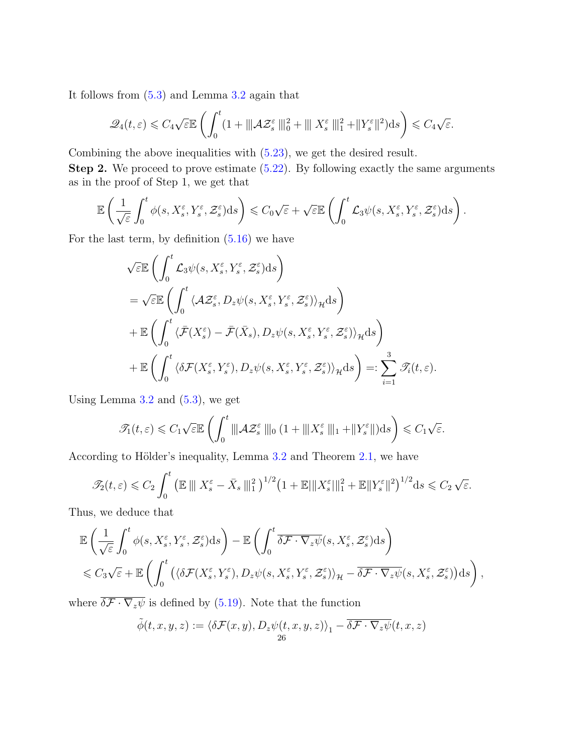It follows from (5.3) and Lemma 3.2 again that

$$\mathscr{Q}_4(t,\varepsilon) \leqslant C_4\sqrt{\varepsilon}\mathbb{E}\left(\int_0^t (1 + |||\mathcal{A}\mathcal{Z}_s^\varepsilon|||_0^2 + |||\, X_s^\varepsilon\, |||_1^2 + \|Y_s^\varepsilon\|^2)\mathrm{d}s\right) \leqslant C_4\sqrt{\varepsilon}.$$

Combining the above inequalities with (5.23), we get the desired result.

**Step 2.** We proceed to prove estimate (5.22). By following exactly the same arguments as in the proof of Step 1, we get that

$$\mathbb{E}\left(\frac{1}{\sqrt{\varepsilon}}\int_0^t \phi(s, X_s^\varepsilon, Y_s^\varepsilon, \mathcal{Z}_s^\varepsilon)\mathrm{d}s\right) \leqslant C_0\sqrt{\varepsilon} + \sqrt{\varepsilon}\mathbb{E}\left(\int_0^t \mathcal{L}_3\psi(s, X_s^\varepsilon, Y_s^\varepsilon, \mathcal{Z}_s^\varepsilon)\mathrm{d}s\right).$$

For the last term, by definition (5.16) we have

$$\begin{aligned}
&\sqrt{\varepsilon}\mathbb{E}\left(\int_0^t \mathcal{L}_3\psi(s, X_s^\varepsilon, Y_s^\varepsilon, \mathcal{Z}_s^\varepsilon)\mathrm{d}s\right)\\
&= \sqrt{\varepsilon}\mathbb{E}\left(\int_0^t \langle \mathcal{A}\mathcal{Z}_s^\varepsilon, D_z\psi(s, X_s^\varepsilon, Y_s^\varepsilon, \mathcal{Z}_s^\varepsilon)\rangle_{\mathcal{H}}\mathrm{d}s\right)\\
&+ \mathbb{E}\left(\int_0^t \langle \bar{\mathcal{F}}(X_s^\varepsilon) - \bar{\mathcal{F}}(\bar{X}_s), D_z\psi(s, X_s^\varepsilon, Y_s^\varepsilon, \mathcal{Z}_s^\varepsilon)\rangle_{\mathcal{H}}\mathrm{d}s\right)\\
&+ \mathbb{E}\left(\int_0^t \langle \delta\mathcal{F}(X_s^\varepsilon, Y_s^\varepsilon), D_z\psi(s, X_s^\varepsilon, Y_s^\varepsilon, \mathcal{Z}_s^\varepsilon)\rangle_{\mathcal{H}}\mathrm{d}s\right) =: \sum_{i=1}^3 \mathscr{T}_i(t,\varepsilon).
\end{aligned}$$

Using Lemma 3.2 and (5.3), we get

$$\mathscr{T}_1(t,\varepsilon) \leqslant C_1\sqrt{\varepsilon}\mathbb{E}\left(\int_0^t |||\mathcal{A}\mathcal{Z}_s^\varepsilon\,|||_0\,(1 + |||X_s^\varepsilon\,|||_1 + \|Y_s^\varepsilon\|)\mathrm{d}s\right) \leqslant C_1\sqrt{\varepsilon}.$$

According to Hölder's inequality, Lemma 3.2 and Theorem 2.1, we have

$$\mathscr{T}_2(t,\varepsilon) \leqslant C_2\int_0^t \left(\mathbb{E}\,|||\, X_s^\varepsilon - \bar{X}_s\,|||_1^2\,\right)^{1/2}\left(1 + \mathbb{E}|||X_s^\varepsilon|||_1^2 + \mathbb{E}\|Y_s^\varepsilon\|^2\right)^{1/2}\mathrm{d}s \leqslant C_2\,\sqrt{\varepsilon}.$$

Thus, we deduce that

$$\begin{aligned}
&\mathbb{E}\left(\frac{1}{\sqrt{\varepsilon}}\int_0^t \phi(s, X_s^\varepsilon, Y_s^\varepsilon, \mathcal{Z}_s^\varepsilon)\mathrm{d}s\right) - \mathbb{E}\left(\int_0^t \overline{\delta\mathcal{F}\cdot\nabla_z\psi}(s, X_s^\varepsilon, \mathcal{Z}_s^\varepsilon)\mathrm{d}s\right)\\
&\leqslant C_3\sqrt{\varepsilon} + \mathbb{E}\left(\int_0^t \left(\langle \delta\mathcal{F}(X_s^\varepsilon, Y_s^\varepsilon), D_z\psi(s, X_s^\varepsilon, Y_s^\varepsilon, \mathcal{Z}_s^\varepsilon)\rangle_{\mathcal{H}} - \overline{\delta\mathcal{F}\cdot\nabla_z\psi}(s, X_s^\varepsilon, \mathcal{Z}_s^\varepsilon)\right)\mathrm{d}s\right),
\end{aligned}$$

where $\overline{\delta\mathcal{F}\cdot\nabla_z\psi}$ is defined by (5.19). Note that the function

$$\tilde{\phi}(t,x,y,z) := \langle \delta\mathcal{F}(x,y), D_z\psi(t,x,y,z)\rangle_1 - \overline{\delta\mathcal{F}\cdot\nabla_z\psi}(t,x,z)$$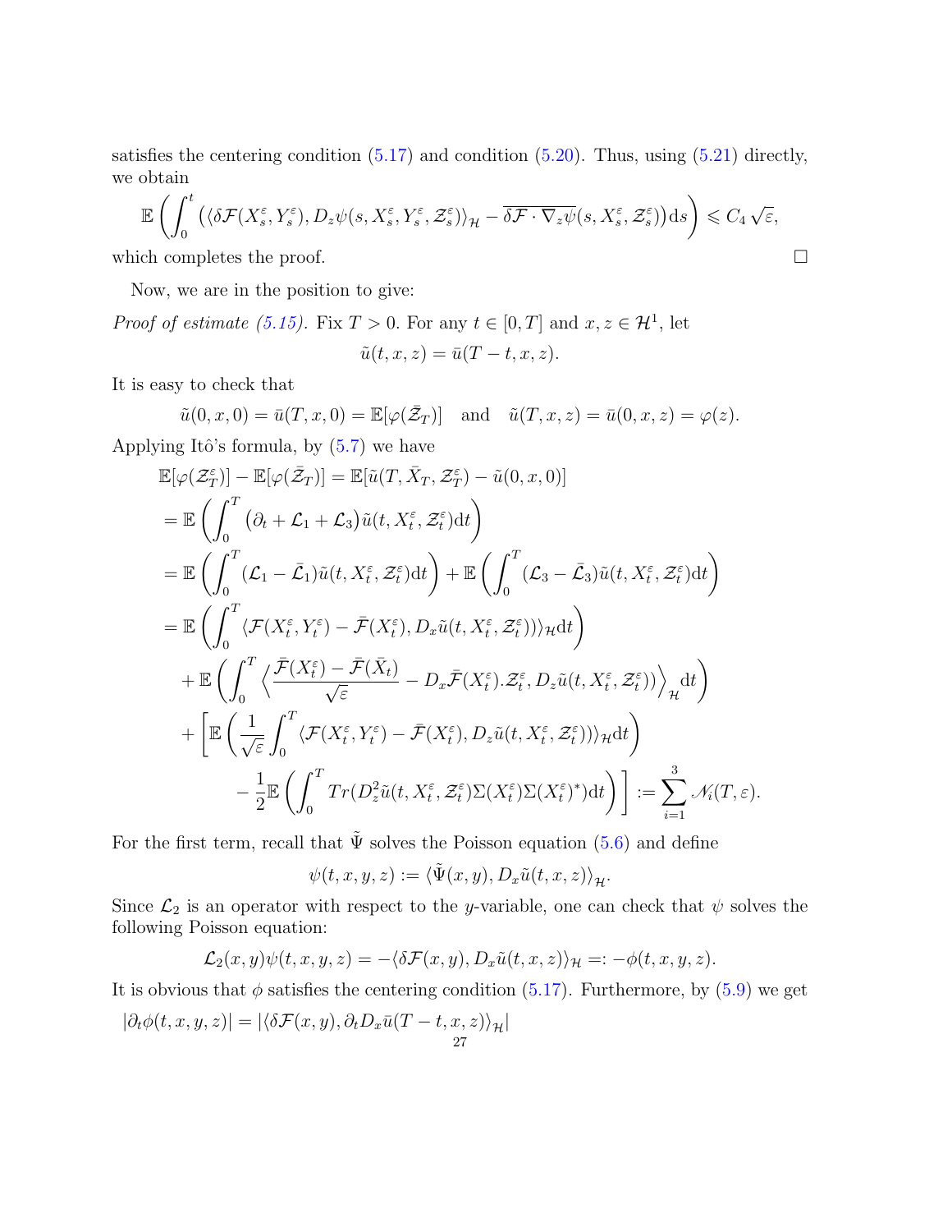satisfies the centering condition (5.17) and condition (5.20). Thus, using (5.21) directly, we obtain

$$\mathbb{E}\left(\int_0^t \left(\langle \delta\mathcal{F}(X_s^\varepsilon, Y_s^\varepsilon), D_z\psi(s, X_s^\varepsilon, Y_s^\varepsilon, \mathcal{Z}_s^\varepsilon)\rangle_{\mathcal{H}} - \overline{\delta\mathcal{F}\cdot\nabla_z\psi}(s, X_s^\varepsilon, \mathcal{Z}_s^\varepsilon)\right)\mathrm{d}s\right) \leqslant C_4\sqrt{\varepsilon},$$

which completes the proof. □

Now, we are in the position to give:

*Proof of estimate (5.15).* Fix $T > 0$. For any $t \in [0, T]$ and $x, z \in \mathcal{H}^1$, let

$$\tilde{u}(t, x, z) = \bar{u}(T - t, x, z).$$

It is easy to check that

$$\tilde{u}(0, x, 0) = \bar{u}(T, x, 0) = \mathbb{E}[\varphi(\bar{\mathcal{Z}}_T)] \quad \text{and} \quad \tilde{u}(T, x, z) = \bar{u}(0, x, z) = \varphi(z).$$

Applying Itô's formula, by (5.7) we have

$$\begin{aligned}
&\mathbb{E}[\varphi(\mathcal{Z}_T^\varepsilon)] - \mathbb{E}[\varphi(\bar{\mathcal{Z}}_T)] = \mathbb{E}[\tilde{u}(T, \bar{X}_T, \mathcal{Z}_T^\varepsilon) - \tilde{u}(0, x, 0)] \\
&= \mathbb{E}\left(\int_0^T \left(\partial_t + \mathcal{L}_1 + \mathcal{L}_3\right)\tilde{u}(t, X_t^\varepsilon, \mathcal{Z}_t^\varepsilon)\mathrm{d}t\right) \\
&= \mathbb{E}\left(\int_0^T (\mathcal{L}_1 - \bar{\mathcal{L}}_1)\tilde{u}(t, X_t^\varepsilon, \mathcal{Z}_t^\varepsilon)\mathrm{d}t\right) + \mathbb{E}\left(\int_0^T (\mathcal{L}_3 - \bar{\mathcal{L}}_3)\tilde{u}(t, X_t^\varepsilon, \mathcal{Z}_t^\varepsilon)\mathrm{d}t\right) \\
&= \mathbb{E}\left(\int_0^T \langle \mathcal{F}(X_t^\varepsilon, Y_t^\varepsilon) - \bar{\mathcal{F}}(X_t^\varepsilon), D_x\tilde{u}(t, X_t^\varepsilon, \mathcal{Z}_t^\varepsilon))\rangle_{\mathcal{H}}\mathrm{d}t\right) \\
&\quad + \mathbb{E}\left(\int_0^T \left\langle \frac{\bar{\mathcal{F}}(X_t^\varepsilon) - \bar{\mathcal{F}}(\bar{X}_t)}{\sqrt{\varepsilon}} - D_x\bar{\mathcal{F}}(X_t^\varepsilon).\mathcal{Z}_t^\varepsilon, D_z\tilde{u}(t, X_t^\varepsilon, \mathcal{Z}_t^\varepsilon))\right\rangle_{\mathcal{H}}\mathrm{d}t\right) \\
&\quad + \left[\mathbb{E}\left(\frac{1}{\sqrt{\varepsilon}}\int_0^T \langle \mathcal{F}(X_t^\varepsilon, Y_t^\varepsilon) - \bar{\mathcal{F}}(X_t^\varepsilon), D_z\tilde{u}(t, X_t^\varepsilon, \mathcal{Z}_t^\varepsilon))\rangle_{\mathcal{H}}\mathrm{d}t\right)\right. \\
&\qquad \left. - \frac{1}{2}\mathbb{E}\left(\int_0^T Tr(D_z^2\tilde{u}(t, X_t^\varepsilon, \mathcal{Z}_t^\varepsilon)\Sigma(X_t^\varepsilon)\Sigma(X_t^\varepsilon)^*)\mathrm{d}t\right)\right] := \sum_{i=1}^3 \mathscr{N}_i(T, \varepsilon).
\end{aligned}$$

For the first term, recall that $\tilde{\Psi}$ solves the Poisson equation (5.6) and define

$$\psi(t, x, y, z) := \langle \tilde{\Psi}(x, y), D_x\tilde{u}(t, x, z)\rangle_{\mathcal{H}}.$$

Since $\mathcal{L}_2$ is an operator with respect to the $y$-variable, one can check that $\psi$ solves the following Poisson equation:

$$\mathcal{L}_2(x, y)\psi(t, x, y, z) = -\langle \delta\mathcal{F}(x, y), D_x\tilde{u}(t, x, z)\rangle_{\mathcal{H}} =: -\phi(t, x, y, z).$$

It is obvious that $\phi$ satisfies the centering condition (5.17). Furthermore, by (5.9) we get

$$|\partial_t\phi(t, x, y, z)| = |\langle \delta\mathcal{F}(x, y), \partial_t D_x\bar{u}(T - t, x, z)\rangle_{\mathcal{H}}|$$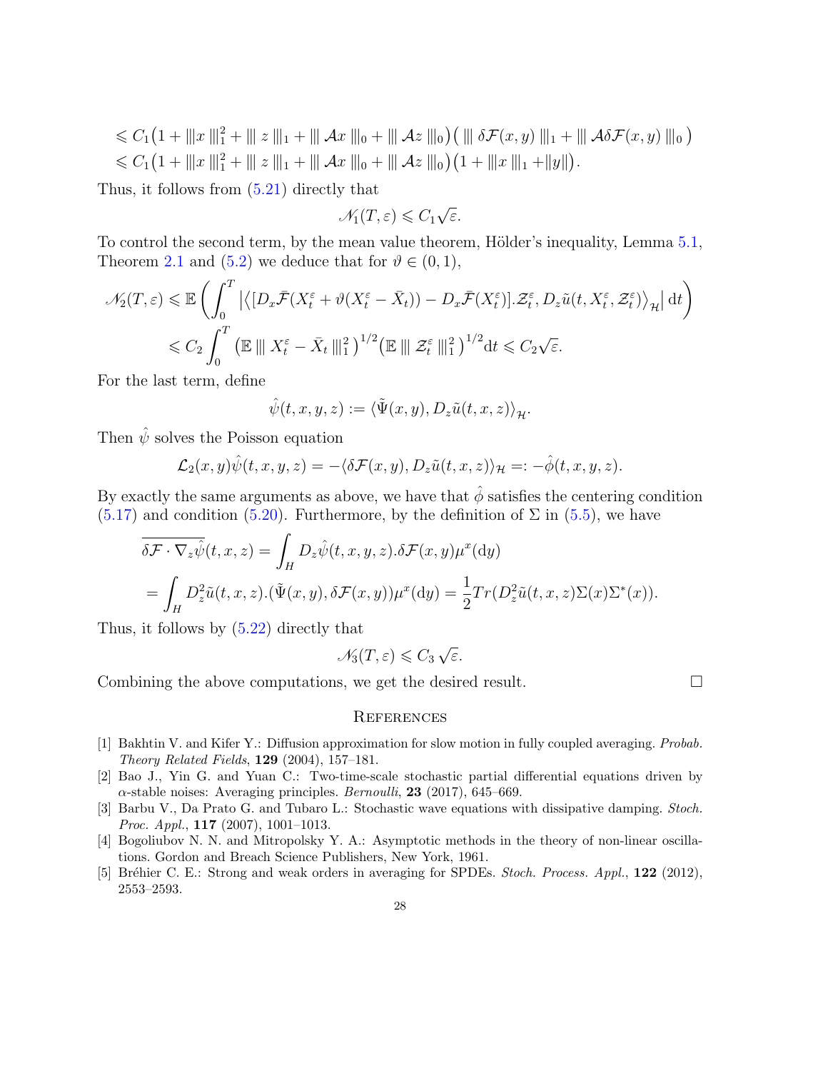$$
\begin{aligned}
&\leqslant C_1\big(1 + |||x|||_1^2 + |||\, z\, |||_1 + |||\, \mathcal{A}x\, |||_0 + |||\, \mathcal{A}z\, |||_0\big)\big(\, |||\, \delta\mathcal{F}(x,y)\, |||_1 + |||\, \mathcal{A}\delta\mathcal{F}(x,y)\, |||_0\,\big)\\
&\leqslant C_1\big(1 + |||x|||_1^2 + |||\, z\, |||_1 + |||\, \mathcal{A}x\, |||_0 + |||\, \mathcal{A}z\, |||_0\big)\big(1 + |||x\, |||_1 + \|y\|\big).
\end{aligned}
$$

Thus, it follows from (5.21) directly that

$$
\mathscr{N}_1(T,\varepsilon) \leqslant C_1\sqrt{\varepsilon}.
$$

To control the second term, by the mean value theorem, Hölder's inequality, Lemma 5.1, Theorem 2.1 and (5.2) we deduce that for $\vartheta \in (0,1)$,

$$
\begin{aligned}
\mathscr{N}_2(T,\varepsilon) &\leqslant \mathbb{E}\left(\int_0^T \left|\left\langle [D_x\bar{\mathcal{F}}(X_t^\varepsilon + \vartheta(X_t^\varepsilon - \bar{X}_t)) - D_x\bar{\mathcal{F}}(X_t^\varepsilon)].\mathcal{Z}_t^\varepsilon, D_z\tilde{u}(t,X_t^\varepsilon,\mathcal{Z}_t^\varepsilon)\right\rangle_{\mathcal{H}}\right| \mathrm{d}t\right)\\
&\leqslant C_2\int_0^T \big(\mathbb{E}\, |||\, X_t^\varepsilon - \bar{X}_t\, |||_1^2\,\big)^{1/2}\big(\mathbb{E}\, |||\, \mathcal{Z}_t^\varepsilon\, |||_1^2\,\big)^{1/2}\mathrm{d}t \leqslant C_2\sqrt{\varepsilon}.
\end{aligned}
$$

For the last term, define

$$
\hat{\psi}(t,x,y,z) := \langle \tilde{\Psi}(x,y), D_z\tilde{u}(t,x,z)\rangle_{\mathcal{H}}.
$$

Then $\hat{\psi}$ solves the Poisson equation

$$
\mathcal{L}_2(x,y)\hat{\psi}(t,x,y,z) = -\langle \delta\mathcal{F}(x,y), D_z\tilde{u}(t,x,z)\rangle_{\mathcal{H}} =: -\hat{\phi}(t,x,y,z).
$$

By exactly the same arguments as above, we have that $\hat{\phi}$ satisfies the centering condition (5.17) and condition (5.20). Furthermore, by the definition of $\Sigma$ in (5.5), we have

$$
\begin{aligned}
&\overline{\delta\mathcal{F}\cdot\nabla_z\hat{\psi}}(t,x,z) = \int_H D_z\hat{\psi}(t,x,y,z).\delta\mathcal{F}(x,y)\mu^x(\mathrm{d}y)\\
&= \int_H D_z^2\tilde{u}(t,x,z).(\tilde{\Psi}(x,y),\delta\mathcal{F}(x,y))\mu^x(\mathrm{d}y) = \frac{1}{2}Tr(D_z^2\tilde{u}(t,x,z)\Sigma(x)\Sigma^*(x)).
\end{aligned}
$$

Thus, it follows by (5.22) directly that

$$
\mathscr{N}_3(T,\varepsilon) \leqslant C_3\sqrt{\varepsilon}.
$$

Combining the above computations, we get the desired result. □

## References

[1] Bakhtin V. and Kifer Y.: Diffusion approximation for slow motion in fully coupled averaging. *Probab. Theory Related Fields*, **129** (2004), 157–181.

[2] Bao J., Yin G. and Yuan C.: Two-time-scale stochastic partial differential equations driven by $\alpha$-stable noises: Averaging principles. *Bernoulli*, **23** (2017), 645–669.

[3] Barbu V., Da Prato G. and Tubaro L.: Stochastic wave equations with dissipative damping. *Stoch. Proc. Appl.*, **117** (2007), 1001–1013.

[4] Bogoliubov N. N. and Mitropolsky Y. A.: Asymptotic methods in the theory of non-linear oscillations. Gordon and Breach Science Publishers, New York, 1961.

[5] Bréhier C. E.: Strong and weak orders in averaging for SPDEs. *Stoch. Process. Appl.*, **122** (2012), 2553–2593.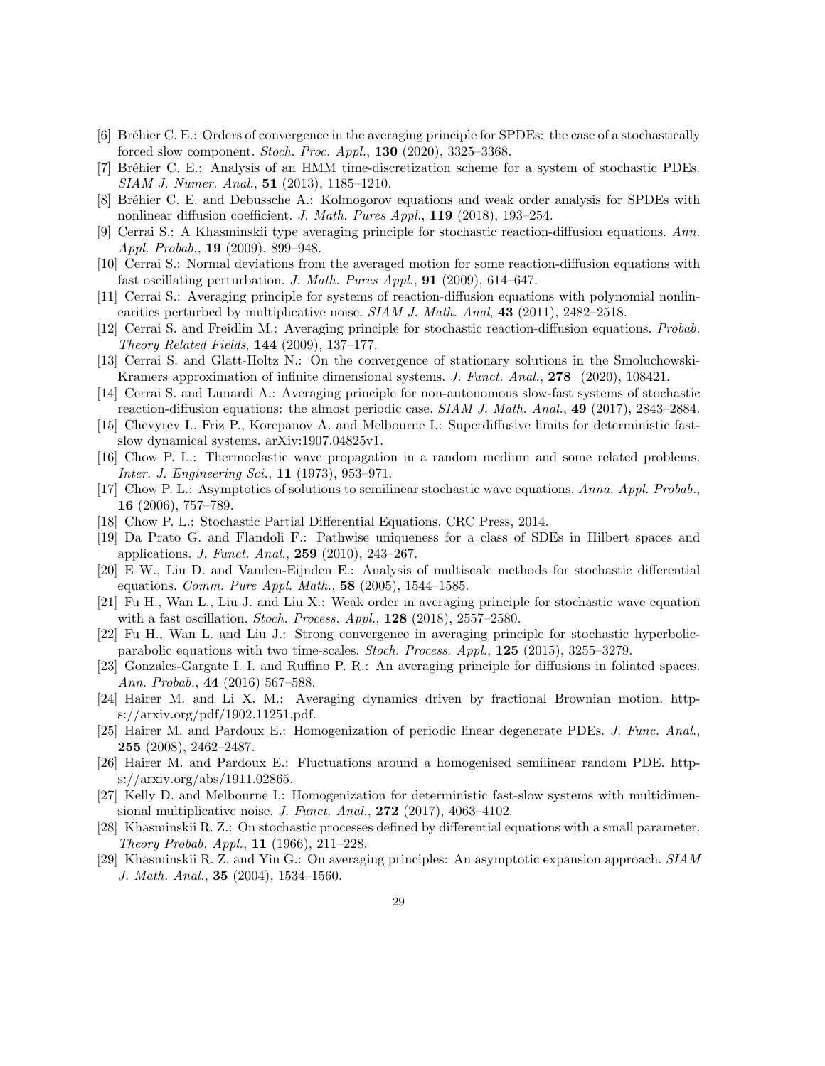[6] Bréhier C. E.: Orders of convergence in the averaging principle for SPDEs: the case of a stochastically forced slow component. *Stoch. Proc. Appl.*, **130** (2020), 3325–3368.

[7] Bréhier C. E.: Analysis of an HMM time-discretization scheme for a system of stochastic PDEs. *SIAM J. Numer. Anal.*, **51** (2013), 1185–1210.

[8] Bréhier C. E. and Debussche A.: Kolmogorov equations and weak order analysis for SPDEs with nonlinear diffusion coefficient. *J. Math. Pures Appl.*, **119** (2018), 193–254.

[9] Cerrai S.: A Khasminskii type averaging principle for stochastic reaction-diffusion equations. *Ann. Appl. Probab.*, **19** (2009), 899–948.

[10] Cerrai S.: Normal deviations from the averaged motion for some reaction-diffusion equations with fast oscillating perturbation. *J. Math. Pures Appl.*, **91** (2009), 614–647.

[11] Cerrai S.: Averaging principle for systems of reaction-diffusion equations with polynomial nonlinearities perturbed by multiplicative noise. *SIAM J. Math. Anal*, **43** (2011), 2482–2518.

[12] Cerrai S. and Freidlin M.: Averaging principle for stochastic reaction-diffusion equations. *Probab. Theory Related Fields*, **144** (2009), 137–177.

[13] Cerrai S. and Glatt-Holtz N.: On the convergence of stationary solutions in the Smoluchowski-Kramers approximation of infinite dimensional systems. *J. Funct. Anal.*, **278** (2020), 108421.

[14] Cerrai S. and Lunardi A.: Averaging principle for non-autonomous slow-fast systems of stochastic reaction-diffusion equations: the almost periodic case. *SIAM J. Math. Anal.*, **49** (2017), 2843–2884.

[15] Chevyrev I., Friz P., Korepanov A. and Melbourne I.: Superdiffusive limits for deterministic fast-slow dynamical systems. arXiv:1907.04825v1.

[16] Chow P. L.: Thermoelastic wave propagation in a random medium and some related problems. *Inter. J. Engineering Sci.*, **11** (1973), 953–971.

[17] Chow P. L.: Asymptotics of solutions to semilinear stochastic wave equations. *Anna. Appl. Probab.*, **16** (2006), 757–789.

[18] Chow P. L.: Stochastic Partial Differential Equations. CRC Press, 2014.

[19] Da Prato G. and Flandoli F.: Pathwise uniqueness for a class of SDEs in Hilbert spaces and applications. *J. Funct. Anal.*, **259** (2010), 243–267.

[20] E W., Liu D. and Vanden-Eijnden E.: Analysis of multiscale methods for stochastic differential equations. *Comm. Pure Appl. Math.*, **58** (2005), 1544–1585.

[21] Fu H., Wan L., Liu J. and Liu X.: Weak order in averaging principle for stochastic wave equation with a fast oscillation. *Stoch. Process. Appl.*, **128** (2018), 2557–2580.

[22] Fu H., Wan L. and Liu J.: Strong convergence in averaging principle for stochastic hyperbolic-parabolic equations with two time-scales. *Stoch. Process. Appl.*, **125** (2015), 3255–3279.

[23] Gonzales-Gargate I. I. and Ruffino P. R.: An averaging principle for diffusions in foliated spaces. *Ann. Probab.*, **44** (2016) 567–588.

[24] Hairer M. and Li X. M.: Averaging dynamics driven by fractional Brownian motion. https://arxiv.org/pdf/1902.11251.pdf.

[25] Hairer M. and Pardoux E.: Homogenization of periodic linear degenerate PDEs. *J. Func. Anal.*, **255** (2008), 2462–2487.

[26] Hairer M. and Pardoux E.: Fluctuations around a homogenised semilinear random PDE. https://arxiv.org/abs/1911.02865.

[27] Kelly D. and Melbourne I.: Homogenization for deterministic fast-slow systems with multidimensional multiplicative noise. *J. Funct. Anal.*, **272** (2017), 4063–4102.

[28] Khasminskii R. Z.: On stochastic processes defined by differential equations with a small parameter. *Theory Probab. Appl.*, **11** (1966), 211–228.

[29] Khasminskii R. Z. and Yin G.: On averaging principles: An asymptotic expansion approach. *SIAM J. Math. Anal.*, **35** (2004), 1534–1560.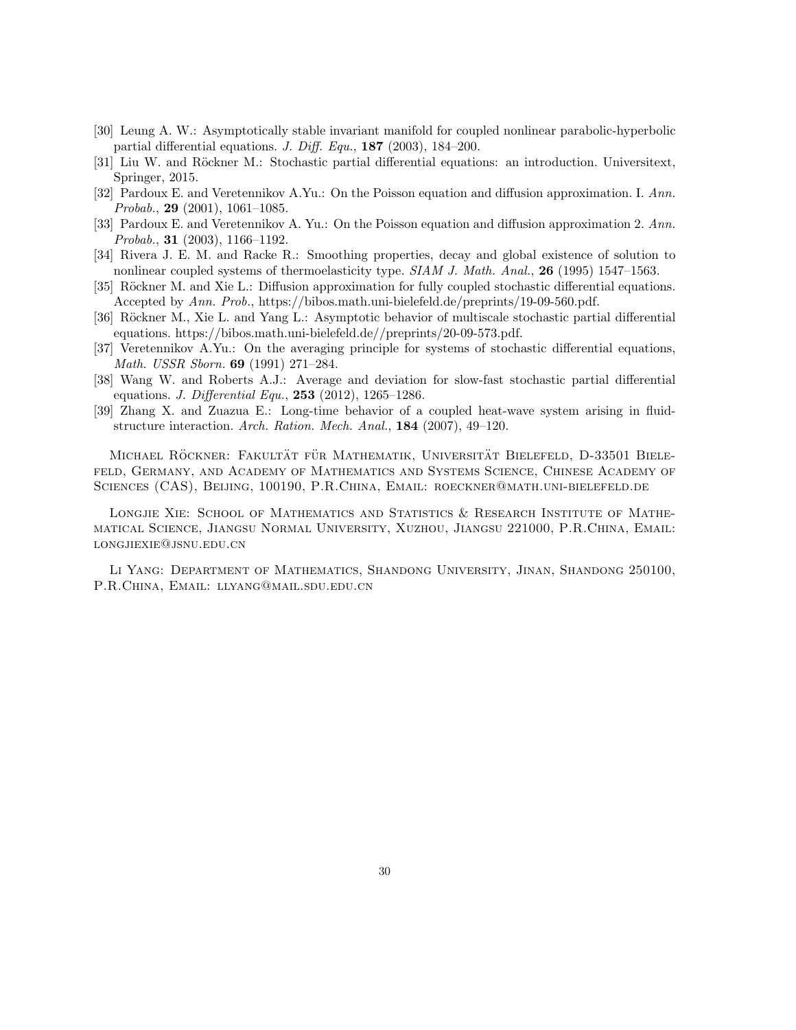[30] Leung A. W.: Asymptotically stable invariant manifold for coupled nonlinear parabolic-hyperbolic partial differential equations. *J. Diff. Equ.*, **187** (2003), 184–200.

[31] Liu W. and Röckner M.: Stochastic partial differential equations: an introduction. Universitext, Springer, 2015.

[32] Pardoux E. and Veretennikov A.Yu.: On the Poisson equation and diffusion approximation. I. *Ann. Probab.*, **29** (2001), 1061–1085.

[33] Pardoux E. and Veretennikov A. Yu.: On the Poisson equation and diffusion approximation 2. *Ann. Probab.*, **31** (2003), 1166–1192.

[34] Rivera J. E. M. and Racke R.: Smoothing properties, decay and global existence of solution to nonlinear coupled systems of thermoelasticity type. *SIAM J. Math. Anal.*, **26** (1995) 1547–1563.

[35] Röckner M. and Xie L.: Diffusion approximation for fully coupled stochastic differential equations. Accepted by *Ann. Prob.*, https://bibos.math.uni-bielefeld.de/preprints/19-09-560.pdf.

[36] Röckner M., Xie L. and Yang L.: Asymptotic behavior of multiscale stochastic partial differential equations. https://bibos.math.uni-bielefeld.de//preprints/20-09-573.pdf.

[37] Veretennikov A.Yu.: On the averaging principle for systems of stochastic differential equations, *Math. USSR Sborn.* **69** (1991) 271–284.

[38] Wang W. and Roberts A.J.: Average and deviation for slow-fast stochastic partial differential equations. *J. Differential Equ.*, **253** (2012), 1265–1286.

[39] Zhang X. and Zuazua E.: Long-time behavior of a coupled heat-wave system arising in fluid-structure interaction. *Arch. Ration. Mech. Anal.*, **184** (2007), 49–120.

Michael Röckner: Fakultät für Mathematik, Universität Bielefeld, D-33501 Bielefeld, Germany, and Academy of Mathematics and Systems Science, Chinese Academy of Sciences (CAS), Beijing, 100190, P.R.China, Email: roeckner@math.uni-bielefeld.de

Longjie Xie: School of Mathematics and Statistics & Research Institute of Mathematical Science, Jiangsu Normal University, Xuzhou, Jiangsu 221000, P.R.China, Email: longjiexie@jsnu.edu.cn

Li Yang: Department of Mathematics, Shandong University, Jinan, Shandong 250100, P.R.China, Email: llyang@mail.sdu.edu.cn